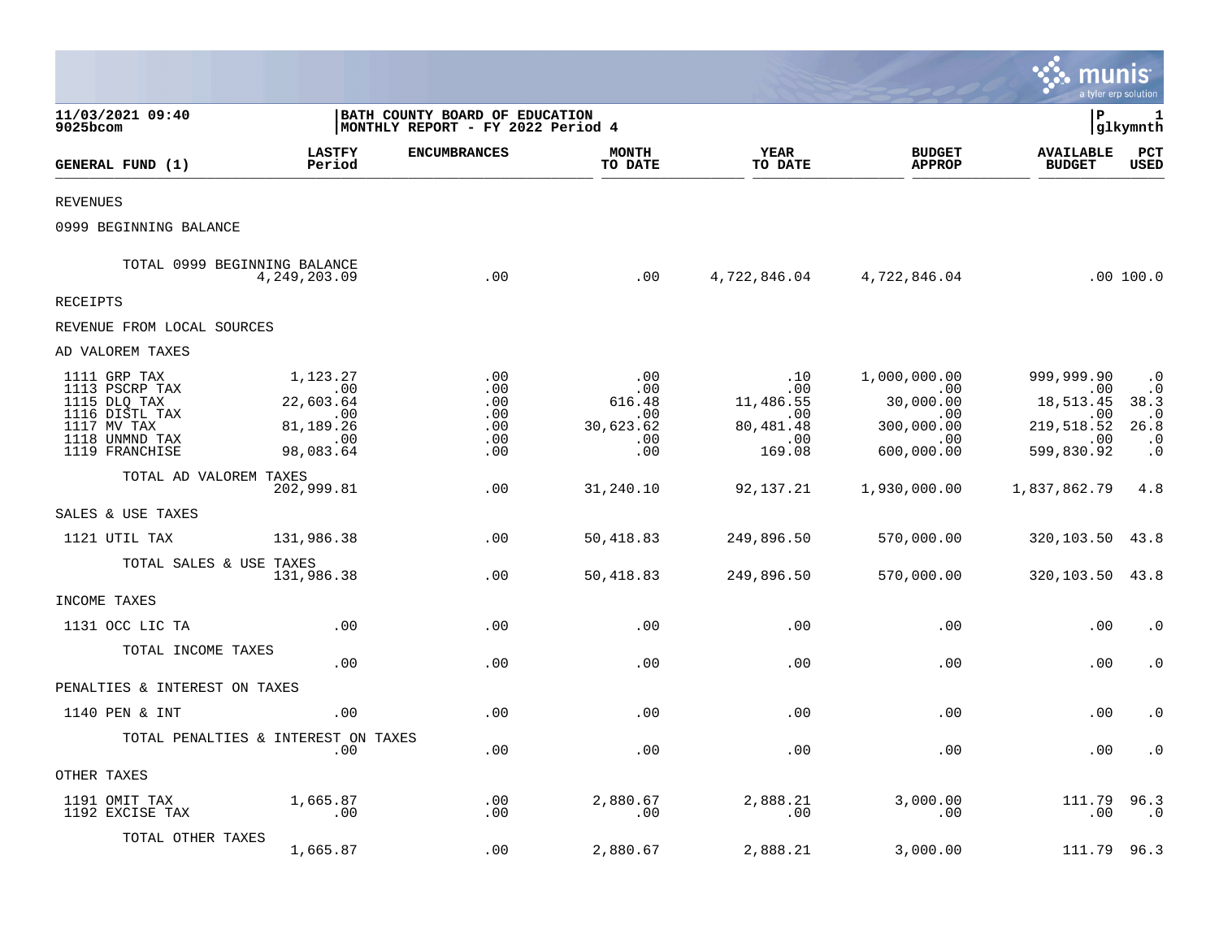11/03/2021 09:40 | BATH COUNTY BOARD OF EDUCATION | P 1
9025bcom | MONTHLY REPORT - FY 2022 Period 4 | glkymnth

| GENERAL FUND (1) | LASTFY Period | ENCUMBRANCES | MONTH TO DATE | YEAR TO DATE | BUDGET APPROP | AVAILABLE BUDGET | PCT USED |
|---|---|---|---|---|---|---|---|
| REVENUES | | | | | | | |
| 0999 BEGINNING BALANCE | | | | | | | |
| TOTAL 0999 BEGINNING BALANCE | 4,249,203.09 | .00 | .00 | 4,722,846.04 | 4,722,846.04 | .00 | 100.0 |
| RECEIPTS | | | | | | | |
| REVENUE FROM LOCAL SOURCES | | | | | | | |
| AD VALOREM TAXES | | | | | | | |
| 1111 GRP TAX | 1,123.27 | .00 | .00 | .10 | 1,000,000.00 | 999,999.90 | .0 |
| 1113 PSCRP TAX | .00 | .00 | .00 | .00 | .00 | .00 | .0 |
| 1115 DLQ TAX | 22,603.64 | .00 | 616.48 | 11,486.55 | 30,000.00 | 18,513.45 | 38.3 |
| 1116 DISTL TAX | .00 | .00 | .00 | .00 | .00 | .00 | .0 |
| 1117 MV TAX | 81,189.26 | .00 | 30,623.62 | 80,481.48 | 300,000.00 | 219,518.52 | 26.8 |
| 1118 UNMND TAX | .00 | .00 | .00 | .00 | .00 | .00 | .0 |
| 1119 FRANCHISE | 98,083.64 | .00 | .00 | 169.08 | 600,000.00 | 599,830.92 | .0 |
| TOTAL AD VALOREM TAXES | 202,999.81 | .00 | 31,240.10 | 92,137.21 | 1,930,000.00 | 1,837,862.79 | 4.8 |
| SALES & USE TAXES | | | | | | | |
| 1121 UTIL TAX | 131,986.38 | .00 | 50,418.83 | 249,896.50 | 570,000.00 | 320,103.50 | 43.8 |
| TOTAL SALES & USE TAXES | 131,986.38 | .00 | 50,418.83 | 249,896.50 | 570,000.00 | 320,103.50 | 43.8 |
| INCOME TAXES | | | | | | | |
| 1131 OCC LIC TA | .00 | .00 | .00 | .00 | .00 | .00 | .0 |
| TOTAL INCOME TAXES | .00 | .00 | .00 | .00 | .00 | .00 | .0 |
| PENALTIES & INTEREST ON TAXES | | | | | | | |
| 1140 PEN & INT | .00 | .00 | .00 | .00 | .00 | .00 | .0 |
| TOTAL PENALTIES & INTEREST ON TAXES | .00 | .00 | .00 | .00 | .00 | .00 | .0 |
| OTHER TAXES | | | | | | | |
| 1191 OMIT TAX | 1,665.87 | .00 | 2,880.67 | 2,888.21 | 3,000.00 | 111.79 | 96.3 |
| 1192 EXCISE TAX | .00 | .00 | .00 | .00 | .00 | .00 | .0 |
| TOTAL OTHER TAXES | 1,665.87 | .00 | 2,880.67 | 2,888.21 | 3,000.00 | 111.79 | 96.3 |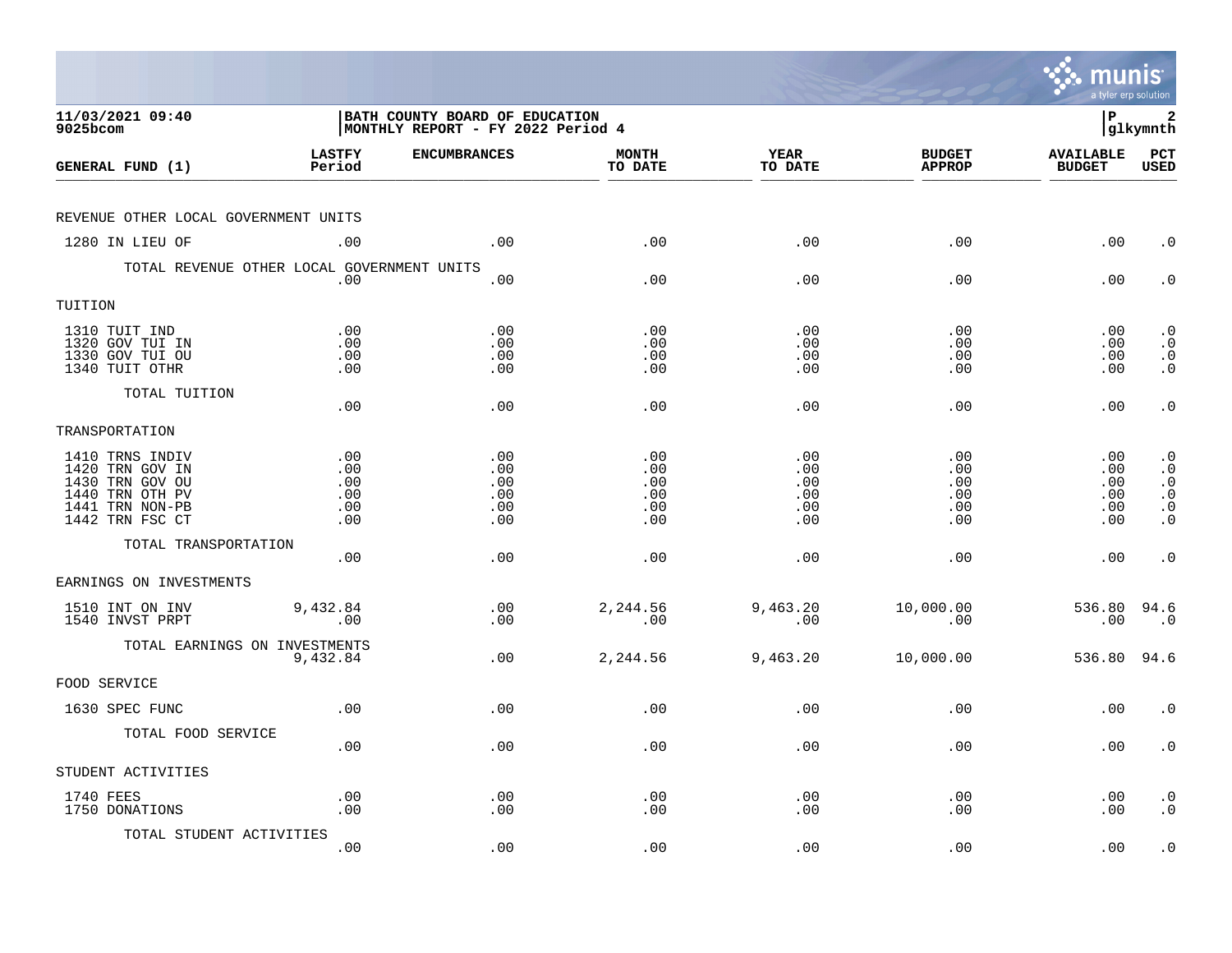**BATH COUNTY BOARD OF EDUCATION**
**MONTHLY REPORT - FY 2022 Period 4**

11/03/2021 09:40
9025bcom

| GENERAL FUND (1) | LASTFY Period | ENCUMBRANCES | MONTH TO DATE | YEAR TO DATE | BUDGET APPROP | AVAILABLE BUDGET | PCT USED |
|---|---|---|---|---|---|---|---|
| REVENUE OTHER LOCAL GOVERNMENT UNITS | | | | | | | |
| 1280 IN LIEU OF | .00 | .00 | .00 | .00 | .00 | .00 | .0 |
| TOTAL REVENUE OTHER LOCAL GOVERNMENT UNITS | .00 | .00 | .00 | .00 | .00 | .00 | .0 |
| TUITION | | | | | | | |
| 1310 TUIT IND | .00 | .00 | .00 | .00 | .00 | .00 | .0 |
| 1320 GOV TUI IN | .00 | .00 | .00 | .00 | .00 | .00 | .0 |
| 1330 GOV TUI OU | .00 | .00 | .00 | .00 | .00 | .00 | .0 |
| 1340 TUIT OTHR | .00 | .00 | .00 | .00 | .00 | .00 | .0 |
| TOTAL TUITION | .00 | .00 | .00 | .00 | .00 | .00 | .0 |
| TRANSPORTATION | | | | | | | |
| 1410 TRNS INDIV | .00 | .00 | .00 | .00 | .00 | .00 | .0 |
| 1420 TRN GOV IN | .00 | .00 | .00 | .00 | .00 | .00 | .0 |
| 1430 TRN GOV OU | .00 | .00 | .00 | .00 | .00 | .00 | .0 |
| 1440 TRN OTH PV | .00 | .00 | .00 | .00 | .00 | .00 | .0 |
| 1441 TRN NON-PB | .00 | .00 | .00 | .00 | .00 | .00 | .0 |
| 1442 TRN FSC CT | .00 | .00 | .00 | .00 | .00 | .00 | .0 |
| TOTAL TRANSPORTATION | .00 | .00 | .00 | .00 | .00 | .00 | .0 |
| EARNINGS ON INVESTMENTS | | | | | | | |
| 1510 INT ON INV | 9,432.84 | .00 | 2,244.56 | 9,463.20 | 10,000.00 | 536.80 | 94.6 |
| 1540 INVST PRPT | .00 | .00 | .00 | .00 | .00 | .00 | .0 |
| TOTAL EARNINGS ON INVESTMENTS | 9,432.84 | .00 | 2,244.56 | 9,463.20 | 10,000.00 | 536.80 | 94.6 |
| FOOD SERVICE | | | | | | | |
| 1630 SPEC FUNC | .00 | .00 | .00 | .00 | .00 | .00 | .0 |
| TOTAL FOOD SERVICE | .00 | .00 | .00 | .00 | .00 | .00 | .0 |
| STUDENT ACTIVITIES | | | | | | | |
| 1740 FEES | .00 | .00 | .00 | .00 | .00 | .00 | .0 |
| 1750 DONATIONS | .00 | .00 | .00 | .00 | .00 | .00 | .0 |
| TOTAL STUDENT ACTIVITIES | .00 | .00 | .00 | .00 | .00 | .00 | .0 |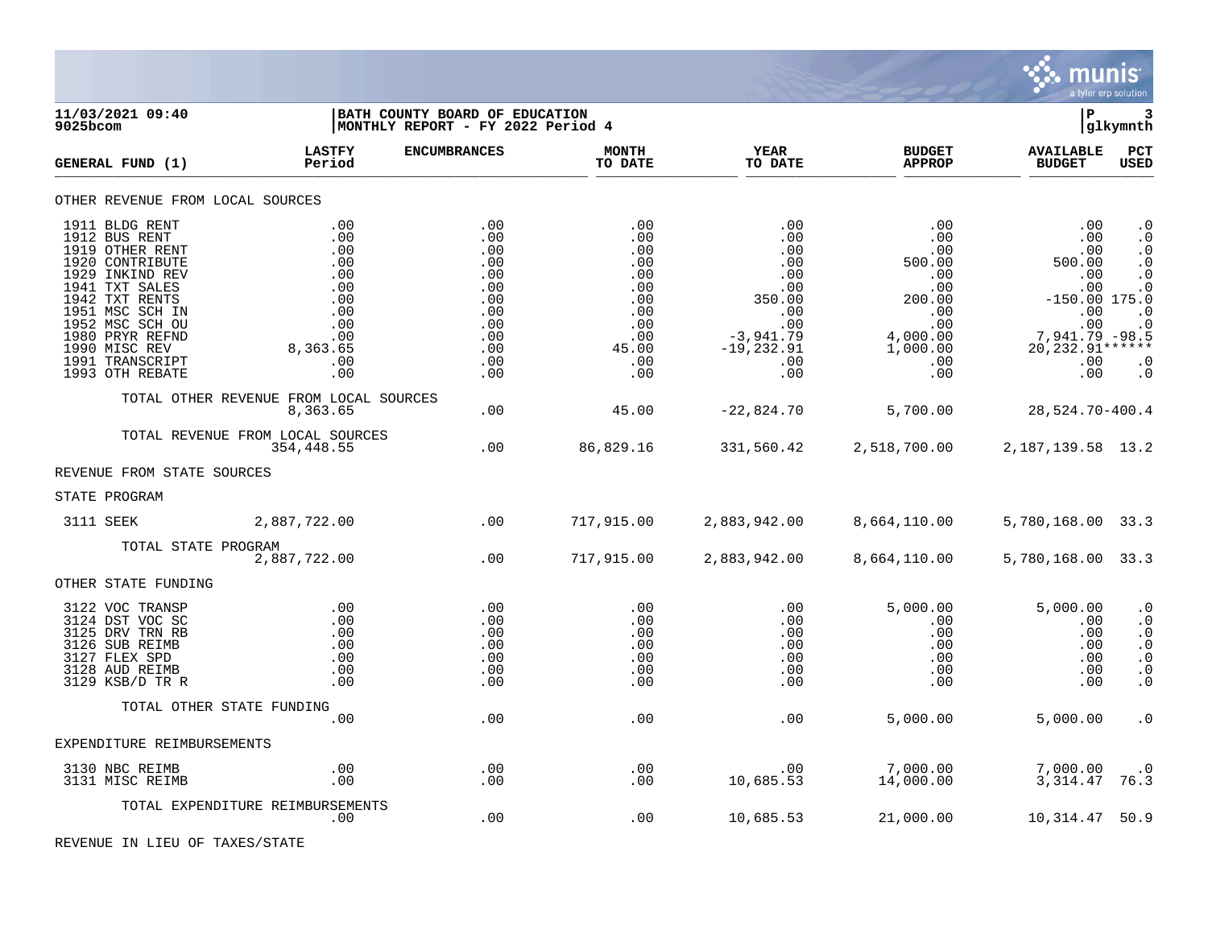**11/03/2021 09:40**
**9025bcom**

**BATH COUNTY BOARD OF EDUCATION**
**MONTHLY REPORT - FY 2022 Period 4**

| GENERAL FUND (1) | LASTFY Period | ENCUMBRANCES | MONTH TO DATE | YEAR TO DATE | BUDGET APPROP | AVAILABLE BUDGET | PCT USED |
|---|---|---|---|---|---|---|---|
| OTHER REVENUE FROM LOCAL SOURCES | | | | | | | |
| 1911 BLDG RENT | .00 | .00 | .00 | .00 | .00 | .00 | .0 |
| 1912 BUS RENT | .00 | .00 | .00 | .00 | .00 | .00 | .0 |
| 1919 OTHER RENT | .00 | .00 | .00 | .00 | .00 | .00 | .0 |
| 1920 CONTRIBUTE | .00 | .00 | .00 | .00 | 500.00 | 500.00 | .0 |
| 1929 INKIND REV | .00 | .00 | .00 | .00 | .00 | .00 | .0 |
| 1941 TXT SALES | .00 | .00 | .00 | .00 | .00 | .00 | .0 |
| 1942 TXT RENTS | .00 | .00 | .00 | 350.00 | 200.00 | -150.00 | 175.0 |
| 1951 MSC SCH IN | .00 | .00 | .00 | .00 | .00 | .00 | .0 |
| 1952 MSC SCH OU | .00 | .00 | .00 | .00 | .00 | .00 | .0 |
| 1980 PRYR REFND | .00 | .00 | .00 | -3,941.79 | 4,000.00 | 7,941.79 | -98.5 |
| 1990 MISC REV | 8,363.65 | .00 | 45.00 | -19,232.91 | 1,000.00 | 20,232.91 | ****** |
| 1991 TRANSCRIPT | .00 | .00 | .00 | .00 | .00 | .00 | .0 |
| 1993 OTH REBATE | .00 | .00 | .00 | .00 | .00 | .00 | .0 |
| TOTAL OTHER REVENUE FROM LOCAL SOURCES | 8,363.65 | .00 | 45.00 | -22,824.70 | 5,700.00 | 28,524.70 | -400.4 |
| TOTAL REVENUE FROM LOCAL SOURCES | 354,448.55 | .00 | 86,829.16 | 331,560.42 | 2,518,700.00 | 2,187,139.58 | 13.2 |
| REVENUE FROM STATE SOURCES | | | | | | | |
| STATE PROGRAM | | | | | | | |
| 3111 SEEK | 2,887,722.00 | .00 | 717,915.00 | 2,883,942.00 | 8,664,110.00 | 5,780,168.00 | 33.3 |
| TOTAL STATE PROGRAM | 2,887,722.00 | .00 | 717,915.00 | 2,883,942.00 | 8,664,110.00 | 5,780,168.00 | 33.3 |
| OTHER STATE FUNDING | | | | | | | |
| 3122 VOC TRANSP | .00 | .00 | .00 | .00 | 5,000.00 | 5,000.00 | .0 |
| 3124 DST VOC SC | .00 | .00 | .00 | .00 | .00 | .00 | .0 |
| 3125 DRV TRN RB | .00 | .00 | .00 | .00 | .00 | .00 | .0 |
| 3126 SUB REIMB | .00 | .00 | .00 | .00 | .00 | .00 | .0 |
| 3127 FLEX SPD | .00 | .00 | .00 | .00 | .00 | .00 | .0 |
| 3128 AUD REIMB | .00 | .00 | .00 | .00 | .00 | .00 | .0 |
| 3129 KSB/D TR R | .00 | .00 | .00 | .00 | .00 | .00 | .0 |
| TOTAL OTHER STATE FUNDING | .00 | .00 | .00 | .00 | 5,000.00 | 5,000.00 | .0 |
| EXPENDITURE REIMBURSEMENTS | | | | | | | |
| 3130 NBC REIMB | .00 | .00 | .00 | .00 | 7,000.00 | 7,000.00 | .0 |
| 3131 MISC REIMB | .00 | .00 | .00 | 10,685.53 | 14,000.00 | 3,314.47 | 76.3 |
| TOTAL EXPENDITURE REIMBURSEMENTS | .00 | .00 | .00 | 10,685.53 | 21,000.00 | 10,314.47 | 50.9 |
| REVENUE IN LIEU OF TAXES/STATE | | | | | | | |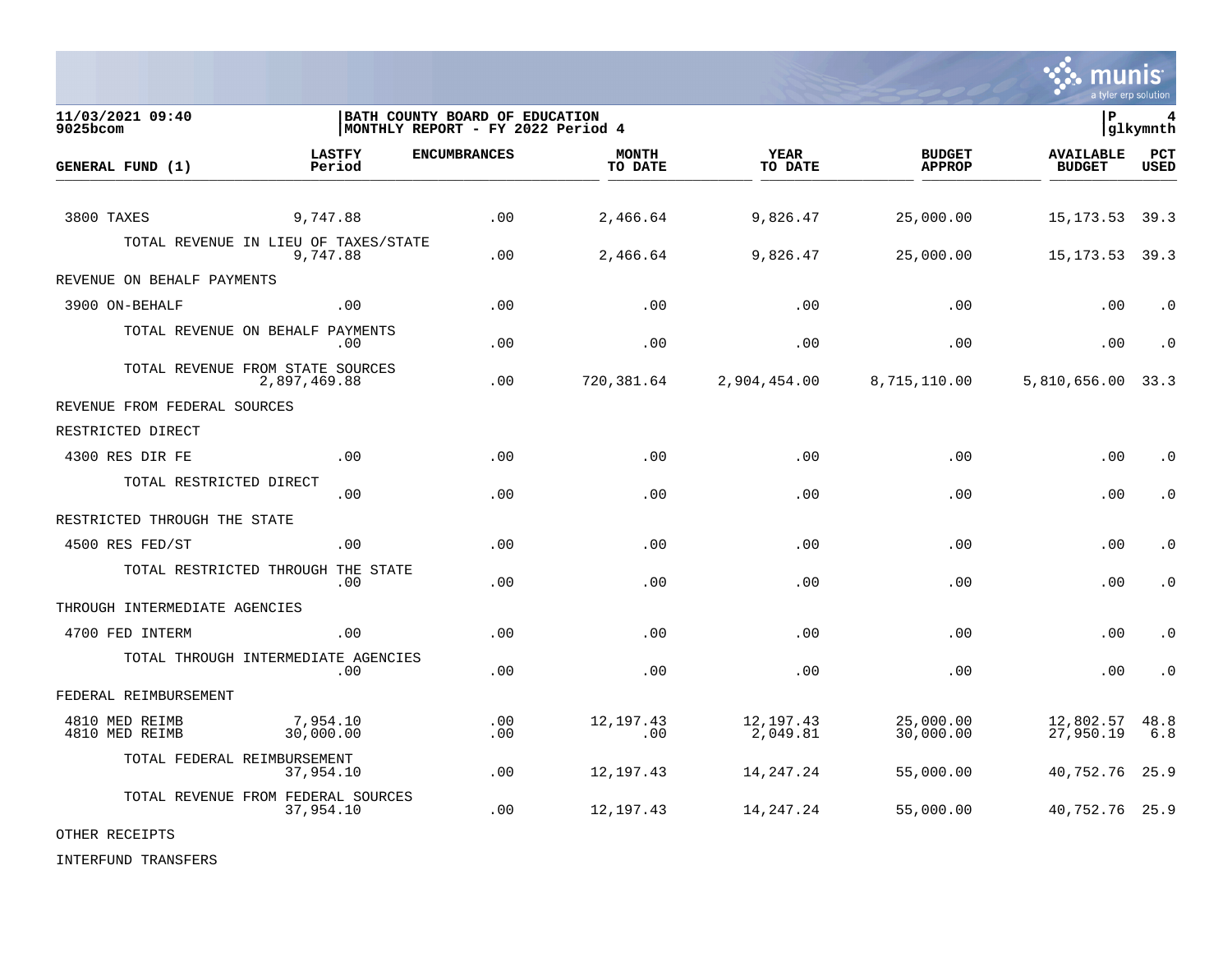**11/03/2021 09:40**
**9025bcom**

**BATH COUNTY BOARD OF EDUCATION**
**MONTHLY REPORT - FY 2022 Period 4**

| GENERAL FUND (1) | LASTFY Period | ENCUMBRANCES | MONTH TO DATE | YEAR TO DATE | BUDGET APPROP | AVAILABLE BUDGET | PCT USED |
|---|---|---|---|---|---|---|---|
| 3800 TAXES | 9,747.88 | .00 | 2,466.64 | 9,826.47 | 25,000.00 | 15,173.53 | 39.3 |
| TOTAL REVENUE IN LIEU OF TAXES/STATE | 9,747.88 | .00 | 2,466.64 | 9,826.47 | 25,000.00 | 15,173.53 | 39.3 |
| REVENUE ON BEHALF PAYMENTS | | | | | | | |
| 3900 ON-BEHALF | .00 | .00 | .00 | .00 | .00 | .00 | .0 |
| TOTAL REVENUE ON BEHALF PAYMENTS | .00 | .00 | .00 | .00 | .00 | .00 | .0 |
| TOTAL REVENUE FROM STATE SOURCES | 2,897,469.88 | .00 | 720,381.64 | 2,904,454.00 | 8,715,110.00 | 5,810,656.00 | 33.3 |
| REVENUE FROM FEDERAL SOURCES | | | | | | | |
| RESTRICTED DIRECT | | | | | | | |
| 4300 RES DIR FE | .00 | .00 | .00 | .00 | .00 | .00 | .0 |
| TOTAL RESTRICTED DIRECT | .00 | .00 | .00 | .00 | .00 | .00 | .0 |
| RESTRICTED THROUGH THE STATE | | | | | | | |
| 4500 RES FED/ST | .00 | .00 | .00 | .00 | .00 | .00 | .0 |
| TOTAL RESTRICTED THROUGH THE STATE | .00 | .00 | .00 | .00 | .00 | .00 | .0 |
| THROUGH INTERMEDIATE AGENCIES | | | | | | | |
| 4700 FED INTERM | .00 | .00 | .00 | .00 | .00 | .00 | .0 |
| TOTAL THROUGH INTERMEDIATE AGENCIES | .00 | .00 | .00 | .00 | .00 | .00 | .0 |
| FEDERAL REIMBURSEMENT | | | | | | | |
| 4810 MED REIMB | 7,954.10 | .00 | 12,197.43 | 12,197.43 | 25,000.00 | 12,802.57 | 48.8 |
| 4810 MED REIMB | 30,000.00 | .00 | .00 | 2,049.81 | 30,000.00 | 27,950.19 | 6.8 |
| TOTAL FEDERAL REIMBURSEMENT | 37,954.10 | .00 | 12,197.43 | 14,247.24 | 55,000.00 | 40,752.76 | 25.9 |
| TOTAL REVENUE FROM FEDERAL SOURCES | 37,954.10 | .00 | 12,197.43 | 14,247.24 | 55,000.00 | 40,752.76 | 25.9 |
| OTHER RECEIPTS | | | | | | | |
| INTERFUND TRANSFERS | | | | | | | |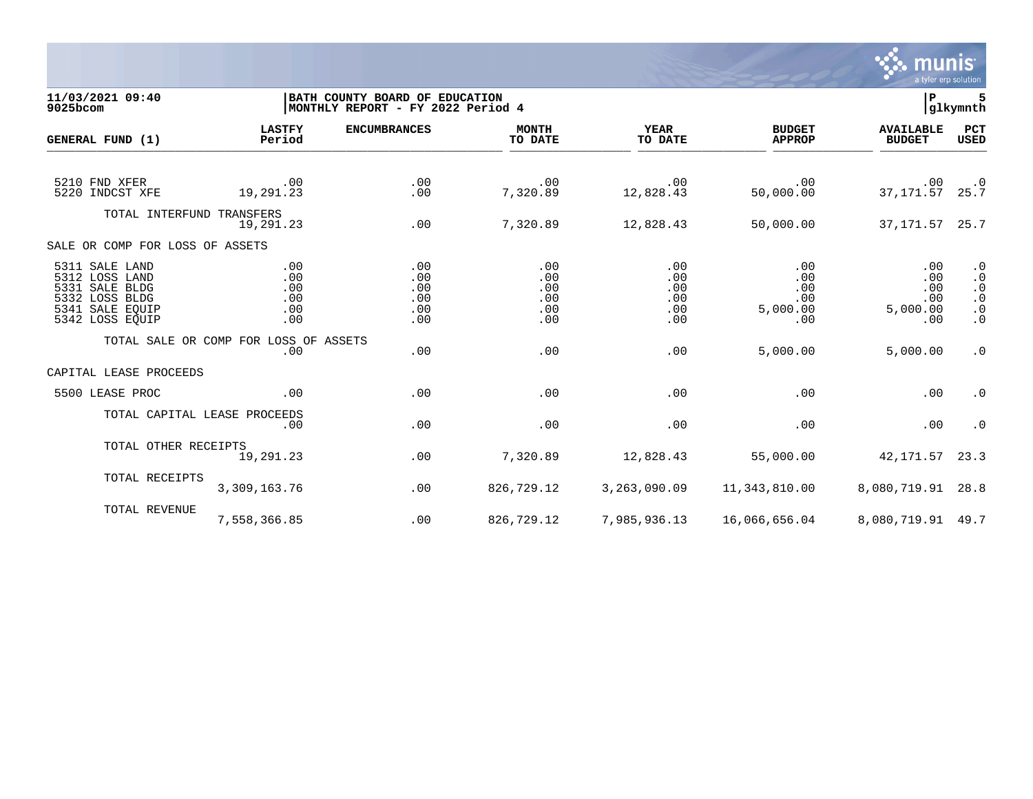| GENERAL FUND (1) | LASTFY Period | ENCUMBRANCES | MONTH TO DATE | YEAR TO DATE | BUDGET APPROP | AVAILABLE BUDGET | PCT USED |
|---|---|---|---|---|---|---|---|
| 5210 FND XFER | .00 | .00 | .00 | .00 | .00 | .00 | .0 |
| 5220 INDCST XFE | 19,291.23 | .00 | 7,320.89 | 12,828.43 | 50,000.00 | 37,171.57 | 25.7 |
| TOTAL INTERFUND TRANSFERS | 19,291.23 | .00 | 7,320.89 | 12,828.43 | 50,000.00 | 37,171.57 | 25.7 |
| SALE OR COMP FOR LOSS OF ASSETS | | | | | | | |
| 5311 SALE LAND | .00 | .00 | .00 | .00 | .00 | .00 | .0 |
| 5312 LOSS LAND | .00 | .00 | .00 | .00 | .00 | .00 | .0 |
| 5331 SALE BLDG | .00 | .00 | .00 | .00 | .00 | .00 | .0 |
| 5332 LOSS BLDG | .00 | .00 | .00 | .00 | .00 | .00 | .0 |
| 5341 SALE EQUIP | .00 | .00 | .00 | .00 | 5,000.00 | 5,000.00 | .0 |
| 5342 LOSS EQUIP | .00 | .00 | .00 | .00 | .00 | .00 | .0 |
| TOTAL SALE OR COMP FOR LOSS OF ASSETS | .00 | .00 | .00 | .00 | 5,000.00 | 5,000.00 | .0 |
| CAPITAL LEASE PROCEEDS | | | | | | | |
| 5500 LEASE PROC | .00 | .00 | .00 | .00 | .00 | .00 | .0 |
| TOTAL CAPITAL LEASE PROCEEDS | .00 | .00 | .00 | .00 | .00 | .00 | .0 |
| TOTAL OTHER RECEIPTS | 19,291.23 | .00 | 7,320.89 | 12,828.43 | 55,000.00 | 42,171.57 | 23.3 |
| TOTAL RECEIPTS | 3,309,163.76 | .00 | 826,729.12 | 3,263,090.09 | 11,343,810.00 | 8,080,719.91 | 28.8 |
| TOTAL REVENUE | 7,558,366.85 | .00 | 826,729.12 | 7,985,936.13 | 16,066,656.04 | 8,080,719.91 | 49.7 |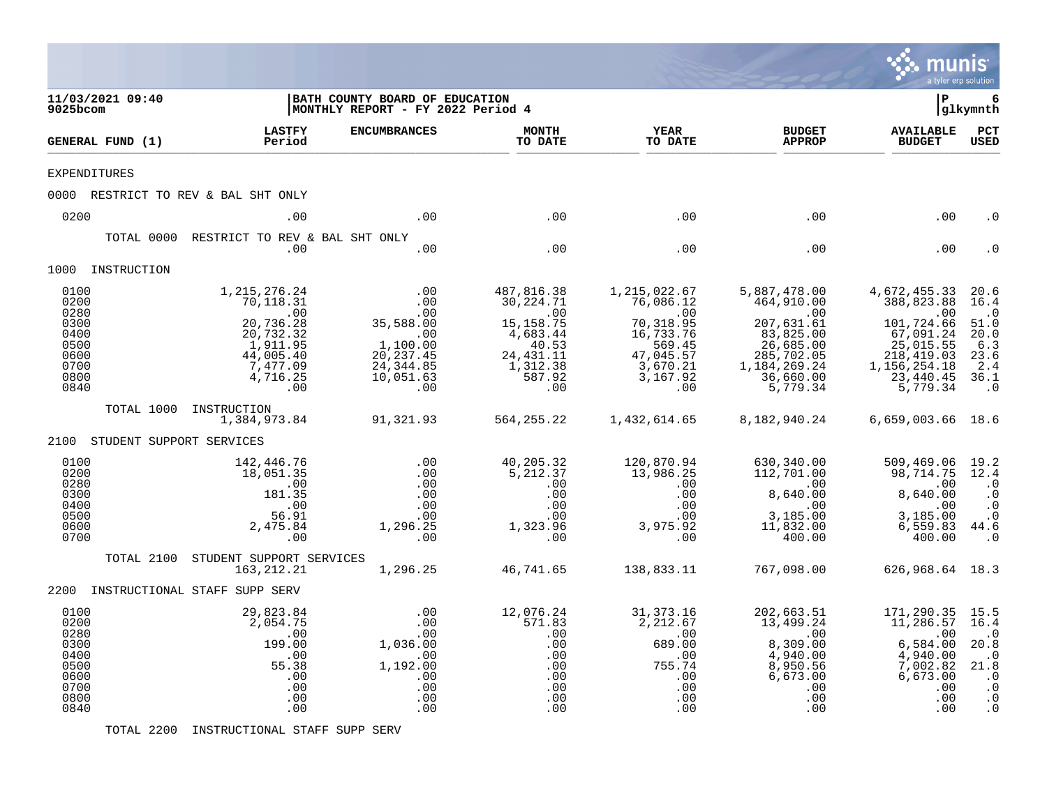11/03/2021 09:40 | BATH COUNTY BOARD OF EDUCATION | P 6
9025bcom | MONTHLY REPORT - FY 2022 Period 4 | glkymnth

| GENERAL FUND (1) | LASTFY Period | ENCUMBRANCES | MONTH TO DATE | YEAR TO DATE | BUDGET APPROP | AVAILABLE BUDGET | PCT USED |
|---|---|---|---|---|---|---|---|
| **EXPENDITURES** | | | | | | | |
| **0000 RESTRICT TO REV & BAL SHT ONLY** | | | | | | | |
| 0200 | .00 | .00 | .00 | .00 | .00 | .00 | .0 |
| TOTAL 0000 RESTRICT TO REV & BAL SHT ONLY | .00 | .00 | .00 | .00 | .00 | .00 | .0 |
| **1000 INSTRUCTION** | | | | | | | |
| 0100 | 1,215,276.24 | .00 | 487,816.38 | 1,215,022.67 | 5,887,478.00 | 4,672,455.33 | 20.6 |
| 0200 | 70,118.31 | .00 | 30,224.71 | 76,086.12 | 464,910.00 | 388,823.88 | 16.4 |
| 0280 | .00 | .00 | .00 | .00 | .00 | .00 | .0 |
| 0300 | 20,736.28 | 35,588.00 | 15,158.75 | 70,318.95 | 207,631.61 | 101,724.66 | 51.0 |
| 0400 | 20,732.32 | .00 | 4,683.44 | 16,733.76 | 83,825.00 | 67,091.24 | 20.0 |
| 0500 | 1,911.95 | 1,100.00 | 40.53 | 569.45 | 26,685.00 | 25,015.55 | 6.3 |
| 0600 | 44,005.40 | 20,237.45 | 24,431.11 | 47,045.57 | 285,702.05 | 218,419.03 | 23.6 |
| 0700 | 7,477.09 | 24,344.85 | 1,312.38 | 3,670.21 | 1,184,269.24 | 1,156,254.18 | 2.4 |
| 0800 | 4,716.25 | 10,051.63 | 587.92 | 3,167.92 | 36,660.00 | 23,440.45 | 36.1 |
| 0840 | .00 | .00 | .00 | .00 | 5,779.34 | 5,779.34 | .0 |
| TOTAL 1000 INSTRUCTION | 1,384,973.84 | 91,321.93 | 564,255.22 | 1,432,614.65 | 8,182,940.24 | 6,659,003.66 | 18.6 |
| **2100 STUDENT SUPPORT SERVICES** | | | | | | | |
| 0100 | 142,446.76 | .00 | 40,205.32 | 120,870.94 | 630,340.00 | 509,469.06 | 19.2 |
| 0200 | 18,051.35 | .00 | 5,212.37 | 13,986.25 | 112,701.00 | 98,714.75 | 12.4 |
| 0280 | .00 | .00 | .00 | .00 | .00 | .00 | .0 |
| 0300 | 181.35 | .00 | .00 | .00 | 8,640.00 | 8,640.00 | .0 |
| 0400 | .00 | .00 | .00 | .00 | .00 | .00 | .0 |
| 0500 | 56.91 | .00 | .00 | .00 | 3,185.00 | 3,185.00 | .0 |
| 0600 | 2,475.84 | 1,296.25 | 1,323.96 | 3,975.92 | 11,832.00 | 6,559.83 | 44.6 |
| 0700 | .00 | .00 | .00 | .00 | 400.00 | 400.00 | .0 |
| TOTAL 2100 STUDENT SUPPORT SERVICES | 163,212.21 | 1,296.25 | 46,741.65 | 138,833.11 | 767,098.00 | 626,968.64 | 18.3 |
| **2200 INSTRUCTIONAL STAFF SUPP SERV** | | | | | | | |
| 0100 | 29,823.84 | .00 | 12,076.24 | 31,373.16 | 202,663.51 | 171,290.35 | 15.5 |
| 0200 | 2,054.75 | .00 | 571.83 | 2,212.67 | 13,499.24 | 11,286.57 | 16.4 |
| 0280 | .00 | .00 | .00 | .00 | .00 | .00 | .0 |
| 0300 | 199.00 | 1,036.00 | .00 | 689.00 | 8,309.00 | 6,584.00 | 20.8 |
| 0400 | .00 | .00 | .00 | .00 | 4,940.00 | 4,940.00 | .0 |
| 0500 | 55.38 | 1,192.00 | .00 | 755.74 | 8,950.56 | 7,002.82 | 21.8 |
| 0600 | .00 | .00 | .00 | .00 | 6,673.00 | 6,673.00 | .0 |
| 0700 | .00 | .00 | .00 | .00 | .00 | .00 | .0 |
| 0800 | .00 | .00 | .00 | .00 | .00 | .00 | .0 |
| 0840 | .00 | .00 | .00 | .00 | .00 | .00 | .0 |
| TOTAL 2200 INSTRUCTIONAL STAFF SUPP SERV | | | | | | | |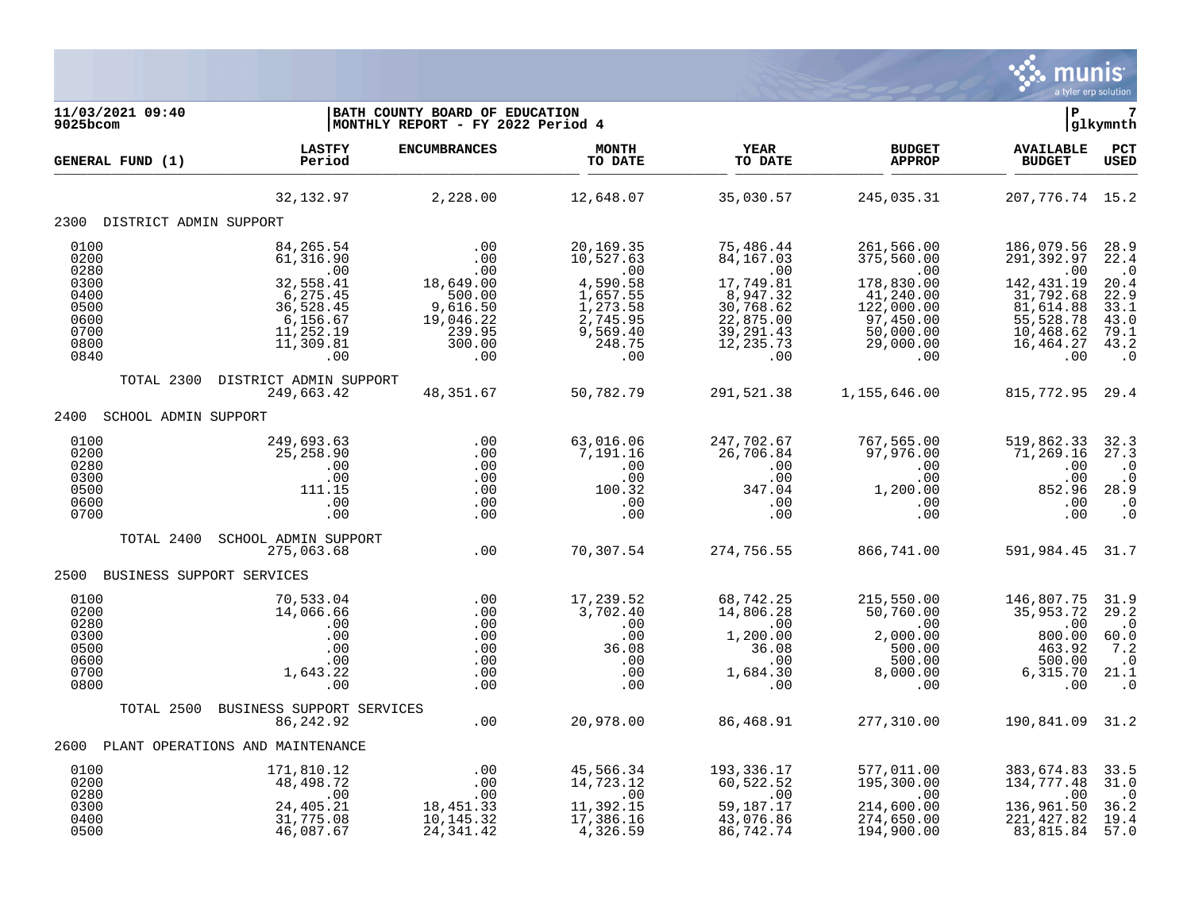**11/03/2021 09:40** | **BATH COUNTY BOARD OF EDUCATION** | **P 7**
**9025bcom** | **MONTHLY REPORT - FY 2022 Period 4** | **glkymnth**

| GENERAL FUND (1) | LASTFY Period | ENCUMBRANCES | MONTH TO DATE | YEAR TO DATE | BUDGET APPROP | AVAILABLE BUDGET | PCT USED |
|---|---|---|---|---|---|---|---|
| | 32,132.97 | 2,228.00 | 12,648.07 | 35,030.57 | 245,035.31 | 207,776.74 | 15.2 |
| **2300 DISTRICT ADMIN SUPPORT** | | | | | | | |
| 0100 | 84,265.54 | .00 | 20,169.35 | 75,486.44 | 261,566.00 | 186,079.56 | 28.9 |
| 0200 | 61,316.90 | .00 | 10,527.63 | 84,167.03 | 375,560.00 | 291,392.97 | 22.4 |
| 0280 | .00 | .00 | .00 | .00 | .00 | .00 | .0 |
| 0300 | 32,558.41 | 18,649.00 | 4,590.58 | 17,749.81 | 178,830.00 | 142,431.19 | 20.4 |
| 0400 | 6,275.45 | 500.00 | 1,657.55 | 8,947.32 | 41,240.00 | 31,792.68 | 22.9 |
| 0500 | 36,528.45 | 9,616.50 | 1,273.58 | 30,768.62 | 122,000.00 | 81,614.88 | 33.1 |
| 0600 | 6,156.67 | 19,046.22 | 2,745.95 | 22,875.00 | 97,450.00 | 55,528.78 | 43.0 |
| 0700 | 11,252.19 | 239.95 | 9,569.40 | 39,291.43 | 50,000.00 | 10,468.62 | 79.1 |
| 0800 | 11,309.81 | 300.00 | 248.75 | 12,235.73 | 29,000.00 | 16,464.27 | 43.2 |
| 0840 | .00 | .00 | .00 | .00 | .00 | .00 | .0 |
| TOTAL 2300 DISTRICT ADMIN SUPPORT | 249,663.42 | 48,351.67 | 50,782.79 | 291,521.38 | 1,155,646.00 | 815,772.95 | 29.4 |
| **2400 SCHOOL ADMIN SUPPORT** | | | | | | | |
| 0100 | 249,693.63 | .00 | 63,016.06 | 247,702.67 | 767,565.00 | 519,862.33 | 32.3 |
| 0200 | 25,258.90 | .00 | 7,191.16 | 26,706.84 | 97,976.00 | 71,269.16 | 27.3 |
| 0280 | .00 | .00 | .00 | .00 | .00 | .00 | .0 |
| 0300 | .00 | .00 | .00 | .00 | .00 | .00 | .0 |
| 0500 | 111.15 | .00 | 100.32 | 347.04 | 1,200.00 | 852.96 | 28.9 |
| 0600 | .00 | .00 | .00 | .00 | .00 | .00 | .0 |
| 0700 | .00 | .00 | .00 | .00 | .00 | .00 | .0 |
| TOTAL 2400 SCHOOL ADMIN SUPPORT | 275,063.68 | .00 | 70,307.54 | 274,756.55 | 866,741.00 | 591,984.45 | 31.7 |
| **2500 BUSINESS SUPPORT SERVICES** | | | | | | | |
| 0100 | 70,533.04 | .00 | 17,239.52 | 68,742.25 | 215,550.00 | 146,807.75 | 31.9 |
| 0200 | 14,066.66 | .00 | 3,702.40 | 14,806.28 | 50,760.00 | 35,953.72 | 29.2 |
| 0280 | .00 | .00 | .00 | .00 | .00 | .00 | .0 |
| 0300 | .00 | .00 | .00 | 1,200.00 | 2,000.00 | 800.00 | 60.0 |
| 0500 | .00 | .00 | 36.08 | 36.08 | 500.00 | 463.92 | 7.2 |
| 0600 | .00 | .00 | .00 | .00 | 500.00 | 500.00 | .0 |
| 0700 | 1,643.22 | .00 | .00 | 1,684.30 | 8,000.00 | 6,315.70 | 21.1 |
| 0800 | .00 | .00 | .00 | .00 | .00 | .00 | .0 |
| TOTAL 2500 BUSINESS SUPPORT SERVICES | 86,242.92 | .00 | 20,978.00 | 86,468.91 | 277,310.00 | 190,841.09 | 31.2 |
| **2600 PLANT OPERATIONS AND MAINTENANCE** | | | | | | | |
| 0100 | 171,810.12 | .00 | 45,566.34 | 193,336.17 | 577,011.00 | 383,674.83 | 33.5 |
| 0200 | 48,498.72 | .00 | 14,723.12 | 60,522.52 | 195,300.00 | 134,777.48 | 31.0 |
| 0280 | .00 | .00 | .00 | .00 | .00 | .00 | .0 |
| 0300 | 24,405.21 | 18,451.33 | 11,392.15 | 59,187.17 | 214,600.00 | 136,961.50 | 36.2 |
| 0400 | 31,775.08 | 10,145.32 | 17,386.16 | 43,076.86 | 274,650.00 | 221,427.82 | 19.4 |
| 0500 | 46,087.67 | 24,341.42 | 4,326.59 | 86,742.74 | 194,900.00 | 83,815.84 | 57.0 |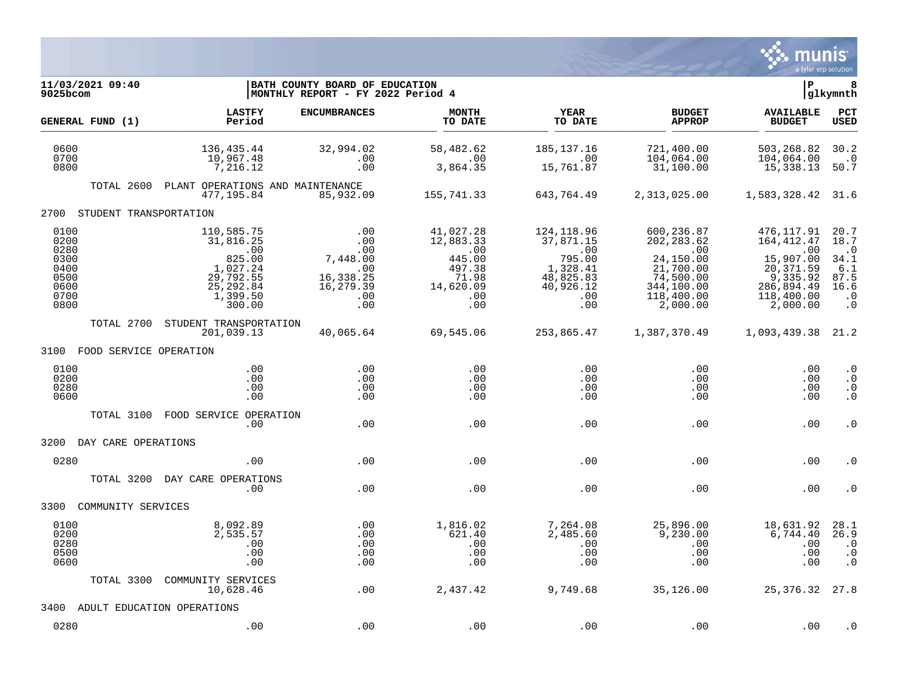**11/03/2021 09:40** | **BATH COUNTY BOARD OF EDUCATION** | **P 8**
**9025bcom** | **MONTHLY REPORT - FY 2022 Period 4** | **glkymnth**

| GENERAL FUND (1) | LASTFY Period | ENCUMBRANCES | MONTH TO DATE | YEAR TO DATE | BUDGET APPROP | AVAILABLE BUDGET | PCT USED |
|---|---|---|---|---|---|---|---|
| 0600 | 136,435.44 | 32,994.02 | 58,482.62 | 185,137.16 | 721,400.00 | 503,268.82 | 30.2 |
| 0700 | 10,967.48 | .00 | .00 | .00 | 104,064.00 | 104,064.00 | .0 |
| 0800 | 7,216.12 | .00 | 3,864.35 | 15,761.87 | 31,100.00 | 15,338.13 | 50.7 |
| TOTAL 2600 PLANT OPERATIONS AND MAINTENANCE | 477,195.84 | 85,932.09 | 155,741.33 | 643,764.49 | 2,313,025.00 | 1,583,328.42 | 31.6 |
| **2700 STUDENT TRANSPORTATION** | | | | | | | |
| 0100 | 110,585.75 | .00 | 41,027.28 | 124,118.96 | 600,236.87 | 476,117.91 | 20.7 |
| 0200 | 31,816.25 | .00 | 12,883.33 | 37,871.15 | 202,283.62 | 164,412.47 | 18.7 |
| 0280 | .00 | .00 | .00 | .00 | .00 | .00 | .0 |
| 0300 | 825.00 | 7,448.00 | 445.00 | 795.00 | 24,150.00 | 15,907.00 | 34.1 |
| 0400 | 1,027.24 | .00 | 497.38 | 1,328.41 | 21,700.00 | 20,371.59 | 6.1 |
| 0500 | 29,792.55 | 16,338.25 | 71.98 | 48,825.83 | 74,500.00 | 9,335.92 | 87.5 |
| 0600 | 25,292.84 | 16,279.39 | 14,620.09 | 40,926.12 | 344,100.00 | 286,894.49 | 16.6 |
| 0700 | 1,399.50 | .00 | .00 | .00 | 118,400.00 | 118,400.00 | .0 |
| 0800 | 300.00 | .00 | .00 | .00 | 2,000.00 | 2,000.00 | .0 |
| TOTAL 2700 STUDENT TRANSPORTATION | 201,039.13 | 40,065.64 | 69,545.06 | 253,865.47 | 1,387,370.49 | 1,093,439.38 | 21.2 |
| **3100 FOOD SERVICE OPERATION** | | | | | | | |
| 0100 | .00 | .00 | .00 | .00 | .00 | .00 | .0 |
| 0200 | .00 | .00 | .00 | .00 | .00 | .00 | .0 |
| 0280 | .00 | .00 | .00 | .00 | .00 | .00 | .0 |
| 0600 | .00 | .00 | .00 | .00 | .00 | .00 | .0 |
| TOTAL 3100 FOOD SERVICE OPERATION | .00 | .00 | .00 | .00 | .00 | .00 | .0 |
| **3200 DAY CARE OPERATIONS** | | | | | | | |
| 0280 | .00 | .00 | .00 | .00 | .00 | .00 | .0 |
| TOTAL 3200 DAY CARE OPERATIONS | .00 | .00 | .00 | .00 | .00 | .00 | .0 |
| **3300 COMMUNITY SERVICES** | | | | | | | |
| 0100 | 8,092.89 | .00 | 1,816.02 | 7,264.08 | 25,896.00 | 18,631.92 | 28.1 |
| 0200 | 2,535.57 | .00 | 621.40 | 2,485.60 | 9,230.00 | 6,744.40 | 26.9 |
| 0280 | .00 | .00 | .00 | .00 | .00 | .00 | .0 |
| 0500 | .00 | .00 | .00 | .00 | .00 | .00 | .0 |
| 0600 | .00 | .00 | .00 | .00 | .00 | .00 | .0 |
| TOTAL 3300 COMMUNITY SERVICES | 10,628.46 | .00 | 2,437.42 | 9,749.68 | 35,126.00 | 25,376.32 | 27.8 |
| **3400 ADULT EDUCATION OPERATIONS** | | | | | | | |
| 0280 | .00 | .00 | .00 | .00 | .00 | .00 | .0 |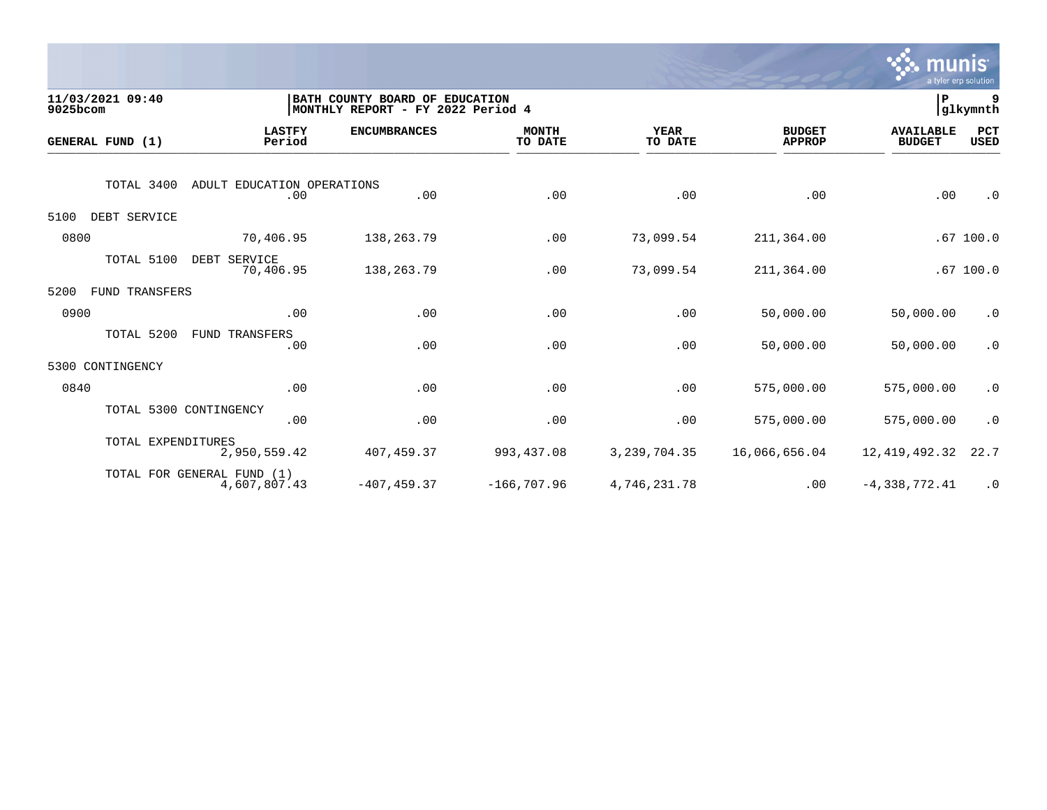11/03/2021 09:40 | BATH COUNTY BOARD OF EDUCATION | P 9
9025bcom | MONTHLY REPORT - FY 2022 Period 4 | glkymnth

| GENERAL FUND (1) | LASTFY Period | ENCUMBRANCES | MONTH TO DATE | YEAR TO DATE | BUDGET APPROP | AVAILABLE BUDGET | PCT USED |
|---|---|---|---|---|---|---|---|
| TOTAL 3400 ADULT EDUCATION OPERATIONS | .00 | .00 | .00 | .00 | .00 | .00 | .0 |
| 5100 DEBT SERVICE | | | | | | | |
| 0800 | 70,406.95 | 138,263.79 | .00 | 73,099.54 | 211,364.00 | .67 | 100.0 |
| TOTAL 5100 DEBT SERVICE | 70,406.95 | 138,263.79 | .00 | 73,099.54 | 211,364.00 | .67 | 100.0 |
| 5200 FUND TRANSFERS | | | | | | | |
| 0900 | .00 | .00 | .00 | .00 | 50,000.00 | 50,000.00 | .0 |
| TOTAL 5200 FUND TRANSFERS | .00 | .00 | .00 | .00 | 50,000.00 | 50,000.00 | .0 |
| 5300 CONTINGENCY | | | | | | | |
| 0840 | .00 | .00 | .00 | .00 | 575,000.00 | 575,000.00 | .0 |
| TOTAL 5300 CONTINGENCY | .00 | .00 | .00 | .00 | 575,000.00 | 575,000.00 | .0 |
| TOTAL EXPENDITURES | 2,950,559.42 | 407,459.37 | 993,437.08 | 3,239,704.35 | 16,066,656.04 | 12,419,492.32 | 22.7 |
| TOTAL FOR GENERAL FUND (1) | 4,607,807.43 | -407,459.37 | -166,707.96 | 4,746,231.78 | .00 | -4,338,772.41 | .0 |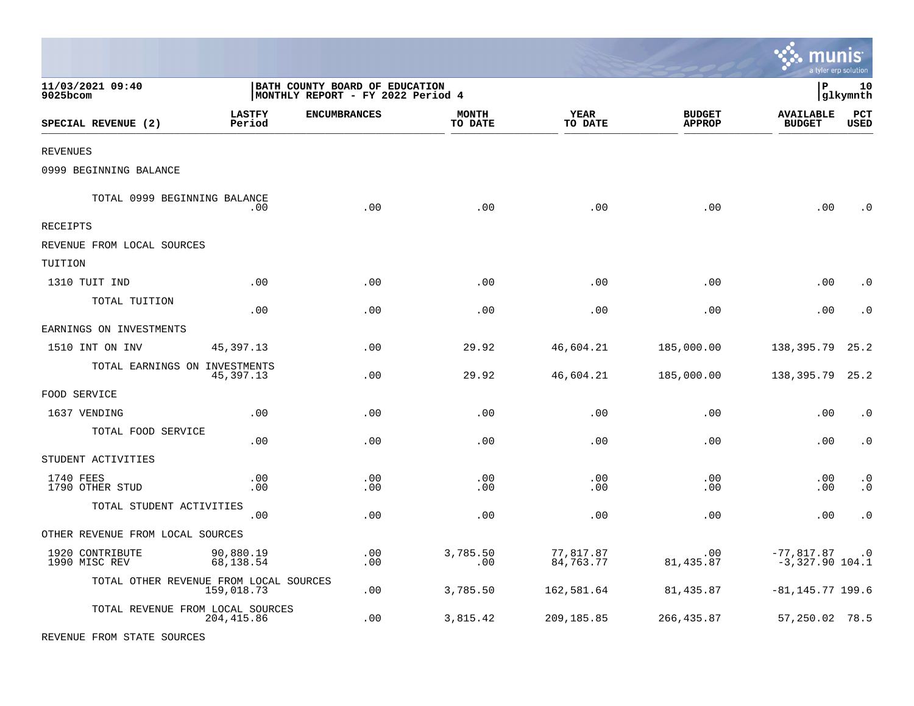11/03/2021 09:40 | BATH COUNTY BOARD OF EDUCATION | P 10
9025bcom | MONTHLY REPORT - FY 2022 Period 4 | glkymnth

| SPECIAL REVENUE (2) | LASTFY Period | ENCUMBRANCES | MONTH TO DATE | YEAR TO DATE | BUDGET APPROP | AVAILABLE BUDGET | PCT USED |
|---|---|---|---|---|---|---|---|
| REVENUES | | | | | | | |
| 0999 BEGINNING BALANCE | | | | | | | |
| TOTAL 0999 BEGINNING BALANCE | .00 | .00 | .00 | .00 | .00 | .00 | .0 |
| RECEIPTS | | | | | | | |
| REVENUE FROM LOCAL SOURCES | | | | | | | |
| TUITION | | | | | | | |
| 1310 TUIT IND | .00 | .00 | .00 | .00 | .00 | .00 | .0 |
| TOTAL TUITION | .00 | .00 | .00 | .00 | .00 | .00 | .0 |
| EARNINGS ON INVESTMENTS | | | | | | | |
| 1510 INT ON INV | 45,397.13 | .00 | 29.92 | 46,604.21 | 185,000.00 | 138,395.79 | 25.2 |
| TOTAL EARNINGS ON INVESTMENTS | 45,397.13 | .00 | 29.92 | 46,604.21 | 185,000.00 | 138,395.79 | 25.2 |
| FOOD SERVICE | | | | | | | |
| 1637 VENDING | .00 | .00 | .00 | .00 | .00 | .00 | .0 |
| TOTAL FOOD SERVICE | .00 | .00 | .00 | .00 | .00 | .00 | .0 |
| STUDENT ACTIVITIES | | | | | | | |
| 1740 FEES | .00 | .00 | .00 | .00 | .00 | .00 | .0 |
| 1790 OTHER STUD | .00 | .00 | .00 | .00 | .00 | .00 | .0 |
| TOTAL STUDENT ACTIVITIES | .00 | .00 | .00 | .00 | .00 | .00 | .0 |
| OTHER REVENUE FROM LOCAL SOURCES | | | | | | | |
| 1920 CONTRIBUTE | 90,880.19 | .00 | 3,785.50 | 77,817.87 | .00 | -77,817.87 | .0 |
| 1990 MISC REV | 68,138.54 | .00 | .00 | 84,763.77 | 81,435.87 | -3,327.90 | 104.1 |
| TOTAL OTHER REVENUE FROM LOCAL SOURCES | 159,018.73 | .00 | 3,785.50 | 162,581.64 | 81,435.87 | -81,145.77 | 199.6 |
| TOTAL REVENUE FROM LOCAL SOURCES | 204,415.86 | .00 | 3,815.42 | 209,185.85 | 266,435.87 | 57,250.02 | 78.5 |
| REVENUE FROM STATE SOURCES | | | | | | | |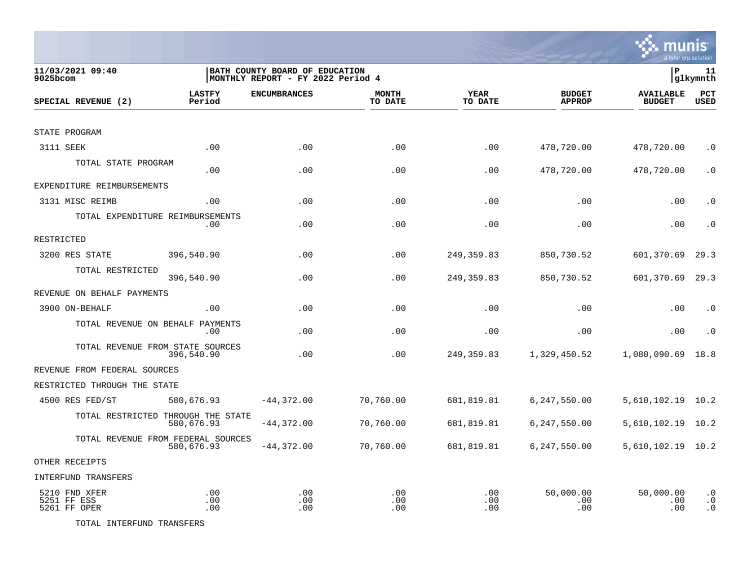11/03/2021 09:40
9025bcom

BATH COUNTY BOARD OF EDUCATION
MONTHLY REPORT - FY 2022 Period 4

P 11
glkymnth

| SPECIAL REVENUE (2) | LASTFY Period | ENCUMBRANCES | MONTH TO DATE | YEAR TO DATE | BUDGET APPROP | AVAILABLE BUDGET | PCT USED |
|---|---|---|---|---|---|---|---|
| STATE PROGRAM | | | | | | | |
| 3111 SEEK | .00 | .00 | .00 | .00 | 478,720.00 | 478,720.00 | .0 |
| TOTAL STATE PROGRAM | .00 | .00 | .00 | .00 | 478,720.00 | 478,720.00 | .0 |
| EXPENDITURE REIMBURSEMENTS | | | | | | | |
| 3131 MISC REIMB | .00 | .00 | .00 | .00 | .00 | .00 | .0 |
| TOTAL EXPENDITURE REIMBURSEMENTS | .00 | .00 | .00 | .00 | .00 | .00 | .0 |
| RESTRICTED | | | | | | | |
| 3200 RES STATE | 396,540.90 | .00 | .00 | 249,359.83 | 850,730.52 | 601,370.69 | 29.3 |
| TOTAL RESTRICTED | 396,540.90 | .00 | .00 | 249,359.83 | 850,730.52 | 601,370.69 | 29.3 |
| REVENUE ON BEHALF PAYMENTS | | | | | | | |
| 3900 ON-BEHALF | .00 | .00 | .00 | .00 | .00 | .00 | .0 |
| TOTAL REVENUE ON BEHALF PAYMENTS | .00 | .00 | .00 | .00 | .00 | .00 | .0 |
| TOTAL REVENUE FROM STATE SOURCES | 396,540.90 | .00 | .00 | 249,359.83 | 1,329,450.52 | 1,080,090.69 | 18.8 |
| REVENUE FROM FEDERAL SOURCES | | | | | | | |
| RESTRICTED THROUGH THE STATE | | | | | | | |
| 4500 RES FED/ST | 580,676.93 | -44,372.00 | 70,760.00 | 681,819.81 | 6,247,550.00 | 5,610,102.19 | 10.2 |
| TOTAL RESTRICTED THROUGH THE STATE | 580,676.93 | -44,372.00 | 70,760.00 | 681,819.81 | 6,247,550.00 | 5,610,102.19 | 10.2 |
| TOTAL REVENUE FROM FEDERAL SOURCES | 580,676.93 | -44,372.00 | 70,760.00 | 681,819.81 | 6,247,550.00 | 5,610,102.19 | 10.2 |
| OTHER RECEIPTS | | | | | | | |
| INTERFUND TRANSFERS | | | | | | | |
| 5210 FND XFER | .00 | .00 | .00 | .00 | 50,000.00 | 50,000.00 | .0 |
| 5251 FF ESS | .00 | .00 | .00 | .00 | .00 | .00 | .0 |
| 5261 FF OPER | .00 | .00 | .00 | .00 | .00 | .00 | .0 |
| TOTAL INTERFUND TRANSFERS | | | | | | | |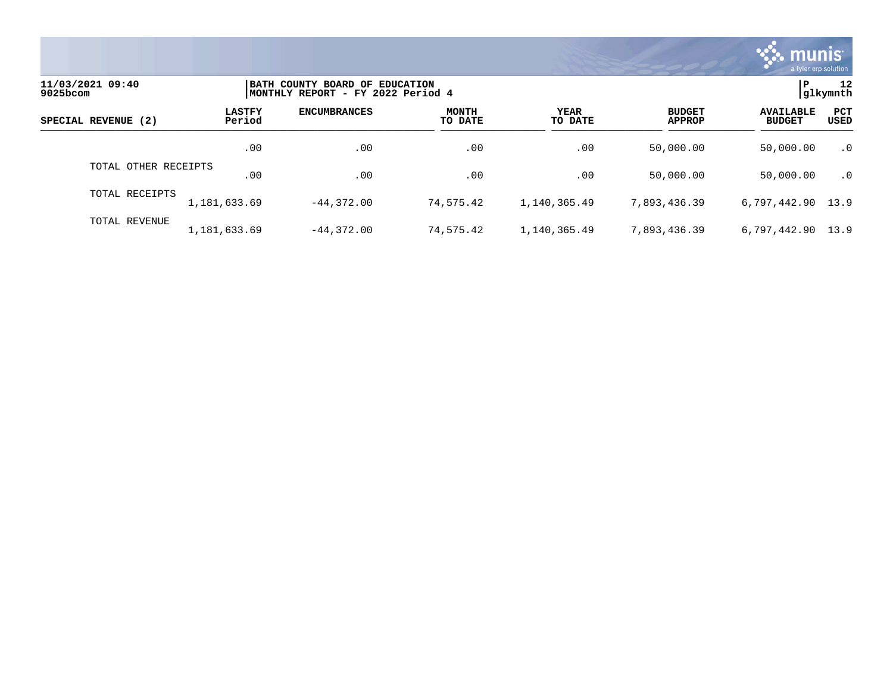**BATH COUNTY BOARD OF EDUCATION**
**MONTHLY REPORT - FY 2022 Period 4**

11/03/2021 09:40
9025bcom

| SPECIAL REVENUE (2) | LASTFY Period | ENCUMBRANCES | MONTH TO DATE | YEAR TO DATE | BUDGET APPROP | AVAILABLE BUDGET | PCT USED |
|---|---|---|---|---|---|---|---|
| | .00 | .00 | .00 | .00 | 50,000.00 | 50,000.00 | .0 |
| TOTAL OTHER RECEIPTS | .00 | .00 | .00 | .00 | 50,000.00 | 50,000.00 | .0 |
| TOTAL RECEIPTS | 1,181,633.69 | -44,372.00 | 74,575.42 | 1,140,365.49 | 7,893,436.39 | 6,797,442.90 | 13.9 |
| TOTAL REVENUE | 1,181,633.69 | -44,372.00 | 74,575.42 | 1,140,365.49 | 7,893,436.39 | 6,797,442.90 | 13.9 |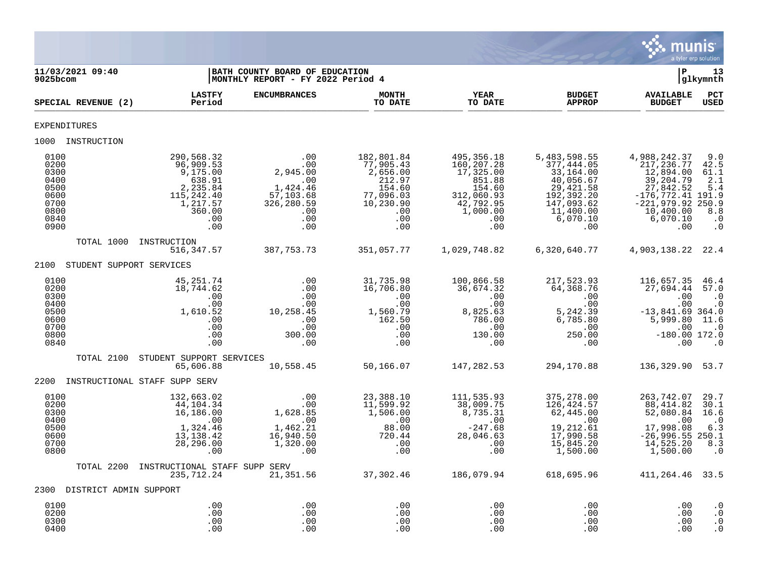11/03/2021 09:40
9025bcom

**BATH COUNTY BOARD OF EDUCATION**
**MONTHLY REPORT - FY 2022 Period 4**

P 13
glkymnth

| SPECIAL REVENUE (2) | LASTFY Period | ENCUMBRANCES | MONTH TO DATE | YEAR TO DATE | BUDGET APPROP | AVAILABLE BUDGET | PCT USED |
|---|---|---|---|---|---|---|---|
| EXPENDITURES | | | | | | | |
| 1000 INSTRUCTION | | | | | | | |
| 0100 | 290,568.32 | .00 | 182,801.84 | 495,356.18 | 5,483,598.55 | 4,988,242.37 | 9.0 |
| 0200 | 96,909.53 | .00 | 77,905.43 | 160,207.28 | 377,444.05 | 217,236.77 | 42.5 |
| 0300 | 9,175.00 | 2,945.00 | 2,656.00 | 17,325.00 | 33,164.00 | 12,894.00 | 61.1 |
| 0400 | 638.91 | .00 | 212.97 | 851.88 | 40,056.67 | 39,204.79 | 2.1 |
| 0500 | 2,235.84 | 1,424.46 | 154.60 | 154.60 | 29,421.58 | 27,842.52 | 5.4 |
| 0600 | 115,242.40 | 57,103.68 | 77,096.03 | 312,060.93 | 192,392.20 | -176,772.41 | 191.9 |
| 0700 | 1,217.57 | 326,280.59 | 10,230.90 | 42,792.95 | 147,093.62 | -221,979.92 | 250.9 |
| 0800 | 360.00 | .00 | .00 | 1,000.00 | 11,400.00 | 10,400.00 | 8.8 |
| 0840 | .00 | .00 | .00 | .00 | 6,070.10 | 6,070.10 | .0 |
| 0900 | .00 | .00 | .00 | .00 | .00 | .00 | .0 |
| TOTAL 1000 INSTRUCTION | 516,347.57 | 387,753.73 | 351,057.77 | 1,029,748.82 | 6,320,640.77 | 4,903,138.22 | 22.4 |
| 2100 STUDENT SUPPORT SERVICES | | | | | | | |
| 0100 | 45,251.74 | .00 | 31,735.98 | 100,866.58 | 217,523.93 | 116,657.35 | 46.4 |
| 0200 | 18,744.62 | .00 | 16,706.80 | 36,674.32 | 64,368.76 | 27,694.44 | 57.0 |
| 0300 | .00 | .00 | .00 | .00 | .00 | .00 | .0 |
| 0400 | .00 | .00 | .00 | .00 | .00 | .00 | .0 |
| 0500 | 1,610.52 | 10,258.45 | 1,560.79 | 8,825.63 | 5,242.39 | -13,841.69 | 364.0 |
| 0600 | .00 | .00 | 162.50 | 786.00 | 6,785.80 | 5,999.80 | 11.6 |
| 0700 | .00 | .00 | .00 | .00 | .00 | .00 | .0 |
| 0800 | .00 | 300.00 | .00 | 130.00 | 250.00 | -180.00 | 172.0 |
| 0840 | .00 | .00 | .00 | .00 | .00 | .00 | .0 |
| TOTAL 2100 STUDENT SUPPORT SERVICES | 65,606.88 | 10,558.45 | 50,166.07 | 147,282.53 | 294,170.88 | 136,329.90 | 53.7 |
| 2200 INSTRUCTIONAL STAFF SUPP SERV | | | | | | | |
| 0100 | 132,663.02 | .00 | 23,388.10 | 111,535.93 | 375,278.00 | 263,742.07 | 29.7 |
| 0200 | 44,104.34 | .00 | 11,599.92 | 38,009.75 | 126,424.57 | 88,414.82 | 30.1 |
| 0300 | 16,186.00 | 1,628.85 | 1,506.00 | 8,735.31 | 62,445.00 | 52,080.84 | 16.6 |
| 0400 | .00 | .00 | .00 | .00 | .00 | .00 | .0 |
| 0500 | 1,324.46 | 1,462.21 | 88.00 | -247.68 | 19,212.61 | 17,998.08 | 6.3 |
| 0600 | 13,138.42 | 16,940.50 | 720.44 | 28,046.63 | 17,990.58 | -26,996.55 | 250.1 |
| 0700 | 28,296.00 | 1,320.00 | .00 | .00 | 15,845.20 | 14,525.20 | 8.3 |
| 0800 | .00 | .00 | .00 | .00 | 1,500.00 | 1,500.00 | .0 |
| TOTAL 2200 INSTRUCTIONAL STAFF SUPP SERV | 235,712.24 | 21,351.56 | 37,302.46 | 186,079.94 | 618,695.96 | 411,264.46 | 33.5 |
| 2300 DISTRICT ADMIN SUPPORT | | | | | | | |
| 0100 | .00 | .00 | .00 | .00 | .00 | .00 | .0 |
| 0200 | .00 | .00 | .00 | .00 | .00 | .00 | .0 |
| 0300 | .00 | .00 | .00 | .00 | .00 | .00 | .0 |
| 0400 | .00 | .00 | .00 | .00 | .00 | .00 | .0 |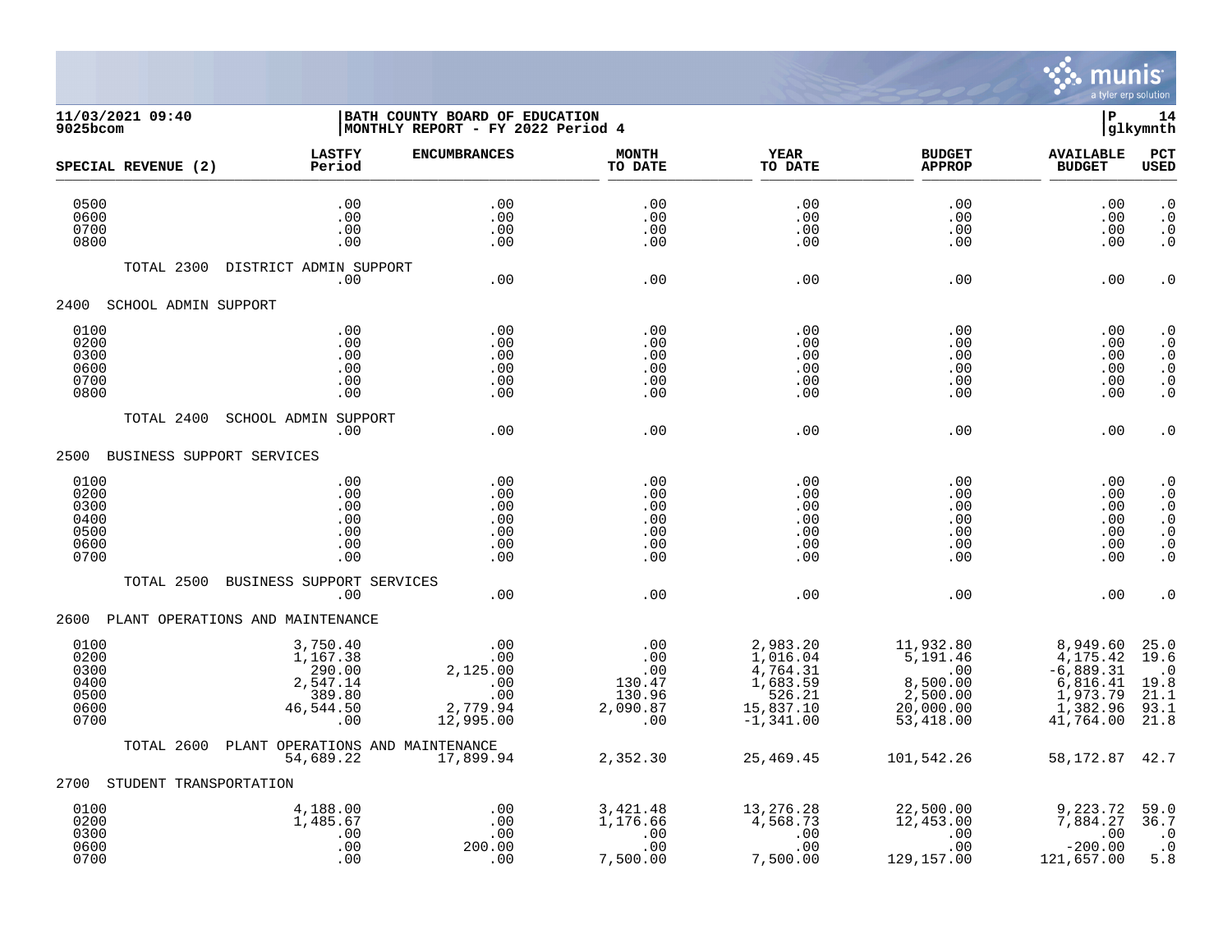| SPECIAL REVENUE (2) | LASTFY Period | ENCUMBRANCES | MONTH TO DATE | YEAR TO DATE | BUDGET APPROP | AVAILABLE BUDGET | PCT USED |
|---|---|---|---|---|---|---|---|
| 0500 | .00 | .00 | .00 | .00 | .00 | .00 | .0 |
| 0600 | .00 | .00 | .00 | .00 | .00 | .00 | .0 |
| 0700 | .00 | .00 | .00 | .00 | .00 | .00 | .0 |
| 0800 | .00 | .00 | .00 | .00 | .00 | .00 | .0 |
| TOTAL 2300 DISTRICT ADMIN SUPPORT | .00 | .00 | .00 | .00 | .00 | .00 | .0 |
| 2400 SCHOOL ADMIN SUPPORT | | | | | | | |
| 0100 | .00 | .00 | .00 | .00 | .00 | .00 | .0 |
| 0200 | .00 | .00 | .00 | .00 | .00 | .00 | .0 |
| 0300 | .00 | .00 | .00 | .00 | .00 | .00 | .0 |
| 0600 | .00 | .00 | .00 | .00 | .00 | .00 | .0 |
| 0700 | .00 | .00 | .00 | .00 | .00 | .00 | .0 |
| 0800 | .00 | .00 | .00 | .00 | .00 | .00 | .0 |
| TOTAL 2400 SCHOOL ADMIN SUPPORT | .00 | .00 | .00 | .00 | .00 | .00 | .0 |
| 2500 BUSINESS SUPPORT SERVICES | | | | | | | |
| 0100 | .00 | .00 | .00 | .00 | .00 | .00 | .0 |
| 0200 | .00 | .00 | .00 | .00 | .00 | .00 | .0 |
| 0300 | .00 | .00 | .00 | .00 | .00 | .00 | .0 |
| 0400 | .00 | .00 | .00 | .00 | .00 | .00 | .0 |
| 0500 | .00 | .00 | .00 | .00 | .00 | .00 | .0 |
| 0600 | .00 | .00 | .00 | .00 | .00 | .00 | .0 |
| 0700 | .00 | .00 | .00 | .00 | .00 | .00 | .0 |
| TOTAL 2500 BUSINESS SUPPORT SERVICES | .00 | .00 | .00 | .00 | .00 | .00 | .0 |
| 2600 PLANT OPERATIONS AND MAINTENANCE | | | | | | | |
| 0100 | 3,750.40 | .00 | .00 | 2,983.20 | 11,932.80 | 8,949.60 | 25.0 |
| 0200 | 1,167.38 | .00 | .00 | 1,016.04 | 5,191.46 | 4,175.42 | 19.6 |
| 0300 | 290.00 | 2,125.00 | .00 | 4,764.31 | .00 | -6,889.31 | .0 |
| 0400 | 2,547.14 | .00 | 130.47 | 1,683.59 | 8,500.00 | 6,816.41 | 19.8 |
| 0500 | 389.80 | .00 | 130.96 | 526.21 | 2,500.00 | 1,973.79 | 21.1 |
| 0600 | 46,544.50 | 2,779.94 | 2,090.87 | 15,837.10 | 20,000.00 | 1,382.96 | 93.1 |
| 0700 | .00 | 12,995.00 | .00 | -1,341.00 | 53,418.00 | 41,764.00 | 21.8 |
| TOTAL 2600 PLANT OPERATIONS AND MAINTENANCE | 54,689.22 | 17,899.94 | 2,352.30 | 25,469.45 | 101,542.26 | 58,172.87 | 42.7 |
| 2700 STUDENT TRANSPORTATION | | | | | | | |
| 0100 | 4,188.00 | .00 | 3,421.48 | 13,276.28 | 22,500.00 | 9,223.72 | 59.0 |
| 0200 | 1,485.67 | .00 | 1,176.66 | 4,568.73 | 12,453.00 | 7,884.27 | 36.7 |
| 0300 | .00 | .00 | .00 | .00 | .00 | .00 | .0 |
| 0600 | .00 | 200.00 | .00 | .00 | .00 | -200.00 | .0 |
| 0700 | .00 | .00 | 7,500.00 | 7,500.00 | 129,157.00 | 121,657.00 | 5.8 |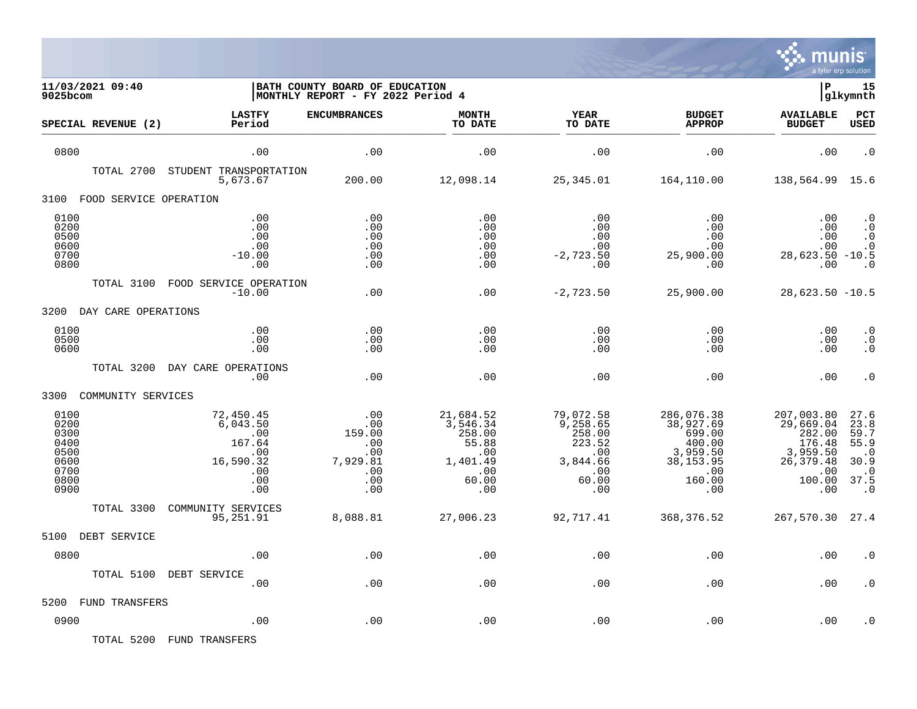**11/03/2021 09:40** | **BATH COUNTY BOARD OF EDUCATION** | **P 15**
**9025bcom** | **MONTHLY REPORT - FY 2022 Period 4** | **glkymnth**

| SPECIAL REVENUE (2) | LASTFY Period | ENCUMBRANCES | MONTH TO DATE | YEAR TO DATE | BUDGET APPROP | AVAILABLE BUDGET | PCT USED |
|---|---|---|---|---|---|---|---|
| 0800 | .00 | .00 | .00 | .00 | .00 | .00 | .0 |
| TOTAL 2700 STUDENT TRANSPORTATION | 5,673.67 | 200.00 | 12,098.14 | 25,345.01 | 164,110.00 | 138,564.99 | 15.6 |
| **3100 FOOD SERVICE OPERATION** | | | | | | | |
| 0100 | .00 | .00 | .00 | .00 | .00 | .00 | .0 |
| 0200 | .00 | .00 | .00 | .00 | .00 | .00 | .0 |
| 0500 | .00 | .00 | .00 | .00 | .00 | .00 | .0 |
| 0600 | .00 | .00 | .00 | .00 | .00 | .00 | .0 |
| 0700 | -10.00 | .00 | .00 | -2,723.50 | 25,900.00 | 28,623.50 | -10.5 |
| 0800 | .00 | .00 | .00 | .00 | .00 | .00 | .0 |
| TOTAL 3100 FOOD SERVICE OPERATION | -10.00 | .00 | .00 | -2,723.50 | 25,900.00 | 28,623.50 | -10.5 |
| **3200 DAY CARE OPERATIONS** | | | | | | | |
| 0100 | .00 | .00 | .00 | .00 | .00 | .00 | .0 |
| 0500 | .00 | .00 | .00 | .00 | .00 | .00 | .0 |
| 0600 | .00 | .00 | .00 | .00 | .00 | .00 | .0 |
| TOTAL 3200 DAY CARE OPERATIONS | .00 | .00 | .00 | .00 | .00 | .00 | .0 |
| **3300 COMMUNITY SERVICES** | | | | | | | |
| 0100 | 72,450.45 | .00 | 21,684.52 | 79,072.58 | 286,076.38 | 207,003.80 | 27.6 |
| 0200 | 6,043.50 | .00 | 3,546.34 | 9,258.65 | 38,927.69 | 29,669.04 | 23.8 |
| 0300 | .00 | 159.00 | 258.00 | 258.00 | 699.00 | 282.00 | 59.7 |
| 0400 | 167.64 | .00 | 55.88 | 223.52 | 400.00 | 176.48 | 55.9 |
| 0500 | .00 | .00 | .00 | .00 | 3,959.50 | 3,959.50 | .0 |
| 0600 | 16,590.32 | 7,929.81 | 1,401.49 | 3,844.66 | 38,153.95 | 26,379.48 | 30.9 |
| 0700 | .00 | .00 | .00 | .00 | .00 | .00 | .0 |
| 0800 | .00 | .00 | 60.00 | 60.00 | 160.00 | 100.00 | 37.5 |
| 0900 | .00 | .00 | .00 | .00 | .00 | .00 | .0 |
| TOTAL 3300 COMMUNITY SERVICES | 95,251.91 | 8,088.81 | 27,006.23 | 92,717.41 | 368,376.52 | 267,570.30 | 27.4 |
| **5100 DEBT SERVICE** | | | | | | | |
| 0800 | .00 | .00 | .00 | .00 | .00 | .00 | .0 |
| TOTAL 5100 DEBT SERVICE | .00 | .00 | .00 | .00 | .00 | .00 | .0 |
| **5200 FUND TRANSFERS** | | | | | | | |
| 0900 | .00 | .00 | .00 | .00 | .00 | .00 | .0 |
| TOTAL 5200 FUND TRANSFERS | | | | | | | |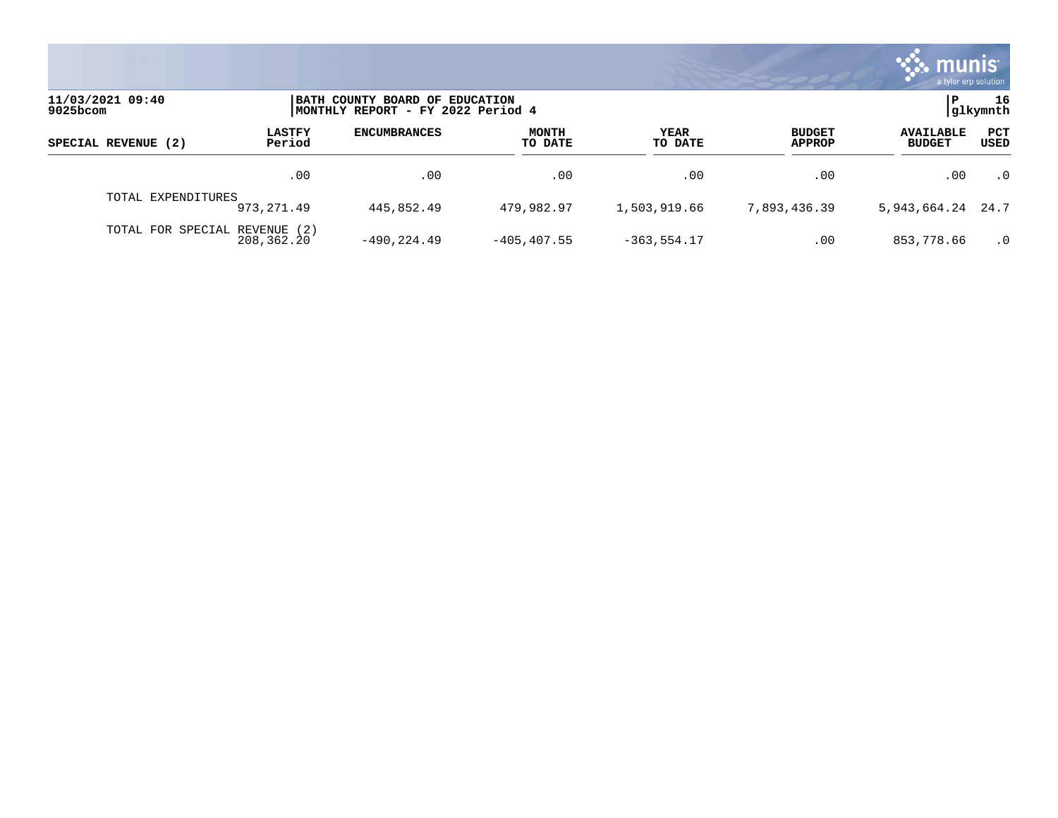11/03/2021 09:40
9025bcom

BATH COUNTY BOARD OF EDUCATION
MONTHLY REPORT - FY 2022 Period 4

P 16
glkymnth

| SPECIAL REVENUE (2) | LASTFY Period | ENCUMBRANCES | MONTH TO DATE | YEAR TO DATE | BUDGET APPROP | AVAILABLE BUDGET | PCT USED |
|---|---|---|---|---|---|---|---|
| | .00 | .00 | .00 | .00 | .00 | .00 | .0 |
| TOTAL EXPENDITURES | 973,271.49 | 445,852.49 | 479,982.97 | 1,503,919.66 | 7,893,436.39 | 5,943,664.24 | 24.7 |
| TOTAL FOR SPECIAL REVENUE (2) | 208,362.20 | -490,224.49 | -405,407.55 | -363,554.17 | .00 | 853,778.66 | .0 |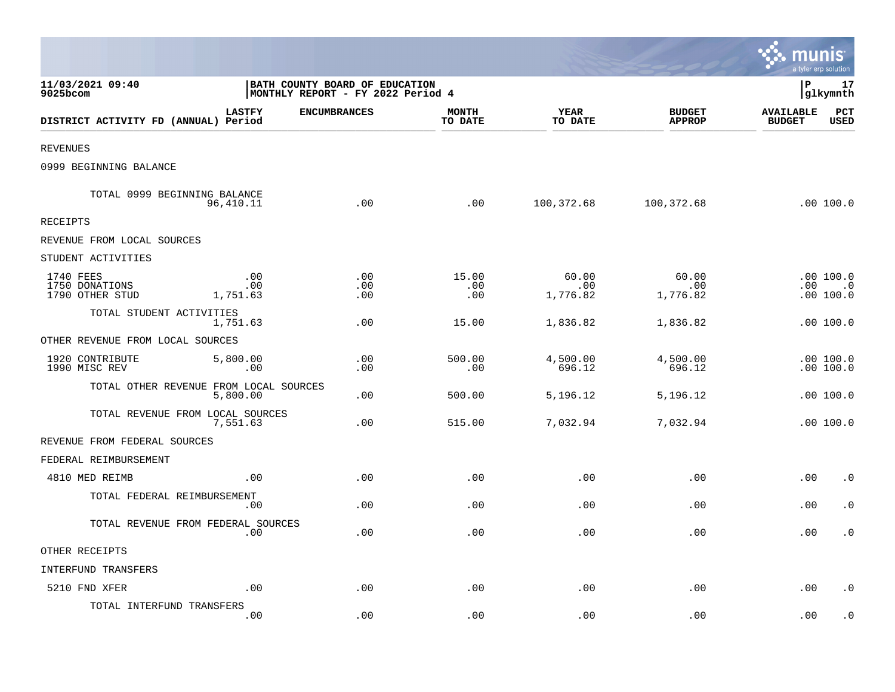11/03/2021 09:40 | BATH COUNTY BOARD OF EDUCATION | P 17
9025bcom | MONTHLY REPORT - FY 2022 Period 4 | glkymnth

| DISTRICT ACTIVITY FD (ANNUAL) | LASTFY Period | ENCUMBRANCES | MONTH TO DATE | YEAR TO DATE | BUDGET APPROP | AVAILABLE BUDGET | PCT USED |
|---|---|---|---|---|---|---|---|
| REVENUES | | | | | | | |
| 0999 BEGINNING BALANCE | | | | | | | |
| TOTAL 0999 BEGINNING BALANCE | 96,410.11 | .00 | .00 | 100,372.68 | 100,372.68 | .00 | 100.0 |
| RECEIPTS | | | | | | | |
| REVENUE FROM LOCAL SOURCES | | | | | | | |
| STUDENT ACTIVITIES | | | | | | | |
| 1740 FEES | .00 | .00 | 15.00 | 60.00 | 60.00 | .00 | 100.0 |
| 1750 DONATIONS | .00 | .00 | .00 | .00 | .00 | .00 | .0 |
| 1790 OTHER STUD | 1,751.63 | .00 | .00 | 1,776.82 | 1,776.82 | .00 | 100.0 |
| TOTAL STUDENT ACTIVITIES | 1,751.63 | .00 | 15.00 | 1,836.82 | 1,836.82 | .00 | 100.0 |
| OTHER REVENUE FROM LOCAL SOURCES | | | | | | | |
| 1920 CONTRIBUTE | 5,800.00 | .00 | 500.00 | 4,500.00 | 4,500.00 | .00 | 100.0 |
| 1990 MISC REV | .00 | .00 | .00 | 696.12 | 696.12 | .00 | 100.0 |
| TOTAL OTHER REVENUE FROM LOCAL SOURCES | 5,800.00 | .00 | 500.00 | 5,196.12 | 5,196.12 | .00 | 100.0 |
| TOTAL REVENUE FROM LOCAL SOURCES | 7,551.63 | .00 | 515.00 | 7,032.94 | 7,032.94 | .00 | 100.0 |
| REVENUE FROM FEDERAL SOURCES | | | | | | | |
| FEDERAL REIMBURSEMENT | | | | | | | |
| 4810 MED REIMB | .00 | .00 | .00 | .00 | .00 | .00 | .0 |
| TOTAL FEDERAL REIMBURSEMENT | .00 | .00 | .00 | .00 | .00 | .00 | .0 |
| TOTAL REVENUE FROM FEDERAL SOURCES | .00 | .00 | .00 | .00 | .00 | .00 | .0 |
| OTHER RECEIPTS | | | | | | | |
| INTERFUND TRANSFERS | | | | | | | |
| 5210 FND XFER | .00 | .00 | .00 | .00 | .00 | .00 | .0 |
| TOTAL INTERFUND TRANSFERS | .00 | .00 | .00 | .00 | .00 | .00 | .0 |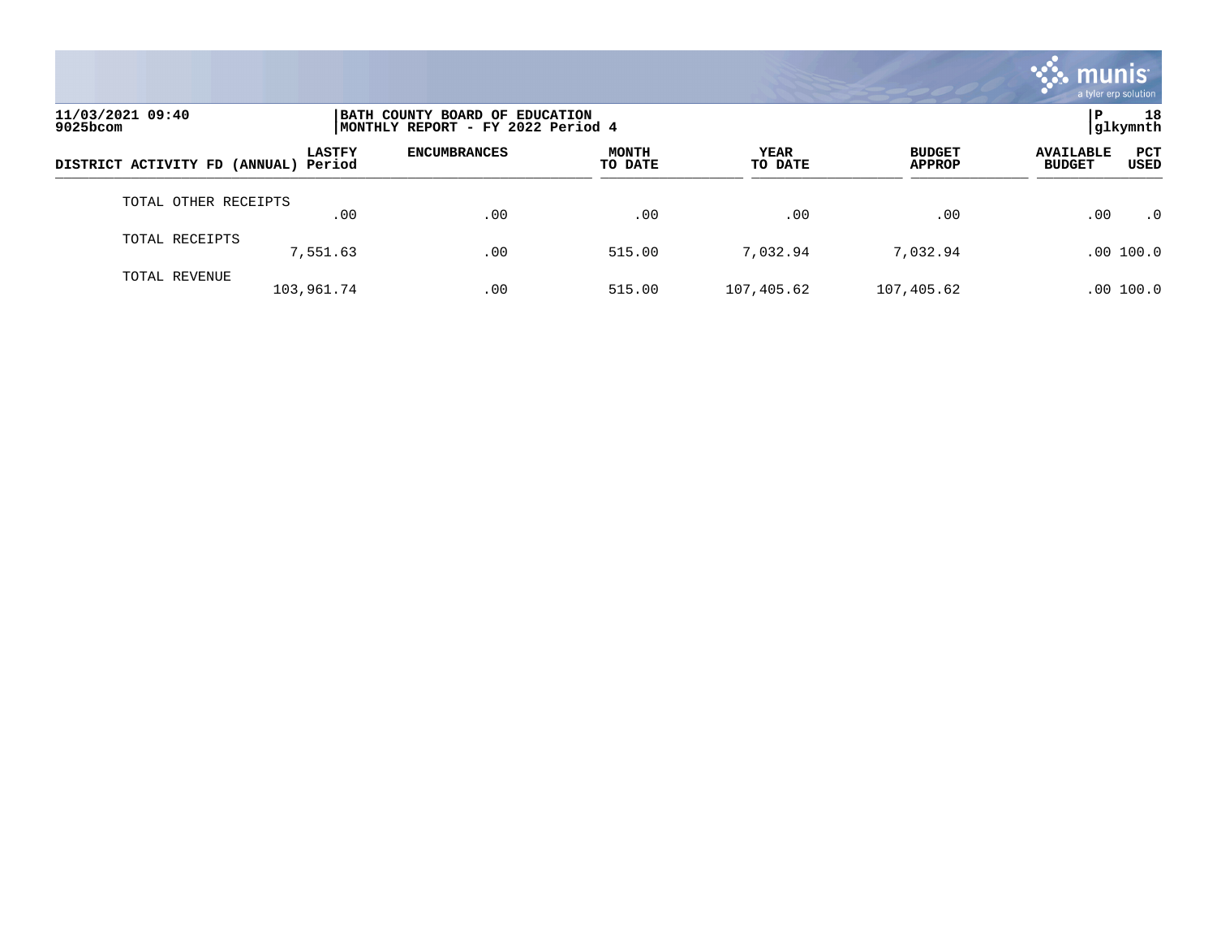11/03/2021 09:40
9025bcom

BATH COUNTY BOARD OF EDUCATION
MONTHLY REPORT - FY 2022 Period 4

P 18
glkymnth

| DISTRICT ACTIVITY FD (ANNUAL) | LASTFY Period | ENCUMBRANCES | MONTH TO DATE | YEAR TO DATE | BUDGET APPROP | AVAILABLE BUDGET | PCT USED |
|---|---|---|---|---|---|---|---|
| TOTAL OTHER RECEIPTS | .00 | .00 | .00 | .00 | .00 | .00 | .0 |
| TOTAL RECEIPTS | 7,551.63 | .00 | 515.00 | 7,032.94 | 7,032.94 | .00 | 100.0 |
| TOTAL REVENUE | 103,961.74 | .00 | 515.00 | 107,405.62 | 107,405.62 | .00 | 100.0 |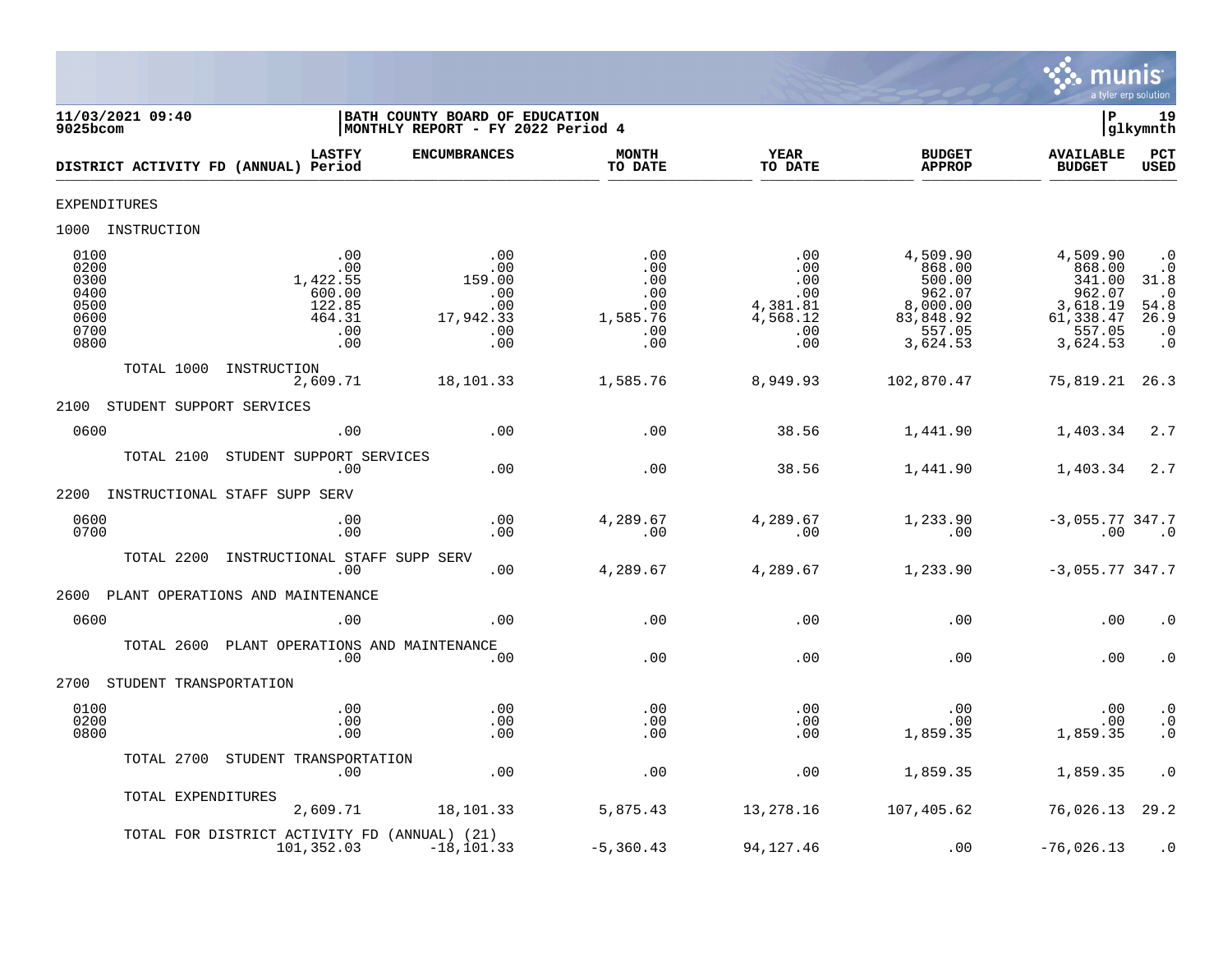11/03/2021 09:40
9025bcom

BATH COUNTY BOARD OF EDUCATION
MONTHLY REPORT - FY 2022 Period 4

P 19
glkymnth

| DISTRICT ACTIVITY FD (ANNUAL) | LASTFY Period | ENCUMBRANCES | MONTH TO DATE | YEAR TO DATE | BUDGET APPROP | AVAILABLE BUDGET | PCT USED |
|---|---|---|---|---|---|---|---|
| EXPENDITURES | | | | | | | |
| 1000 INSTRUCTION | | | | | | | |
| 0100 | .00 | .00 | .00 | .00 | 4,509.90 | 4,509.90 | .0 |
| 0200 | .00 | .00 | .00 | .00 | 868.00 | 868.00 | .0 |
| 0300 | 1,422.55 | 159.00 | .00 | .00 | 500.00 | 341.00 | 31.8 |
| 0400 | 600.00 | .00 | .00 | .00 | 962.07 | 962.07 | .0 |
| 0500 | 122.85 | .00 | .00 | 4,381.81 | 8,000.00 | 3,618.19 | 54.8 |
| 0600 | 464.31 | 17,942.33 | 1,585.76 | 4,568.12 | 83,848.92 | 61,338.47 | 26.9 |
| 0700 | .00 | .00 | .00 | .00 | 557.05 | 557.05 | .0 |
| 0800 | .00 | .00 | .00 | .00 | 3,624.53 | 3,624.53 | .0 |
| TOTAL 1000 INSTRUCTION | 2,609.71 | 18,101.33 | 1,585.76 | 8,949.93 | 102,870.47 | 75,819.21 | 26.3 |
| 2100 STUDENT SUPPORT SERVICES | | | | | | | |
| 0600 | .00 | .00 | .00 | 38.56 | 1,441.90 | 1,403.34 | 2.7 |
| TOTAL 2100 STUDENT SUPPORT SERVICES | .00 | .00 | .00 | 38.56 | 1,441.90 | 1,403.34 | 2.7 |
| 2200 INSTRUCTIONAL STAFF SUPP SERV | | | | | | | |
| 0600 | .00 | .00 | 4,289.67 | 4,289.67 | 1,233.90 | -3,055.77 | 347.7 |
| 0700 | .00 | .00 | .00 | .00 | .00 | .00 | .0 |
| TOTAL 2200 INSTRUCTIONAL STAFF SUPP SERV | .00 | .00 | 4,289.67 | 4,289.67 | 1,233.90 | -3,055.77 | 347.7 |
| 2600 PLANT OPERATIONS AND MAINTENANCE | | | | | | | |
| 0600 | .00 | .00 | .00 | .00 | .00 | .00 | .0 |
| TOTAL 2600 PLANT OPERATIONS AND MAINTENANCE | .00 | .00 | .00 | .00 | .00 | .00 | .0 |
| 2700 STUDENT TRANSPORTATION | | | | | | | |
| 0100 | .00 | .00 | .00 | .00 | .00 | .00 | .0 |
| 0200 | .00 | .00 | .00 | .00 | .00 | .00 | .0 |
| 0800 | .00 | .00 | .00 | .00 | 1,859.35 | 1,859.35 | .0 |
| TOTAL 2700 STUDENT TRANSPORTATION | .00 | .00 | .00 | .00 | 1,859.35 | 1,859.35 | .0 |
| TOTAL EXPENDITURES | 2,609.71 | 18,101.33 | 5,875.43 | 13,278.16 | 107,405.62 | 76,026.13 | 29.2 |
| TOTAL FOR DISTRICT ACTIVITY FD (ANNUAL) (21) | 101,352.03 | -18,101.33 | -5,360.43 | 94,127.46 | .00 | -76,026.13 | .0 |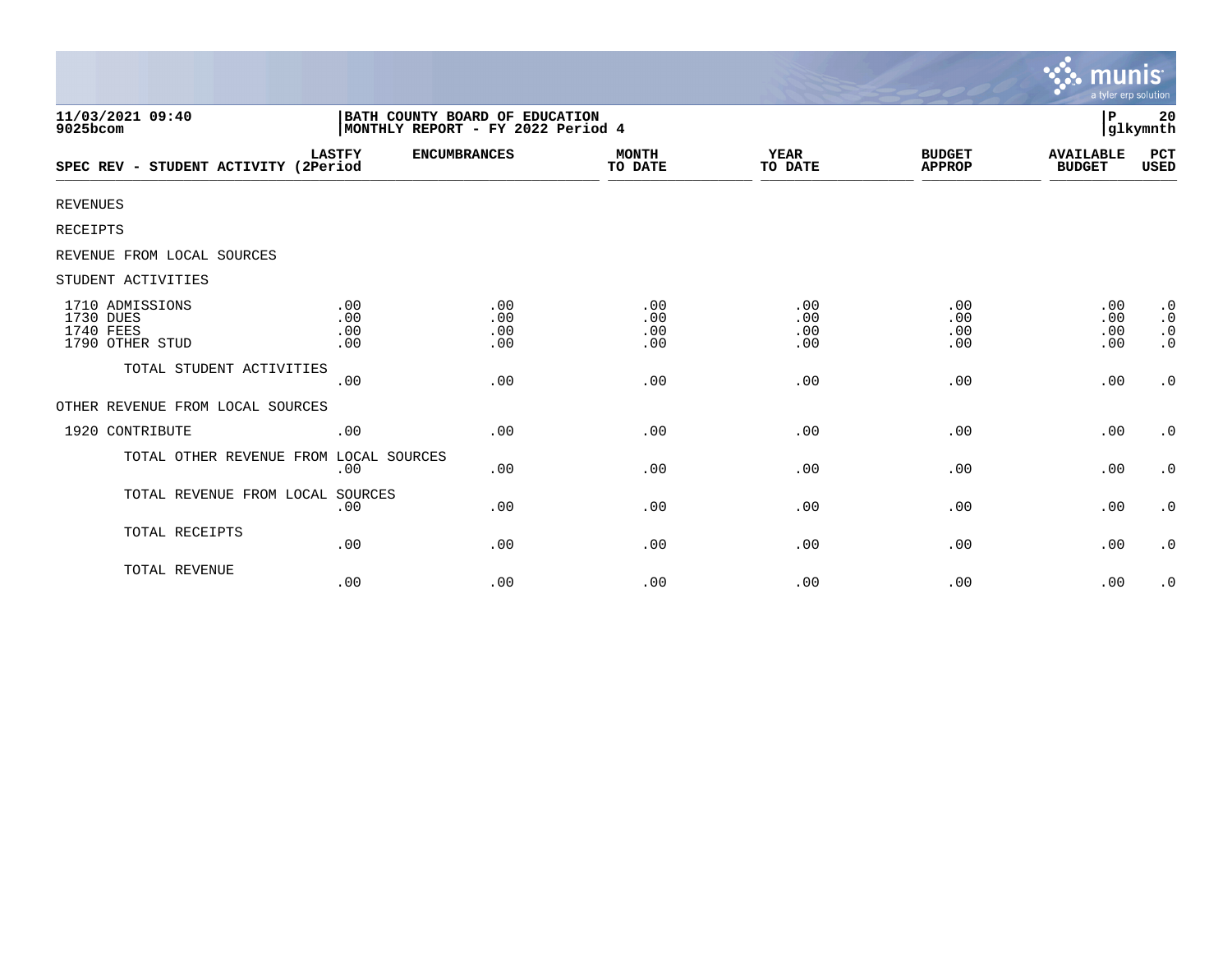**11/03/2021 09:40**
**9025bcom**

**BATH COUNTY BOARD OF EDUCATION**
**MONTHLY REPORT - FY 2022 Period 4**

**P 20**
**glkymnth**

| SPEC REV - STUDENT ACTIVITY | LASTFY (2Period | ENCUMBRANCES | MONTH TO DATE | YEAR TO DATE | BUDGET APPROP | AVAILABLE BUDGET | PCT USED |
|---|---|---|---|---|---|---|---|
| REVENUES | | | | | | | |
| RECEIPTS | | | | | | | |
| REVENUE FROM LOCAL SOURCES | | | | | | | |
| STUDENT ACTIVITIES | | | | | | | |
| 1710 ADMISSIONS | .00 | .00 | .00 | .00 | .00 | .00 | .0 |
| 1730 DUES | .00 | .00 | .00 | .00 | .00 | .00 | .0 |
| 1740 FEES | .00 | .00 | .00 | .00 | .00 | .00 | .0 |
| 1790 OTHER STUD | .00 | .00 | .00 | .00 | .00 | .00 | .0 |
| TOTAL STUDENT ACTIVITIES | .00 | .00 | .00 | .00 | .00 | .00 | .0 |
| OTHER REVENUE FROM LOCAL SOURCES | | | | | | | |
| 1920 CONTRIBUTE | .00 | .00 | .00 | .00 | .00 | .00 | .0 |
| TOTAL OTHER REVENUE FROM LOCAL SOURCES | .00 | .00 | .00 | .00 | .00 | .00 | .0 |
| TOTAL REVENUE FROM LOCAL SOURCES | .00 | .00 | .00 | .00 | .00 | .00 | .0 |
| TOTAL RECEIPTS | .00 | .00 | .00 | .00 | .00 | .00 | .0 |
| TOTAL REVENUE | .00 | .00 | .00 | .00 | .00 | .00 | .0 |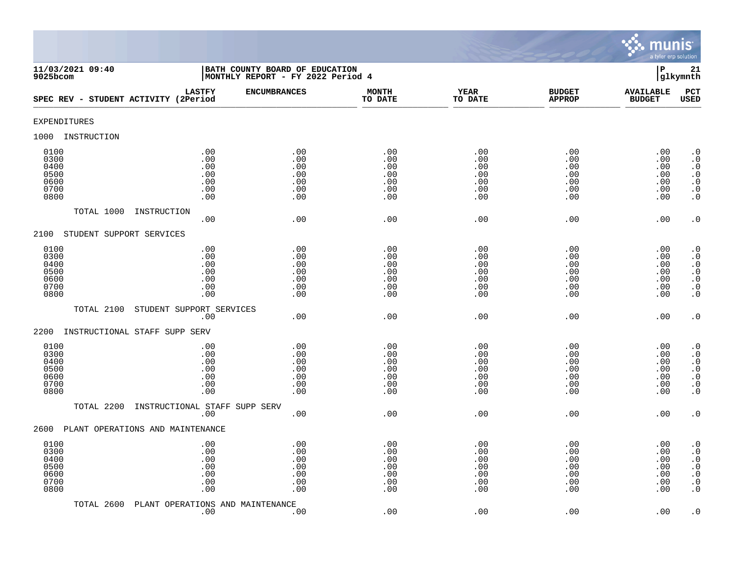11/03/2021 09:40 | BATH COUNTY BOARD OF EDUCATION | P 21
9025bcom | MONTHLY REPORT - FY 2022 Period 4 | glkymnth

| SPEC REV - STUDENT ACTIVITY (2 | LASTFY Period | ENCUMBRANCES | MONTH TO DATE | YEAR TO DATE | BUDGET APPROP | AVAILABLE BUDGET | PCT USED |
|---|---|---|---|---|---|---|---|
| EXPENDITURES | | | | | | | |
| 1000 INSTRUCTION | | | | | | | |
| 0100 | .00 | .00 | .00 | .00 | .00 | .00 | .0 |
| 0300 | .00 | .00 | .00 | .00 | .00 | .00 | .0 |
| 0400 | .00 | .00 | .00 | .00 | .00 | .00 | .0 |
| 0500 | .00 | .00 | .00 | .00 | .00 | .00 | .0 |
| 0600 | .00 | .00 | .00 | .00 | .00 | .00 | .0 |
| 0700 | .00 | .00 | .00 | .00 | .00 | .00 | .0 |
| 0800 | .00 | .00 | .00 | .00 | .00 | .00 | .0 |
| TOTAL 1000 INSTRUCTION | .00 | .00 | .00 | .00 | .00 | .00 | .0 |
| 2100 STUDENT SUPPORT SERVICES | | | | | | | |
| 0100 | .00 | .00 | .00 | .00 | .00 | .00 | .0 |
| 0300 | .00 | .00 | .00 | .00 | .00 | .00 | .0 |
| 0400 | .00 | .00 | .00 | .00 | .00 | .00 | .0 |
| 0500 | .00 | .00 | .00 | .00 | .00 | .00 | .0 |
| 0600 | .00 | .00 | .00 | .00 | .00 | .00 | .0 |
| 0700 | .00 | .00 | .00 | .00 | .00 | .00 | .0 |
| 0800 | .00 | .00 | .00 | .00 | .00 | .00 | .0 |
| TOTAL 2100 STUDENT SUPPORT SERVICES | .00 | .00 | .00 | .00 | .00 | .00 | .0 |
| 2200 INSTRUCTIONAL STAFF SUPP SERV | | | | | | | |
| 0100 | .00 | .00 | .00 | .00 | .00 | .00 | .0 |
| 0300 | .00 | .00 | .00 | .00 | .00 | .00 | .0 |
| 0400 | .00 | .00 | .00 | .00 | .00 | .00 | .0 |
| 0500 | .00 | .00 | .00 | .00 | .00 | .00 | .0 |
| 0600 | .00 | .00 | .00 | .00 | .00 | .00 | .0 |
| 0700 | .00 | .00 | .00 | .00 | .00 | .00 | .0 |
| 0800 | .00 | .00 | .00 | .00 | .00 | .00 | .0 |
| TOTAL 2200 INSTRUCTIONAL STAFF SUPP SERV | .00 | .00 | .00 | .00 | .00 | .00 | .0 |
| 2600 PLANT OPERATIONS AND MAINTENANCE | | | | | | | |
| 0100 | .00 | .00 | .00 | .00 | .00 | .00 | .0 |
| 0300 | .00 | .00 | .00 | .00 | .00 | .00 | .0 |
| 0400 | .00 | .00 | .00 | .00 | .00 | .00 | .0 |
| 0500 | .00 | .00 | .00 | .00 | .00 | .00 | .0 |
| 0600 | .00 | .00 | .00 | .00 | .00 | .00 | .0 |
| 0700 | .00 | .00 | .00 | .00 | .00 | .00 | .0 |
| 0800 | .00 | .00 | .00 | .00 | .00 | .00 | .0 |
| TOTAL 2600 PLANT OPERATIONS AND MAINTENANCE | .00 | .00 | .00 | .00 | .00 | .00 | .0 |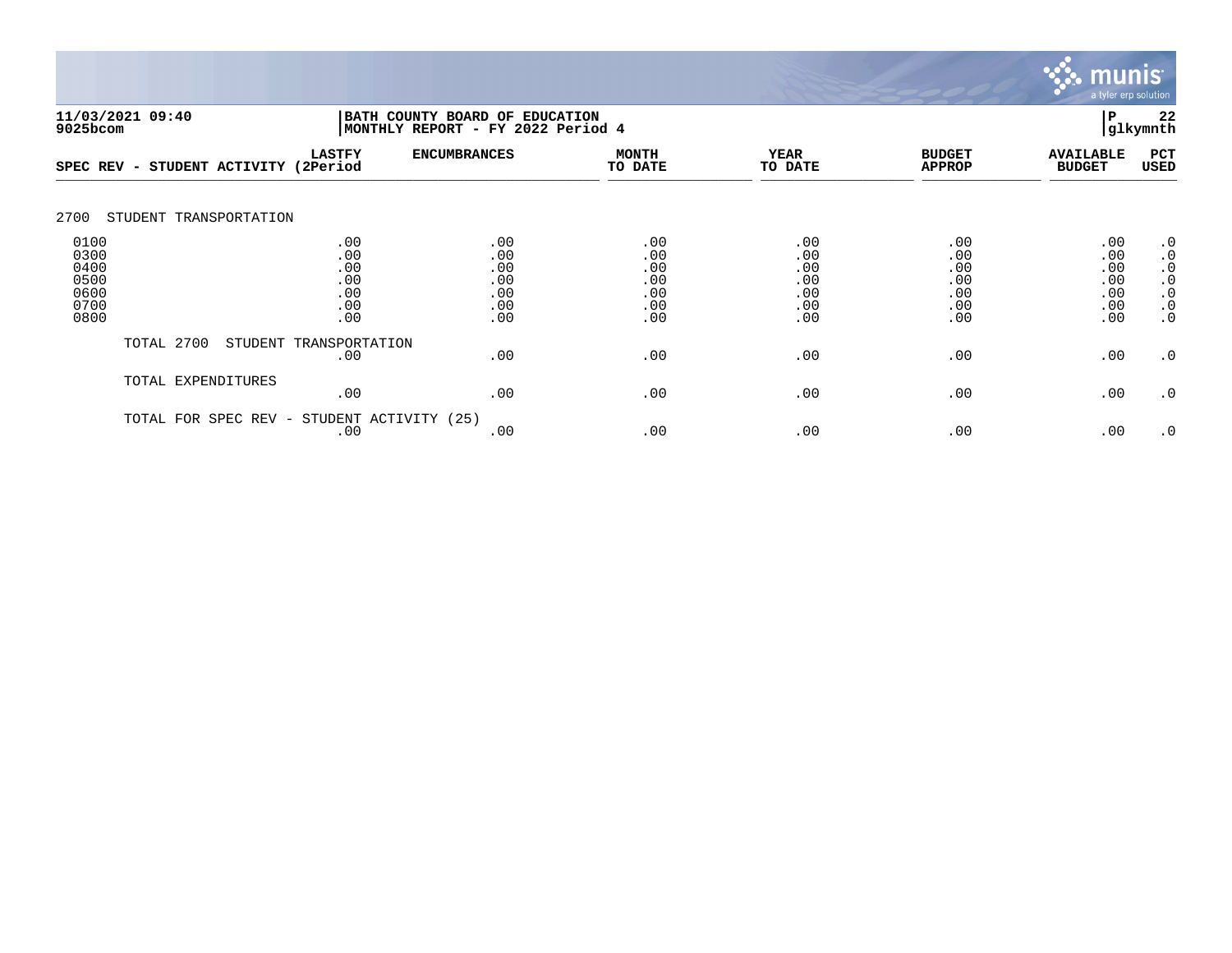**11/03/2021 09:40**
**9025bcom**

**BATH COUNTY BOARD OF EDUCATION**
**MONTHLY REPORT - FY 2022 Period 4**

**P 22**
**glkymnth**

| SPEC REV - STUDENT ACTIVITY | LASTFY (2Period | ENCUMBRANCES | MONTH TO DATE | YEAR TO DATE | BUDGET APPROP | AVAILABLE BUDGET | PCT USED |
|---|---|---|---|---|---|---|---|
| **2700 STUDENT TRANSPORTATION** | | | | | | | |
| 0100 | .00 | .00 | .00 | .00 | .00 | .00 | .0 |
| 0300 | .00 | .00 | .00 | .00 | .00 | .00 | .0 |
| 0400 | .00 | .00 | .00 | .00 | .00 | .00 | .0 |
| 0500 | .00 | .00 | .00 | .00 | .00 | .00 | .0 |
| 0600 | .00 | .00 | .00 | .00 | .00 | .00 | .0 |
| 0700 | .00 | .00 | .00 | .00 | .00 | .00 | .0 |
| 0800 | .00 | .00 | .00 | .00 | .00 | .00 | .0 |
| TOTAL 2700 STUDENT TRANSPORTATION | .00 | .00 | .00 | .00 | .00 | .00 | .0 |
| TOTAL EXPENDITURES | .00 | .00 | .00 | .00 | .00 | .00 | .0 |
| TOTAL FOR SPEC REV - STUDENT ACTIVITY (25) | .00 | .00 | .00 | .00 | .00 | .00 | .0 |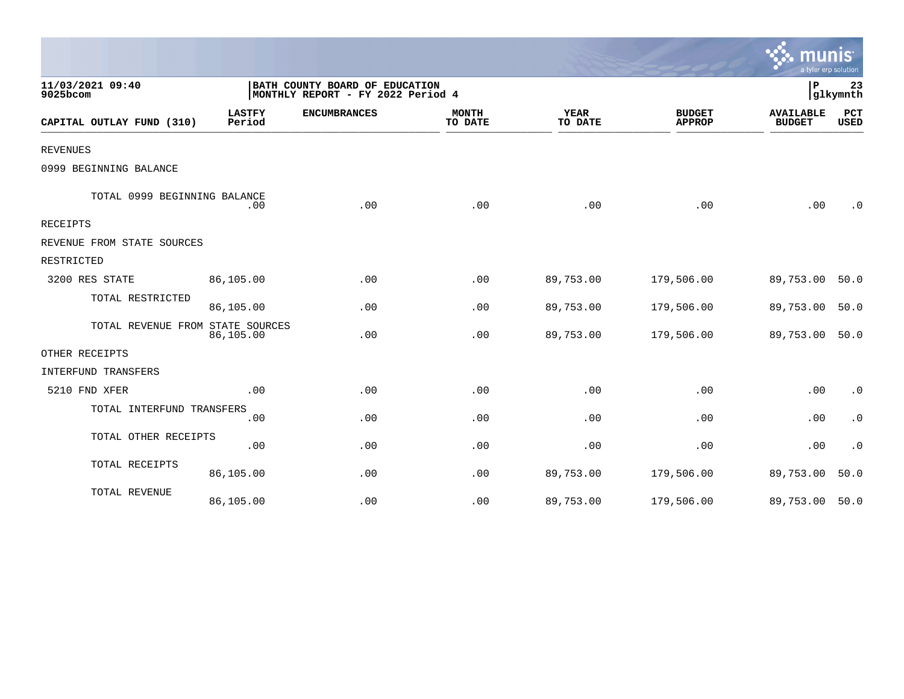**11/03/2021 09:40**
**9025bcom**

**BATH COUNTY BOARD OF EDUCATION**
**MONTHLY REPORT - FY 2022 Period 4**

**P 23**
**glkymnth**

| CAPITAL OUTLAY FUND (310) | LASTFY Period | ENCUMBRANCES | MONTH TO DATE | YEAR TO DATE | BUDGET APPROP | AVAILABLE BUDGET | PCT USED |
|---|---|---|---|---|---|---|---|
| REVENUES | | | | | | | |
| 0999 BEGINNING BALANCE | | | | | | | |
| TOTAL 0999 BEGINNING BALANCE | .00 | .00 | .00 | .00 | .00 | .00 | .0 |
| RECEIPTS | | | | | | | |
| REVENUE FROM STATE SOURCES | | | | | | | |
| RESTRICTED | | | | | | | |
| 3200 RES STATE | 86,105.00 | .00 | .00 | 89,753.00 | 179,506.00 | 89,753.00 | 50.0 |
| TOTAL RESTRICTED | 86,105.00 | .00 | .00 | 89,753.00 | 179,506.00 | 89,753.00 | 50.0 |
| TOTAL REVENUE FROM STATE SOURCES | 86,105.00 | .00 | .00 | 89,753.00 | 179,506.00 | 89,753.00 | 50.0 |
| OTHER RECEIPTS | | | | | | | |
| INTERFUND TRANSFERS | | | | | | | |
| 5210 FND XFER | .00 | .00 | .00 | .00 | .00 | .00 | .0 |
| TOTAL INTERFUND TRANSFERS | .00 | .00 | .00 | .00 | .00 | .00 | .0 |
| TOTAL OTHER RECEIPTS | .00 | .00 | .00 | .00 | .00 | .00 | .0 |
| TOTAL RECEIPTS | 86,105.00 | .00 | .00 | 89,753.00 | 179,506.00 | 89,753.00 | 50.0 |
| TOTAL REVENUE | 86,105.00 | .00 | .00 | 89,753.00 | 179,506.00 | 89,753.00 | 50.0 |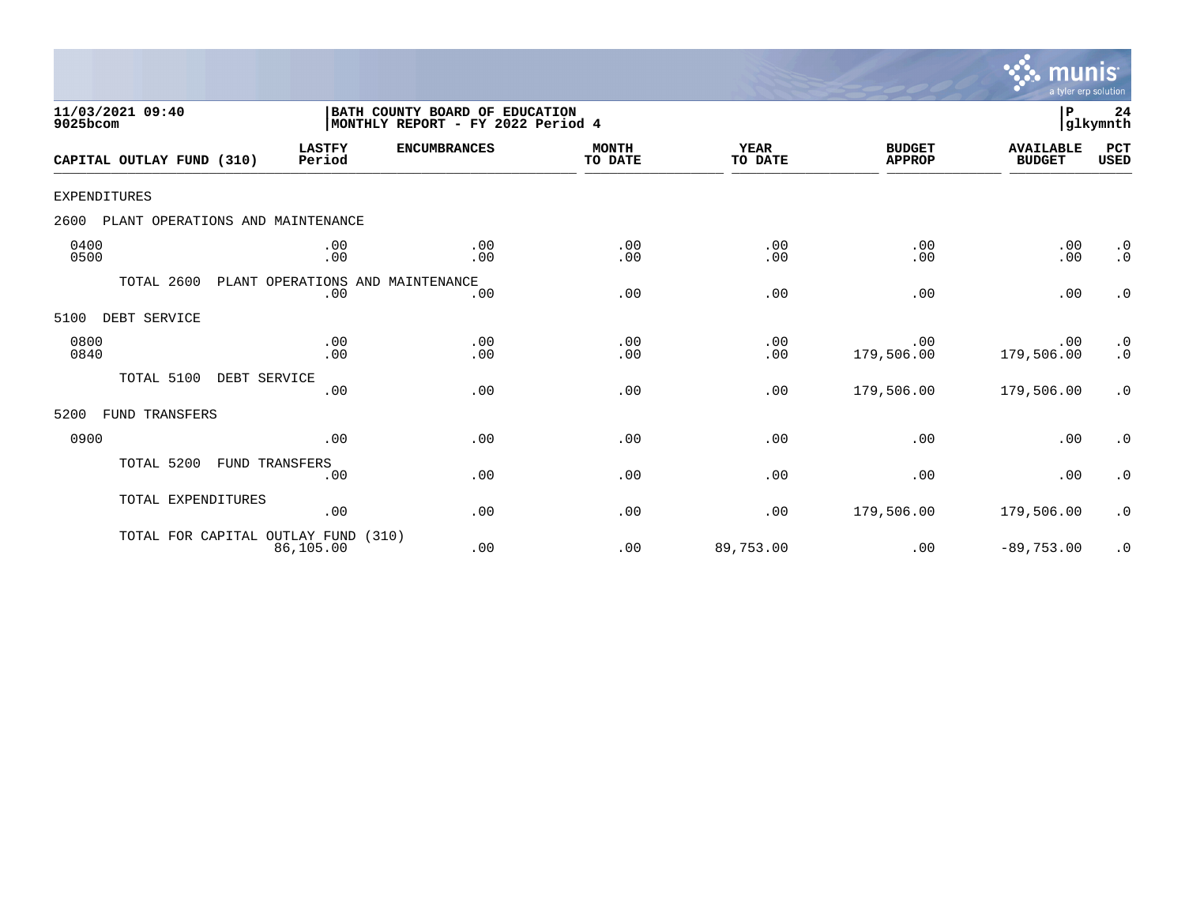11/03/2021 09:40
9025bcom

BATH COUNTY BOARD OF EDUCATION
MONTHLY REPORT - FY 2022 Period 4

P 24
glkymnth

| CAPITAL OUTLAY FUND (310) | LASTFY Period | ENCUMBRANCES | MONTH TO DATE | YEAR TO DATE | BUDGET APPROP | AVAILABLE BUDGET | PCT USED |
|---|---|---|---|---|---|---|---|
| EXPENDITURES | | | | | | | |
| 2600 PLANT OPERATIONS AND MAINTENANCE | | | | | | | |
| 0400 | .00 | .00 | .00 | .00 | .00 | .00 | .0 |
| 0500 | .00 | .00 | .00 | .00 | .00 | .00 | .0 |
| TOTAL 2600 PLANT OPERATIONS AND MAINTENANCE | .00 | .00 | .00 | .00 | .00 | .00 | .0 |
| 5100 DEBT SERVICE | | | | | | | |
| 0800 | .00 | .00 | .00 | .00 | .00 | .00 | .0 |
| 0840 | .00 | .00 | .00 | .00 | 179,506.00 | 179,506.00 | .0 |
| TOTAL 5100 DEBT SERVICE | .00 | .00 | .00 | .00 | 179,506.00 | 179,506.00 | .0 |
| 5200 FUND TRANSFERS | | | | | | | |
| 0900 | .00 | .00 | .00 | .00 | .00 | .00 | .0 |
| TOTAL 5200 FUND TRANSFERS | .00 | .00 | .00 | .00 | .00 | .00 | .0 |
| TOTAL EXPENDITURES | .00 | .00 | .00 | .00 | 179,506.00 | 179,506.00 | .0 |
| TOTAL FOR CAPITAL OUTLAY FUND (310) | 86,105.00 | .00 | .00 | 89,753.00 | .00 | -89,753.00 | .0 |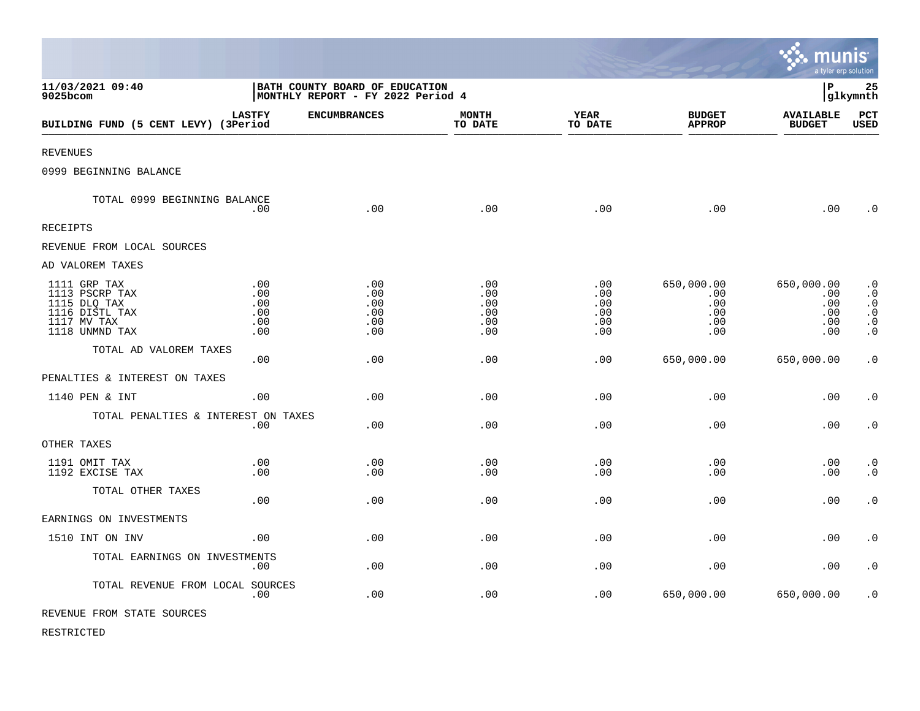11/03/2021 09:40 | BATH COUNTY BOARD OF EDUCATION | P 25
9025bcom | MONTHLY REPORT - FY 2022 Period 4 | glkymnth

| BUILDING FUND (5 CENT LEVY) | LASTFY (3Period | ENCUMBRANCES | MONTH TO DATE | YEAR TO DATE | BUDGET APPROP | AVAILABLE BUDGET | PCT USED |
|---|---|---|---|---|---|---|---|
| REVENUES | | | | | | | |
| 0999 BEGINNING BALANCE | | | | | | | |
| TOTAL 0999 BEGINNING BALANCE | .00 | .00 | .00 | .00 | .00 | .00 | .0 |
| RECEIPTS | | | | | | | |
| REVENUE FROM LOCAL SOURCES | | | | | | | |
| AD VALOREM TAXES | | | | | | | |
| 1111 GRP TAX | .00 | .00 | .00 | .00 | 650,000.00 | 650,000.00 | .0 |
| 1113 PSCRP TAX | .00 | .00 | .00 | .00 | .00 | .00 | .0 |
| 1115 DLQ TAX | .00 | .00 | .00 | .00 | .00 | .00 | .0 |
| 1116 DISTL TAX | .00 | .00 | .00 | .00 | .00 | .00 | .0 |
| 1117 MV TAX | .00 | .00 | .00 | .00 | .00 | .00 | .0 |
| 1118 UNMND TAX | .00 | .00 | .00 | .00 | .00 | .00 | .0 |
| TOTAL AD VALOREM TAXES | .00 | .00 | .00 | .00 | 650,000.00 | 650,000.00 | .0 |
| PENALTIES & INTEREST ON TAXES | | | | | | | |
| 1140 PEN & INT | .00 | .00 | .00 | .00 | .00 | .00 | .0 |
| TOTAL PENALTIES & INTEREST ON TAXES | .00 | .00 | .00 | .00 | .00 | .00 | .0 |
| OTHER TAXES | | | | | | | |
| 1191 OMIT TAX | .00 | .00 | .00 | .00 | .00 | .00 | .0 |
| 1192 EXCISE TAX | .00 | .00 | .00 | .00 | .00 | .00 | .0 |
| TOTAL OTHER TAXES | .00 | .00 | .00 | .00 | .00 | .00 | .0 |
| EARNINGS ON INVESTMENTS | | | | | | | |
| 1510 INT ON INV | .00 | .00 | .00 | .00 | .00 | .00 | .0 |
| TOTAL EARNINGS ON INVESTMENTS | .00 | .00 | .00 | .00 | .00 | .00 | .0 |
| TOTAL REVENUE FROM LOCAL SOURCES | .00 | .00 | .00 | .00 | 650,000.00 | 650,000.00 | .0 |
| REVENUE FROM STATE SOURCES | | | | | | | |
| RESTRICTED | | | | | | | |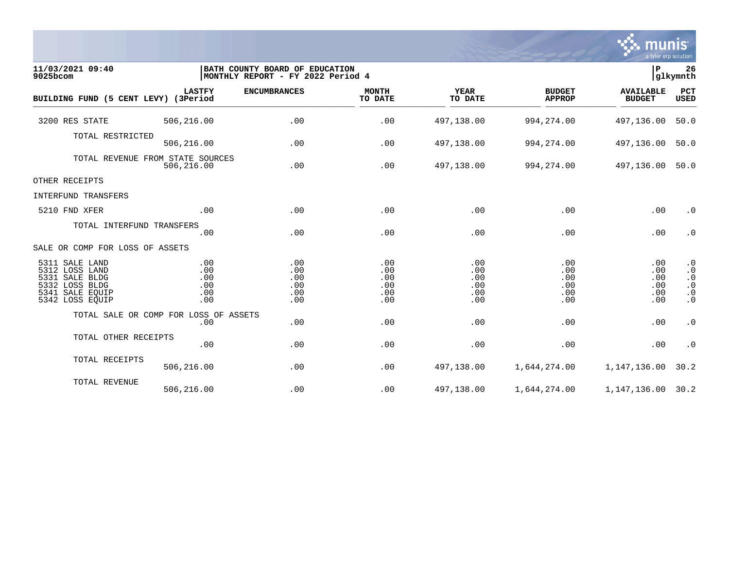**11/03/2021 09:40**
**9025bcom**

**BATH COUNTY BOARD OF EDUCATION**
**MONTHLY REPORT - FY 2022 Period 4**

**P 26**
**glkymnth**

| BUILDING FUND (5 CENT LEVY) | LASTFY (3Period | ENCUMBRANCES | MONTH TO DATE | YEAR TO DATE | BUDGET APPROP | AVAILABLE BUDGET | PCT USED |
|---|---|---|---|---|---|---|---|
| 3200 RES STATE | 506,216.00 | .00 | .00 | 497,138.00 | 994,274.00 | 497,136.00 | 50.0 |
| TOTAL RESTRICTED | 506,216.00 | .00 | .00 | 497,138.00 | 994,274.00 | 497,136.00 | 50.0 |
| TOTAL REVENUE FROM STATE SOURCES | 506,216.00 | .00 | .00 | 497,138.00 | 994,274.00 | 497,136.00 | 50.0 |
| OTHER RECEIPTS | | | | | | | |
| INTERFUND TRANSFERS | | | | | | | |
| 5210 FND XFER | .00 | .00 | .00 | .00 | .00 | .00 | .0 |
| TOTAL INTERFUND TRANSFERS | .00 | .00 | .00 | .00 | .00 | .00 | .0 |
| SALE OR COMP FOR LOSS OF ASSETS | | | | | | | |
| 5311 SALE LAND | .00 | .00 | .00 | .00 | .00 | .00 | .0 |
| 5312 LOSS LAND | .00 | .00 | .00 | .00 | .00 | .00 | .0 |
| 5331 SALE BLDG | .00 | .00 | .00 | .00 | .00 | .00 | .0 |
| 5332 LOSS BLDG | .00 | .00 | .00 | .00 | .00 | .00 | .0 |
| 5341 SALE EQUIP | .00 | .00 | .00 | .00 | .00 | .00 | .0 |
| 5342 LOSS EQUIP | .00 | .00 | .00 | .00 | .00 | .00 | .0 |
| TOTAL SALE OR COMP FOR LOSS OF ASSETS | .00 | .00 | .00 | .00 | .00 | .00 | .0 |
| TOTAL OTHER RECEIPTS | .00 | .00 | .00 | .00 | .00 | .00 | .0 |
| TOTAL RECEIPTS | 506,216.00 | .00 | .00 | 497,138.00 | 1,644,274.00 | 1,147,136.00 | 30.2 |
| TOTAL REVENUE | 506,216.00 | .00 | .00 | 497,138.00 | 1,644,274.00 | 1,147,136.00 | 30.2 |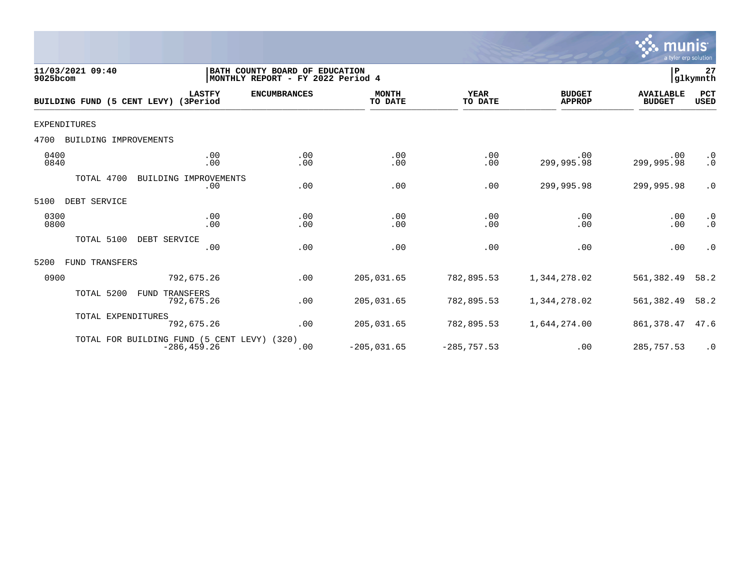11/03/2021 09:40
9025bcom

BATH COUNTY BOARD OF EDUCATION
MONTHLY REPORT - FY 2022 Period 4

P 27
glkymnth

| BUILDING FUND (5 CENT LEVY) | LASTFY (3Period | ENCUMBRANCES | MONTH TO DATE | YEAR TO DATE | BUDGET APPROP | AVAILABLE BUDGET | PCT USED |
|---|---|---|---|---|---|---|---|
| EXPENDITURES | | | | | | | |
| 4700 BUILDING IMPROVEMENTS | | | | | | | |
| 0400 | .00 | .00 | .00 | .00 | .00 | .00 | .0 |
| 0840 | .00 | .00 | .00 | .00 | 299,995.98 | 299,995.98 | .0 |
| TOTAL 4700 BUILDING IMPROVEMENTS | .00 | .00 | .00 | .00 | 299,995.98 | 299,995.98 | .0 |
| 5100 DEBT SERVICE | | | | | | | |
| 0300 | .00 | .00 | .00 | .00 | .00 | .00 | .0 |
| 0800 | .00 | .00 | .00 | .00 | .00 | .00 | .0 |
| TOTAL 5100 DEBT SERVICE | .00 | .00 | .00 | .00 | .00 | .00 | .0 |
| 5200 FUND TRANSFERS | | | | | | | |
| 0900 | 792,675.26 | .00 | 205,031.65 | 782,895.53 | 1,344,278.02 | 561,382.49 | 58.2 |
| TOTAL 5200 FUND TRANSFERS | 792,675.26 | .00 | 205,031.65 | 782,895.53 | 1,344,278.02 | 561,382.49 | 58.2 |
| TOTAL EXPENDITURES | 792,675.26 | .00 | 205,031.65 | 782,895.53 | 1,644,274.00 | 861,378.47 | 47.6 |
| TOTAL FOR BUILDING FUND (5 CENT LEVY) (320) | -286,459.26 | .00 | -205,031.65 | -285,757.53 | .00 | 285,757.53 | .0 |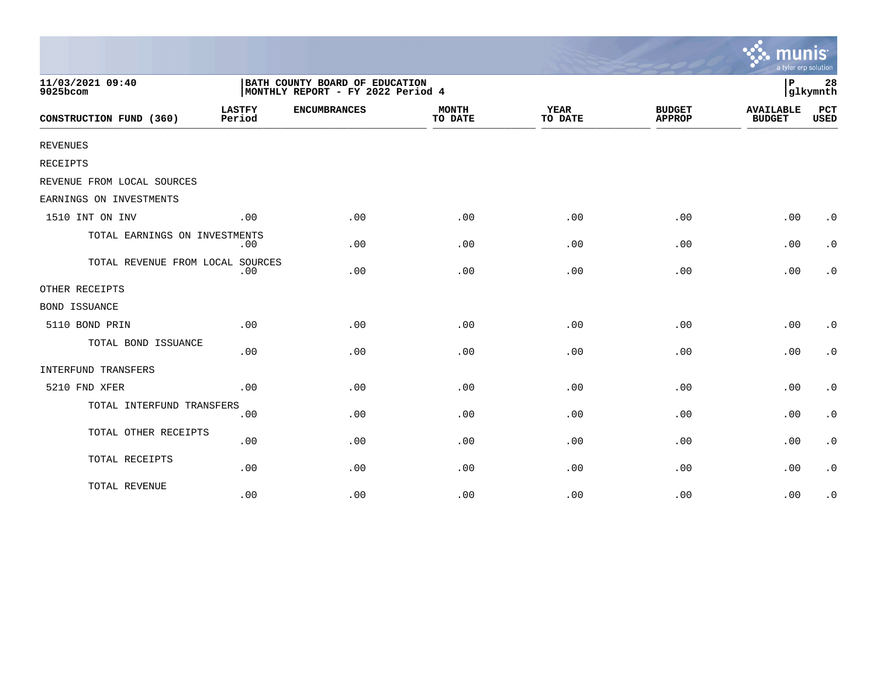11/03/2021 09:40
9025bcom

**BATH COUNTY BOARD OF EDUCATION**
**MONTHLY REPORT - FY 2022 Period 4**

P 28
glkymnth

| CONSTRUCTION FUND (360) | LASTFY Period | ENCUMBRANCES | MONTH TO DATE | YEAR TO DATE | BUDGET APPROP | AVAILABLE BUDGET | PCT USED |
|---|---|---|---|---|---|---|---|
| REVENUES | | | | | | | |
| RECEIPTS | | | | | | | |
| REVENUE FROM LOCAL SOURCES | | | | | | | |
| EARNINGS ON INVESTMENTS | | | | | | | |
| 1510 INT ON INV | .00 | .00 | .00 | .00 | .00 | .00 | .0 |
| TOTAL EARNINGS ON INVESTMENTS | .00 | .00 | .00 | .00 | .00 | .00 | .0 |
| TOTAL REVENUE FROM LOCAL SOURCES | .00 | .00 | .00 | .00 | .00 | .00 | .0 |
| OTHER RECEIPTS | | | | | | | |
| BOND ISSUANCE | | | | | | | |
| 5110 BOND PRIN | .00 | .00 | .00 | .00 | .00 | .00 | .0 |
| TOTAL BOND ISSUANCE | .00 | .00 | .00 | .00 | .00 | .00 | .0 |
| INTERFUND TRANSFERS | | | | | | | |
| 5210 FND XFER | .00 | .00 | .00 | .00 | .00 | .00 | .0 |
| TOTAL INTERFUND TRANSFERS | .00 | .00 | .00 | .00 | .00 | .00 | .0 |
| TOTAL OTHER RECEIPTS | .00 | .00 | .00 | .00 | .00 | .00 | .0 |
| TOTAL RECEIPTS | .00 | .00 | .00 | .00 | .00 | .00 | .0 |
| TOTAL REVENUE | .00 | .00 | .00 | .00 | .00 | .00 | .0 |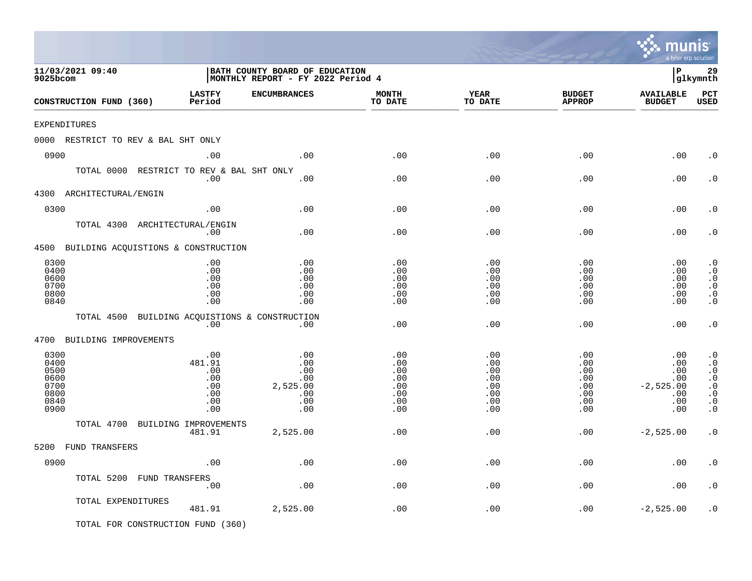**11/03/2021 09:40**
**9025bcom**

**BATH COUNTY BOARD OF EDUCATION**
**MONTHLY REPORT - FY 2022 Period 4**

**P 29**
**glkymnth**

| CONSTRUCTION FUND (360) | LASTFY Period | ENCUMBRANCES | MONTH TO DATE | YEAR TO DATE | BUDGET APPROP | AVAILABLE BUDGET | PCT USED |
|---|---|---|---|---|---|---|---|
| EXPENDITURES | | | | | | | |
| 0000 RESTRICT TO REV & BAL SHT ONLY | | | | | | | |
| 0900 | .00 | .00 | .00 | .00 | .00 | .00 | .0 |
| TOTAL 0000 RESTRICT TO REV & BAL SHT ONLY | .00 | .00 | .00 | .00 | .00 | .00 | .0 |
| 4300 ARCHITECTURAL/ENGIN | | | | | | | |
| 0300 | .00 | .00 | .00 | .00 | .00 | .00 | .0 |
| TOTAL 4300 ARCHITECTURAL/ENGIN | .00 | .00 | .00 | .00 | .00 | .00 | .0 |
| 4500 BUILDING ACQUISTIONS & CONSTRUCTION | | | | | | | |
| 0300 | .00 | .00 | .00 | .00 | .00 | .00 | .0 |
| 0400 | .00 | .00 | .00 | .00 | .00 | .00 | .0 |
| 0600 | .00 | .00 | .00 | .00 | .00 | .00 | .0 |
| 0700 | .00 | .00 | .00 | .00 | .00 | .00 | .0 |
| 0800 | .00 | .00 | .00 | .00 | .00 | .00 | .0 |
| 0840 | .00 | .00 | .00 | .00 | .00 | .00 | .0 |
| TOTAL 4500 BUILDING ACQUISTIONS & CONSTRUCTION | .00 | .00 | .00 | .00 | .00 | .00 | .0 |
| 4700 BUILDING IMPROVEMENTS | | | | | | | |
| 0300 | .00 | .00 | .00 | .00 | .00 | .00 | .0 |
| 0400 | 481.91 | .00 | .00 | .00 | .00 | .00 | .0 |
| 0500 | .00 | .00 | .00 | .00 | .00 | .00 | .0 |
| 0600 | .00 | .00 | .00 | .00 | .00 | .00 | .0 |
| 0700 | .00 | 2,525.00 | .00 | .00 | .00 | -2,525.00 | .0 |
| 0800 | .00 | .00 | .00 | .00 | .00 | .00 | .0 |
| 0840 | .00 | .00 | .00 | .00 | .00 | .00 | .0 |
| 0900 | .00 | .00 | .00 | .00 | .00 | .00 | .0 |
| TOTAL 4700 BUILDING IMPROVEMENTS | 481.91 | 2,525.00 | .00 | .00 | .00 | -2,525.00 | .0 |
| 5200 FUND TRANSFERS | | | | | | | |
| 0900 | .00 | .00 | .00 | .00 | .00 | .00 | .0 |
| TOTAL 5200 FUND TRANSFERS | .00 | .00 | .00 | .00 | .00 | .00 | .0 |
| TOTAL EXPENDITURES | 481.91 | 2,525.00 | .00 | .00 | .00 | -2,525.00 | .0 |

TOTAL FOR CONSTRUCTION FUND (360)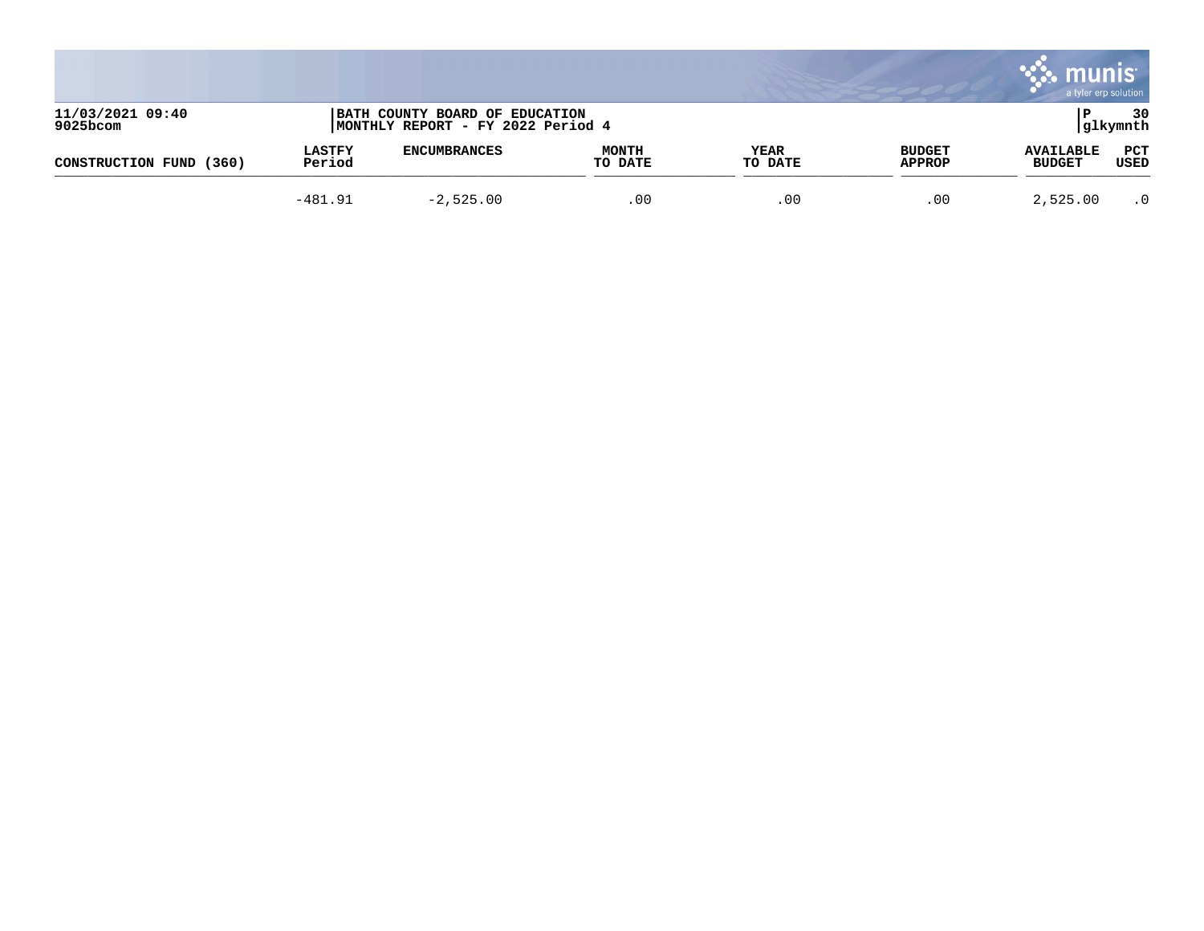11/03/2021 09:40
9025bcom

BATH COUNTY BOARD OF EDUCATION
MONTHLY REPORT - FY 2022 Period 4

P 30
glkymnth

| CONSTRUCTION FUND (360) | LASTFY Period | ENCUMBRANCES | MONTH TO DATE | YEAR TO DATE | BUDGET APPROP | AVAILABLE BUDGET | PCT USED |
|---|---|---|---|---|---|---|---|
| | -481.91 | -2,525.00 | .00 | .00 | .00 | 2,525.00 | .0 |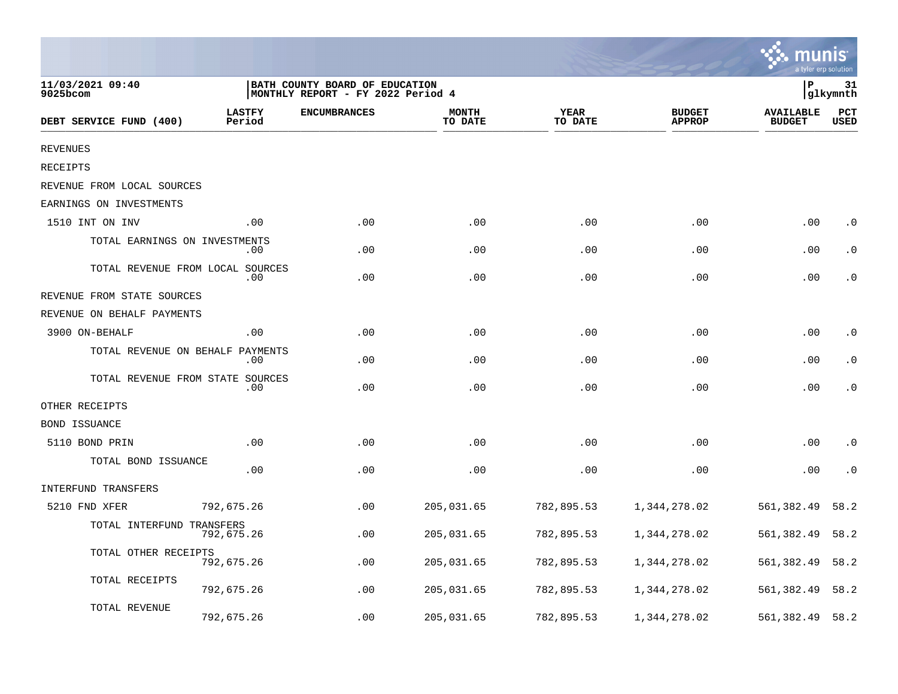11/03/2021 09:40
9025bcom

BATH COUNTY BOARD OF EDUCATION
MONTHLY REPORT - FY 2022 Period 4

P 31
glkymnth

| DEBT SERVICE FUND (400) | LASTFY Period | ENCUMBRANCES | MONTH TO DATE | YEAR TO DATE | BUDGET APPROP | AVAILABLE BUDGET | PCT USED |
|---|---|---|---|---|---|---|---|
| REVENUES | | | | | | | |
| RECEIPTS | | | | | | | |
| REVENUE FROM LOCAL SOURCES | | | | | | | |
| EARNINGS ON INVESTMENTS | | | | | | | |
| 1510 INT ON INV | .00 | .00 | .00 | .00 | .00 | .00 | .0 |
| TOTAL EARNINGS ON INVESTMENTS | .00 | .00 | .00 | .00 | .00 | .00 | .0 |
| TOTAL REVENUE FROM LOCAL SOURCES | .00 | .00 | .00 | .00 | .00 | .00 | .0 |
| REVENUE FROM STATE SOURCES | | | | | | | |
| REVENUE ON BEHALF PAYMENTS | | | | | | | |
| 3900 ON-BEHALF | .00 | .00 | .00 | .00 | .00 | .00 | .0 |
| TOTAL REVENUE ON BEHALF PAYMENTS | .00 | .00 | .00 | .00 | .00 | .00 | .0 |
| TOTAL REVENUE FROM STATE SOURCES | .00 | .00 | .00 | .00 | .00 | .00 | .0 |
| OTHER RECEIPTS | | | | | | | |
| BOND ISSUANCE | | | | | | | |
| 5110 BOND PRIN | .00 | .00 | .00 | .00 | .00 | .00 | .0 |
| TOTAL BOND ISSUANCE | .00 | .00 | .00 | .00 | .00 | .00 | .0 |
| INTERFUND TRANSFERS | | | | | | | |
| 5210 FND XFER | 792,675.26 | .00 | 205,031.65 | 782,895.53 | 1,344,278.02 | 561,382.49 | 58.2 |
| TOTAL INTERFUND TRANSFERS | 792,675.26 | .00 | 205,031.65 | 782,895.53 | 1,344,278.02 | 561,382.49 | 58.2 |
| TOTAL OTHER RECEIPTS | 792,675.26 | .00 | 205,031.65 | 782,895.53 | 1,344,278.02 | 561,382.49 | 58.2 |
| TOTAL RECEIPTS | 792,675.26 | .00 | 205,031.65 | 782,895.53 | 1,344,278.02 | 561,382.49 | 58.2 |
| TOTAL REVENUE | 792,675.26 | .00 | 205,031.65 | 782,895.53 | 1,344,278.02 | 561,382.49 | 58.2 |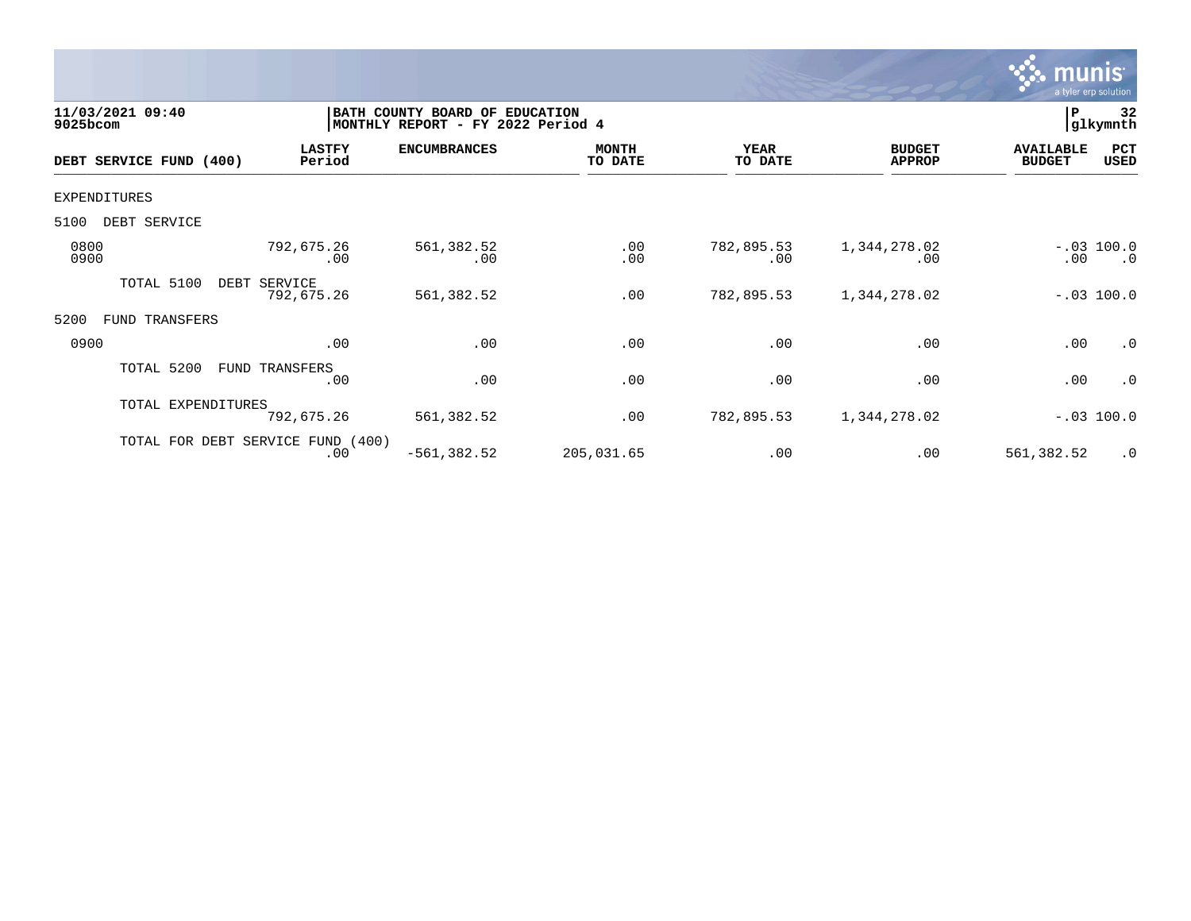11/03/2021 09:40
9025bcom

BATH COUNTY BOARD OF EDUCATION
MONTHLY REPORT - FY 2022 Period 4

P 32
glkymnth

| DEBT SERVICE FUND (400) | LASTFY Period | ENCUMBRANCES | MONTH TO DATE | YEAR TO DATE | BUDGET APPROP | AVAILABLE BUDGET | PCT USED |
|---|---|---|---|---|---|---|---|
| EXPENDITURES | | | | | | | |
| 5100 DEBT SERVICE | | | | | | | |
| 0800 | 792,675.26 | 561,382.52 | .00 | 782,895.53 | 1,344,278.02 | -.03 | 100.0 |
| 0900 | .00 | .00 | .00 | .00 | .00 | .00 | .0 |
| TOTAL 5100 DEBT SERVICE | 792,675.26 | 561,382.52 | .00 | 782,895.53 | 1,344,278.02 | -.03 | 100.0 |
| 5200 FUND TRANSFERS | | | | | | | |
| 0900 | .00 | .00 | .00 | .00 | .00 | .00 | .0 |
| TOTAL 5200 FUND TRANSFERS | .00 | .00 | .00 | .00 | .00 | .00 | .0 |
| TOTAL EXPENDITURES | 792,675.26 | 561,382.52 | .00 | 782,895.53 | 1,344,278.02 | -.03 | 100.0 |
| TOTAL FOR DEBT SERVICE FUND (400) | .00 | -561,382.52 | 205,031.65 | .00 | .00 | 561,382.52 | .0 |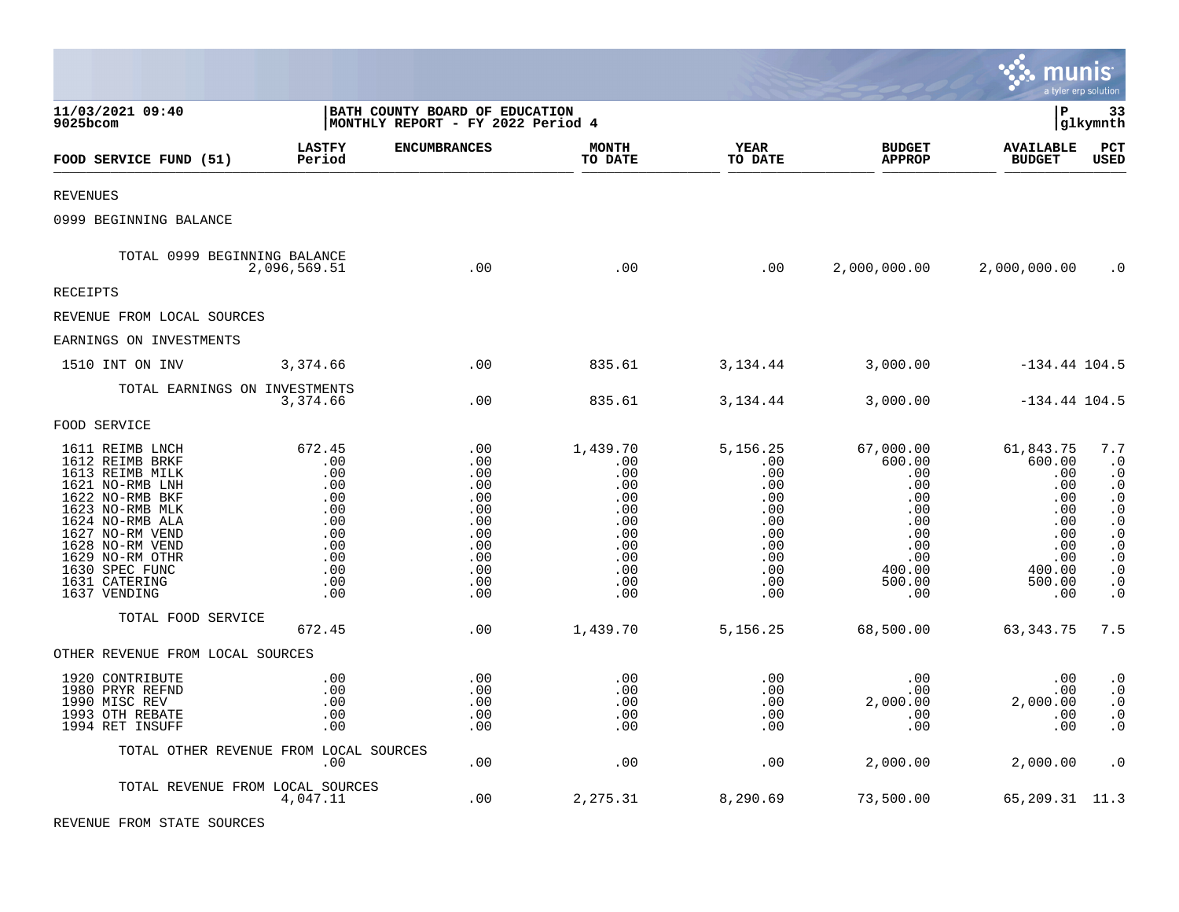11/03/2021 09:40
9025bcom

**BATH COUNTY BOARD OF EDUCATION**
**MONTHLY REPORT - FY 2022 Period 4**

P 33
glkymnth

| FOOD SERVICE FUND (51) | LASTFY Period | ENCUMBRANCES | MONTH TO DATE | YEAR TO DATE | BUDGET APPROP | AVAILABLE BUDGET | PCT USED |
|---|---|---|---|---|---|---|---|
| REVENUES | | | | | | | |
| 0999 BEGINNING BALANCE | | | | | | | |
| TOTAL 0999 BEGINNING BALANCE | 2,096,569.51 | .00 | .00 | .00 | 2,000,000.00 | 2,000,000.00 | .0 |
| RECEIPTS | | | | | | | |
| REVENUE FROM LOCAL SOURCES | | | | | | | |
| EARNINGS ON INVESTMENTS | | | | | | | |
| 1510 INT ON INV | 3,374.66 | .00 | 835.61 | 3,134.44 | 3,000.00 | -134.44 | 104.5 |
| TOTAL EARNINGS ON INVESTMENTS | 3,374.66 | .00 | 835.61 | 3,134.44 | 3,000.00 | -134.44 | 104.5 |
| FOOD SERVICE | | | | | | | |
| 1611 REIMB LNCH | 672.45 | .00 | 1,439.70 | 5,156.25 | 67,000.00 | 61,843.75 | 7.7 |
| 1612 REIMB BRKF | .00 | .00 | .00 | .00 | 600.00 | 600.00 | .0 |
| 1613 REIMB MILK | .00 | .00 | .00 | .00 | .00 | .00 | .0 |
| 1621 NO-RMB LNH | .00 | .00 | .00 | .00 | .00 | .00 | .0 |
| 1622 NO-RMB BKF | .00 | .00 | .00 | .00 | .00 | .00 | .0 |
| 1623 NO-RMB MLK | .00 | .00 | .00 | .00 | .00 | .00 | .0 |
| 1624 NO-RMB ALA | .00 | .00 | .00 | .00 | .00 | .00 | .0 |
| 1627 NO-RM VEND | .00 | .00 | .00 | .00 | .00 | .00 | .0 |
| 1628 NO-RM VEND | .00 | .00 | .00 | .00 | .00 | .00 | .0 |
| 1629 NO-RM OTHR | .00 | .00 | .00 | .00 | .00 | .00 | .0 |
| 1630 SPEC FUNC | .00 | .00 | .00 | .00 | 400.00 | 400.00 | .0 |
| 1631 CATERING | .00 | .00 | .00 | .00 | 500.00 | 500.00 | .0 |
| 1637 VENDING | .00 | .00 | .00 | .00 | .00 | .00 | .0 |
| TOTAL FOOD SERVICE | 672.45 | .00 | 1,439.70 | 5,156.25 | 68,500.00 | 63,343.75 | 7.5 |
| OTHER REVENUE FROM LOCAL SOURCES | | | | | | | |
| 1920 CONTRIBUTE | .00 | .00 | .00 | .00 | .00 | .00 | .0 |
| 1980 PRYR REFND | .00 | .00 | .00 | .00 | .00 | .00 | .0 |
| 1990 MISC REV | .00 | .00 | .00 | .00 | 2,000.00 | 2,000.00 | .0 |
| 1993 OTH REBATE | .00 | .00 | .00 | .00 | .00 | .00 | .0 |
| 1994 RET INSUFF | .00 | .00 | .00 | .00 | .00 | .00 | .0 |
| TOTAL OTHER REVENUE FROM LOCAL SOURCES | .00 | .00 | .00 | .00 | 2,000.00 | 2,000.00 | .0 |
| TOTAL REVENUE FROM LOCAL SOURCES | 4,047.11 | .00 | 2,275.31 | 8,290.69 | 73,500.00 | 65,209.31 | 11.3 |
| REVENUE FROM STATE SOURCES | | | | | | | |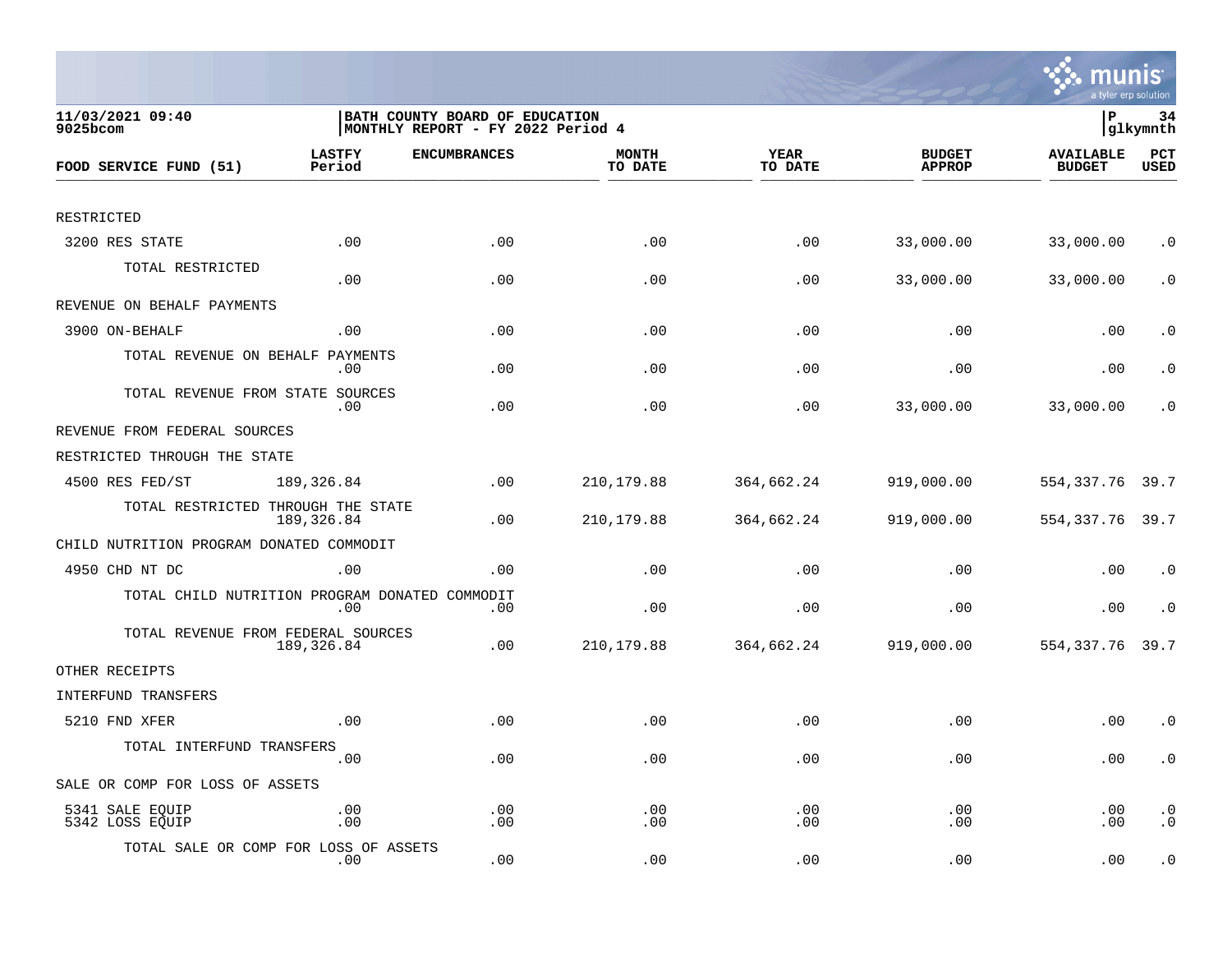11/03/2021 09:40
9025bcom

BATH COUNTY BOARD OF EDUCATION
MONTHLY REPORT - FY 2022 Period 4

P 34
glkymnth

| FOOD SERVICE FUND (51) | LASTFY Period | ENCUMBRANCES | MONTH TO DATE | YEAR TO DATE | BUDGET APPROP | AVAILABLE BUDGET | PCT USED |
|---|---|---|---|---|---|---|---|
| RESTRICTED | | | | | | | |
| 3200 RES STATE | .00 | .00 | .00 | .00 | 33,000.00 | 33,000.00 | .0 |
| TOTAL RESTRICTED | .00 | .00 | .00 | .00 | 33,000.00 | 33,000.00 | .0 |
| REVENUE ON BEHALF PAYMENTS | | | | | | | |
| 3900 ON-BEHALF | .00 | .00 | .00 | .00 | .00 | .00 | .0 |
| TOTAL REVENUE ON BEHALF PAYMENTS | .00 | .00 | .00 | .00 | .00 | .00 | .0 |
| TOTAL REVENUE FROM STATE SOURCES | .00 | .00 | .00 | .00 | 33,000.00 | 33,000.00 | .0 |
| REVENUE FROM FEDERAL SOURCES | | | | | | | |
| RESTRICTED THROUGH THE STATE | | | | | | | |
| 4500 RES FED/ST | 189,326.84 | .00 | 210,179.88 | 364,662.24 | 919,000.00 | 554,337.76 | 39.7 |
| TOTAL RESTRICTED THROUGH THE STATE | 189,326.84 | .00 | 210,179.88 | 364,662.24 | 919,000.00 | 554,337.76 | 39.7 |
| CHILD NUTRITION PROGRAM DONATED COMMODIT | | | | | | | |
| 4950 CHD NT DC | .00 | .00 | .00 | .00 | .00 | .00 | .0 |
| TOTAL CHILD NUTRITION PROGRAM DONATED COMMODIT | .00 | .00 | .00 | .00 | .00 | .00 | .0 |
| TOTAL REVENUE FROM FEDERAL SOURCES | 189,326.84 | .00 | 210,179.88 | 364,662.24 | 919,000.00 | 554,337.76 | 39.7 |
| OTHER RECEIPTS | | | | | | | |
| INTERFUND TRANSFERS | | | | | | | |
| 5210 FND XFER | .00 | .00 | .00 | .00 | .00 | .00 | .0 |
| TOTAL INTERFUND TRANSFERS | .00 | .00 | .00 | .00 | .00 | .00 | .0 |
| SALE OR COMP FOR LOSS OF ASSETS | | | | | | | |
| 5341 SALE EQUIP | .00 | .00 | .00 | .00 | .00 | .00 | .0 |
| 5342 LOSS EQUIP | .00 | .00 | .00 | .00 | .00 | .00 | .0 |
| TOTAL SALE OR COMP FOR LOSS OF ASSETS | .00 | .00 | .00 | .00 | .00 | .00 | .0 |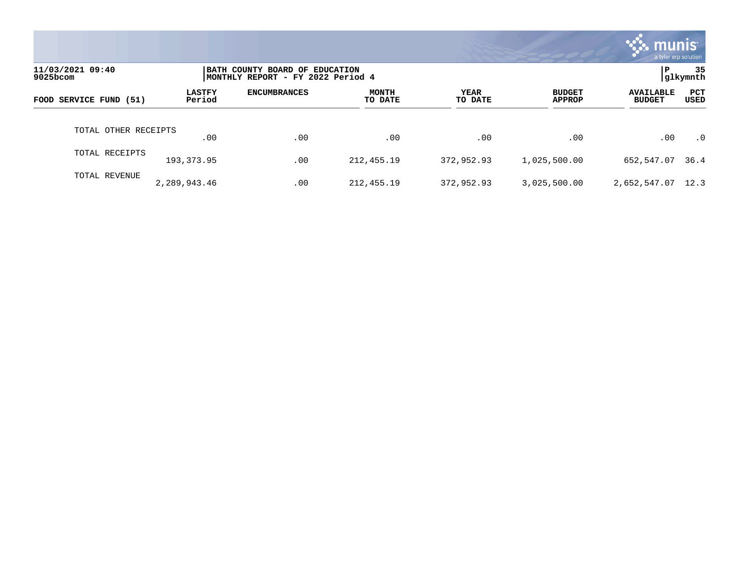11/03/2021 09:40
9025bcom

**BATH COUNTY BOARD OF EDUCATION**
**MONTHLY REPORT - FY 2022 Period 4**

P 35
glkymnth

| FOOD SERVICE FUND (51) | LASTFY Period | ENCUMBRANCES | MONTH TO DATE | YEAR TO DATE | BUDGET APPROP | AVAILABLE BUDGET | PCT USED |
|---|---|---|---|---|---|---|---|
| TOTAL OTHER RECEIPTS | .00 | .00 | .00 | .00 | .00 | .00 | .0 |
| TOTAL RECEIPTS | 193,373.95 | .00 | 212,455.19 | 372,952.93 | 1,025,500.00 | 652,547.07 | 36.4 |
| TOTAL REVENUE | 2,289,943.46 | .00 | 212,455.19 | 372,952.93 | 3,025,500.00 | 2,652,547.07 | 12.3 |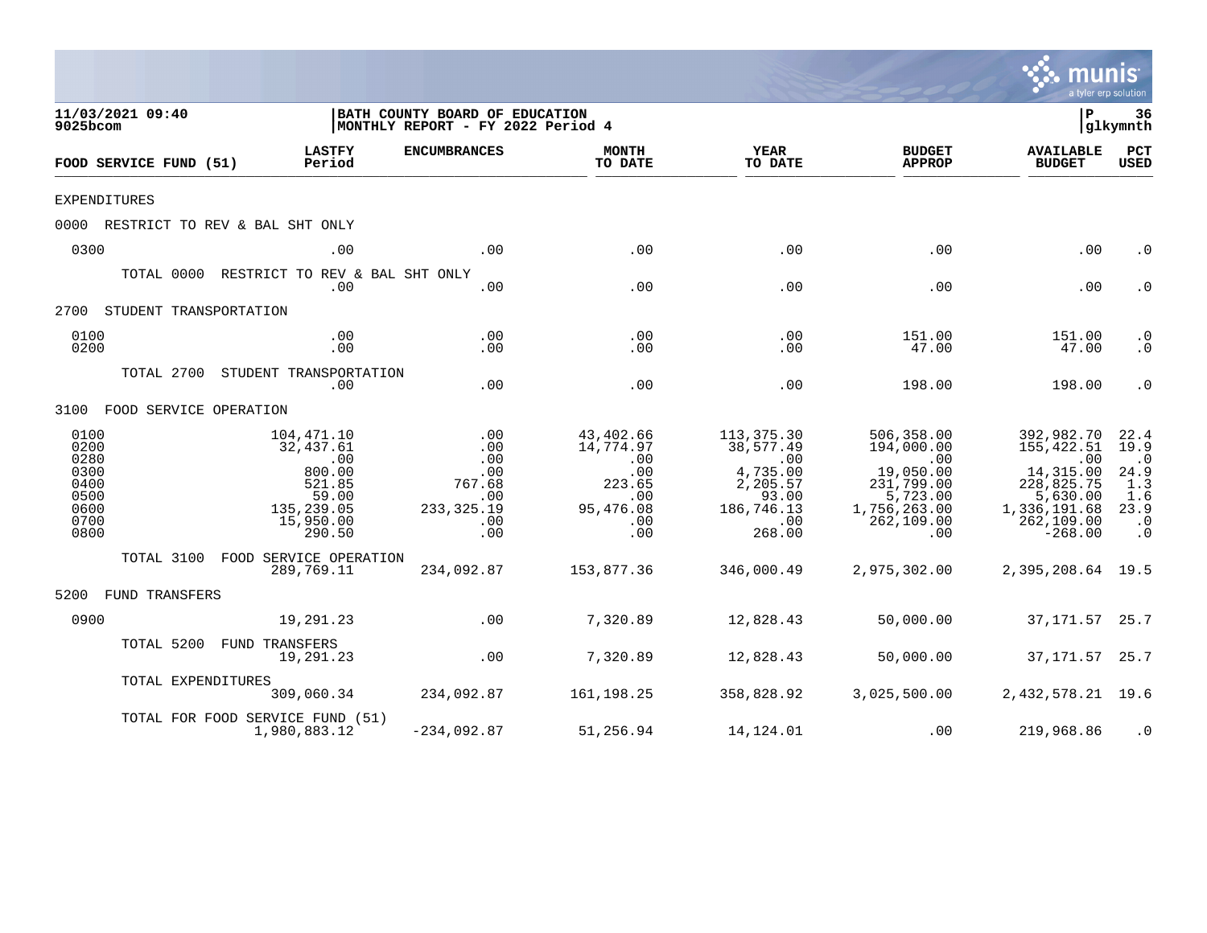11/03/2021 09:40
9025bcom

**BATH COUNTY BOARD OF EDUCATION**
**MONTHLY REPORT - FY 2022 Period 4**

P 36
glkymnth

| FOOD SERVICE FUND (51) | LASTFY Period | ENCUMBRANCES | MONTH TO DATE | YEAR TO DATE | BUDGET APPROP | AVAILABLE BUDGET | PCT USED |
|---|---|---|---|---|---|---|---|
| EXPENDITURES | | | | | | | |
| 0000 RESTRICT TO REV & BAL SHT ONLY | | | | | | | |
| 0300 | .00 | .00 | .00 | .00 | .00 | .00 | .0 |
| TOTAL 0000 RESTRICT TO REV & BAL SHT ONLY | .00 | .00 | .00 | .00 | .00 | .00 | .0 |
| 2700 STUDENT TRANSPORTATION | | | | | | | |
| 0100 | .00 | .00 | .00 | .00 | 151.00 | 151.00 | .0 |
| 0200 | .00 | .00 | .00 | .00 | 47.00 | 47.00 | .0 |
| TOTAL 2700 STUDENT TRANSPORTATION | .00 | .00 | .00 | .00 | 198.00 | 198.00 | .0 |
| 3100 FOOD SERVICE OPERATION | | | | | | | |
| 0100 | 104,471.10 | .00 | 43,402.66 | 113,375.30 | 506,358.00 | 392,982.70 | 22.4 |
| 0200 | 32,437.61 | .00 | 14,774.97 | 38,577.49 | 194,000.00 | 155,422.51 | 19.9 |
| 0280 | .00 | .00 | .00 | .00 | .00 | .00 | .0 |
| 0300 | 800.00 | .00 | .00 | 4,735.00 | 19,050.00 | 14,315.00 | 24.9 |
| 0400 | 521.85 | 767.68 | 223.65 | 2,205.57 | 231,799.00 | 228,825.75 | 1.3 |
| 0500 | 59.00 | .00 | .00 | 93.00 | 5,723.00 | 5,630.00 | 1.6 |
| 0600 | 135,239.05 | 233,325.19 | 95,476.08 | 186,746.13 | 1,756,263.00 | 1,336,191.68 | 23.9 |
| 0700 | 15,950.00 | .00 | .00 | .00 | 262,109.00 | 262,109.00 | .0 |
| 0800 | 290.50 | .00 | .00 | 268.00 | .00 | -268.00 | .0 |
| TOTAL 3100 FOOD SERVICE OPERATION | 289,769.11 | 234,092.87 | 153,877.36 | 346,000.49 | 2,975,302.00 | 2,395,208.64 | 19.5 |
| 5200 FUND TRANSFERS | | | | | | | |
| 0900 | 19,291.23 | .00 | 7,320.89 | 12,828.43 | 50,000.00 | 37,171.57 | 25.7 |
| TOTAL 5200 FUND TRANSFERS | 19,291.23 | .00 | 7,320.89 | 12,828.43 | 50,000.00 | 37,171.57 | 25.7 |
| TOTAL EXPENDITURES | 309,060.34 | 234,092.87 | 161,198.25 | 358,828.92 | 3,025,500.00 | 2,432,578.21 | 19.6 |
| TOTAL FOR FOOD SERVICE FUND (51) | 1,980,883.12 | -234,092.87 | 51,256.94 | 14,124.01 | .00 | 219,968.86 | .0 |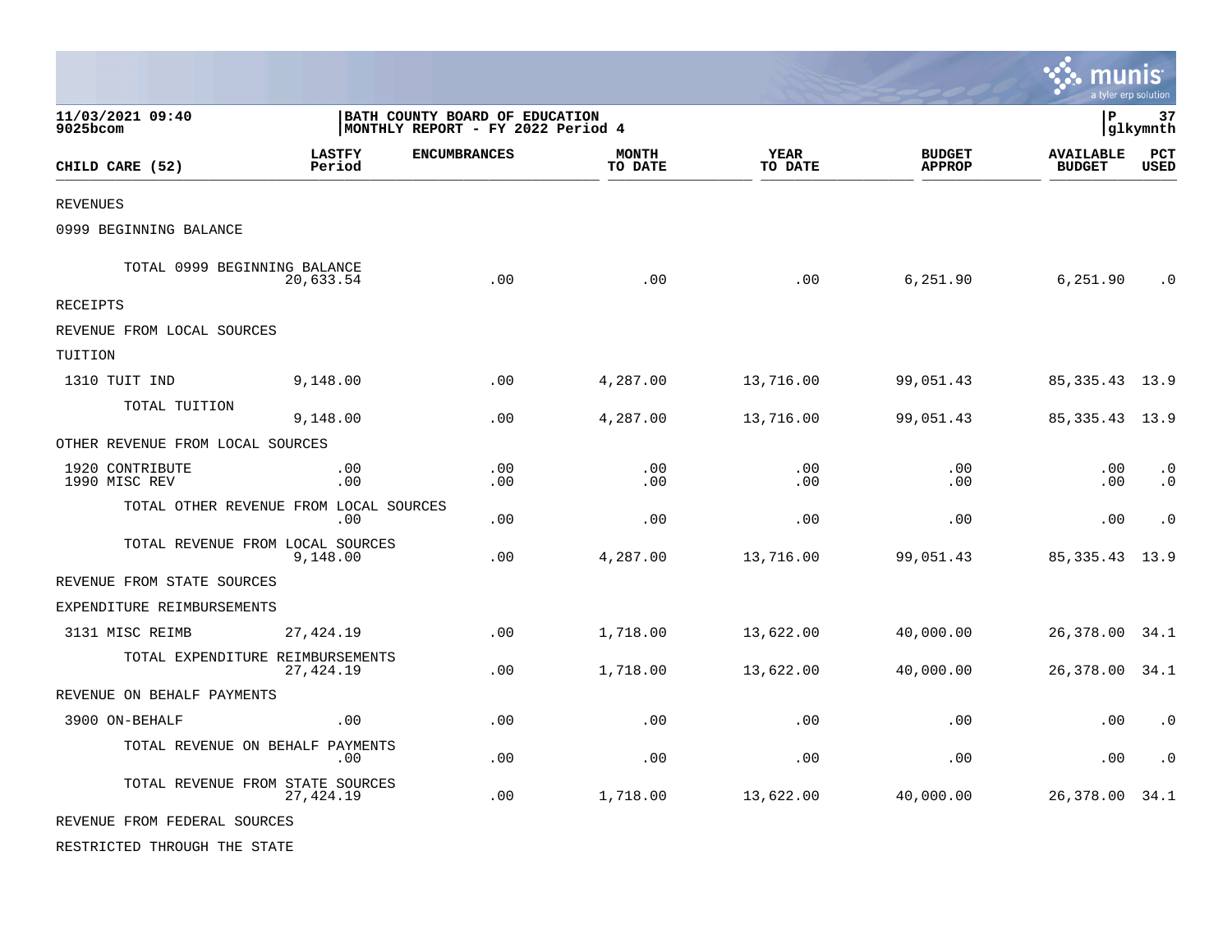11/03/2021 09:40
9025bcom

BATH COUNTY BOARD OF EDUCATION
MONTHLY REPORT - FY 2022 Period 4

P 37
glkymnth

| CHILD CARE (52) | LASTFY Period | ENCUMBRANCES | MONTH TO DATE | YEAR TO DATE | BUDGET APPROP | AVAILABLE BUDGET | PCT USED |
|---|---|---|---|---|---|---|---|
| REVENUES | | | | | | | |
| 0999 BEGINNING BALANCE | | | | | | | |
| TOTAL 0999 BEGINNING BALANCE | 20,633.54 | .00 | .00 | .00 | 6,251.90 | 6,251.90 | .0 |
| RECEIPTS | | | | | | | |
| REVENUE FROM LOCAL SOURCES | | | | | | | |
| TUITION | | | | | | | |
| 1310 TUIT IND | 9,148.00 | .00 | 4,287.00 | 13,716.00 | 99,051.43 | 85,335.43 | 13.9 |
| TOTAL TUITION | 9,148.00 | .00 | 4,287.00 | 13,716.00 | 99,051.43 | 85,335.43 | 13.9 |
| OTHER REVENUE FROM LOCAL SOURCES | | | | | | | |
| 1920 CONTRIBUTE | .00 | .00 | .00 | .00 | .00 | .00 | .0 |
| 1990 MISC REV | .00 | .00 | .00 | .00 | .00 | .00 | .0 |
| TOTAL OTHER REVENUE FROM LOCAL SOURCES | .00 | .00 | .00 | .00 | .00 | .00 | .0 |
| TOTAL REVENUE FROM LOCAL SOURCES | 9,148.00 | .00 | 4,287.00 | 13,716.00 | 99,051.43 | 85,335.43 | 13.9 |
| REVENUE FROM STATE SOURCES | | | | | | | |
| EXPENDITURE REIMBURSEMENTS | | | | | | | |
| 3131 MISC REIMB | 27,424.19 | .00 | 1,718.00 | 13,622.00 | 40,000.00 | 26,378.00 | 34.1 |
| TOTAL EXPENDITURE REIMBURSEMENTS | 27,424.19 | .00 | 1,718.00 | 13,622.00 | 40,000.00 | 26,378.00 | 34.1 |
| REVENUE ON BEHALF PAYMENTS | | | | | | | |
| 3900 ON-BEHALF | .00 | .00 | .00 | .00 | .00 | .00 | .0 |
| TOTAL REVENUE ON BEHALF PAYMENTS | .00 | .00 | .00 | .00 | .00 | .00 | .0 |
| TOTAL REVENUE FROM STATE SOURCES | 27,424.19 | .00 | 1,718.00 | 13,622.00 | 40,000.00 | 26,378.00 | 34.1 |
| REVENUE FROM FEDERAL SOURCES | | | | | | | |
| RESTRICTED THROUGH THE STATE | | | | | | | |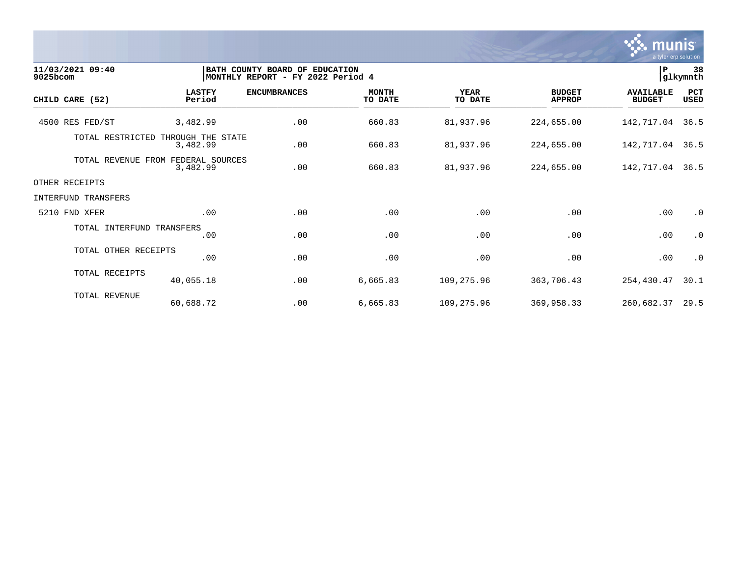11/03/2021 09:40
9025bcom

BATH COUNTY BOARD OF EDUCATION
MONTHLY REPORT - FY 2022 Period 4

P 38
glkymnth

| CHILD CARE (52) | LASTFY Period | ENCUMBRANCES | MONTH TO DATE | YEAR TO DATE | BUDGET APPROP | AVAILABLE BUDGET | PCT USED |
|---|---|---|---|---|---|---|---|
| 4500 RES FED/ST | 3,482.99 | .00 | 660.83 | 81,937.96 | 224,655.00 | 142,717.04 | 36.5 |
| TOTAL RESTRICTED THROUGH THE STATE | 3,482.99 | .00 | 660.83 | 81,937.96 | 224,655.00 | 142,717.04 | 36.5 |
| TOTAL REVENUE FROM FEDERAL SOURCES | 3,482.99 | .00 | 660.83 | 81,937.96 | 224,655.00 | 142,717.04 | 36.5 |
| OTHER RECEIPTS | | | | | | | |
| INTERFUND TRANSFERS | | | | | | | |
| 5210 FND XFER | .00 | .00 | .00 | .00 | .00 | .00 | .0 |
| TOTAL INTERFUND TRANSFERS | .00 | .00 | .00 | .00 | .00 | .00 | .0 |
| TOTAL OTHER RECEIPTS | .00 | .00 | .00 | .00 | .00 | .00 | .0 |
| TOTAL RECEIPTS | 40,055.18 | .00 | 6,665.83 | 109,275.96 | 363,706.43 | 254,430.47 | 30.1 |
| TOTAL REVENUE | 60,688.72 | .00 | 6,665.83 | 109,275.96 | 369,958.33 | 260,682.37 | 29.5 |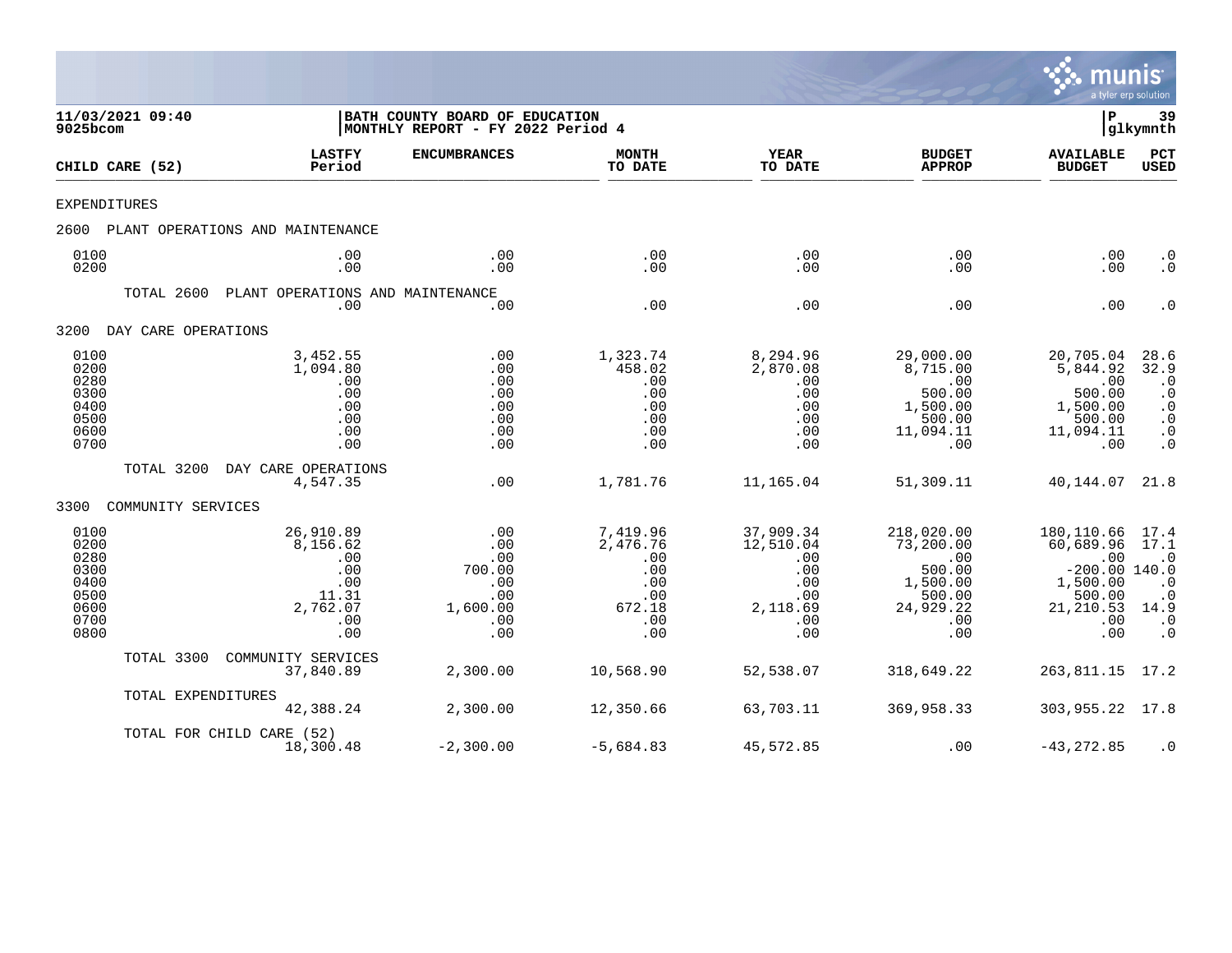11/03/2021 09:40
9025bcom

BATH COUNTY BOARD OF EDUCATION
MONTHLY REPORT - FY 2022 Period 4

glkymnth

| CHILD CARE (52) | LASTFY Period | ENCUMBRANCES | MONTH TO DATE | YEAR TO DATE | BUDGET APPROP | AVAILABLE BUDGET | PCT USED |
|---|---|---|---|---|---|---|---|
| EXPENDITURES | | | | | | | |
| 2600 PLANT OPERATIONS AND MAINTENANCE | | | | | | | |
| 0100 | .00 | .00 | .00 | .00 | .00 | .00 | .0 |
| 0200 | .00 | .00 | .00 | .00 | .00 | .00 | .0 |
| TOTAL 2600 PLANT OPERATIONS AND MAINTENANCE | .00 | .00 | .00 | .00 | .00 | .00 | .0 |
| 3200 DAY CARE OPERATIONS | | | | | | | |
| 0100 | 3,452.55 | .00 | 1,323.74 | 8,294.96 | 29,000.00 | 20,705.04 | 28.6 |
| 0200 | 1,094.80 | .00 | 458.02 | 2,870.08 | 8,715.00 | 5,844.92 | 32.9 |
| 0280 | .00 | .00 | .00 | .00 | .00 | .00 | .0 |
| 0300 | .00 | .00 | .00 | .00 | 500.00 | 500.00 | .0 |
| 0400 | .00 | .00 | .00 | .00 | 1,500.00 | 1,500.00 | .0 |
| 0500 | .00 | .00 | .00 | .00 | 500.00 | 500.00 | .0 |
| 0600 | .00 | .00 | .00 | .00 | 11,094.11 | 11,094.11 | .0 |
| 0700 | .00 | .00 | .00 | .00 | .00 | .00 | .0 |
| TOTAL 3200 DAY CARE OPERATIONS | 4,547.35 | .00 | 1,781.76 | 11,165.04 | 51,309.11 | 40,144.07 | 21.8 |
| 3300 COMMUNITY SERVICES | | | | | | | |
| 0100 | 26,910.89 | .00 | 7,419.96 | 37,909.34 | 218,020.00 | 180,110.66 | 17.4 |
| 0200 | 8,156.62 | .00 | 2,476.76 | 12,510.04 | 73,200.00 | 60,689.96 | 17.1 |
| 0280 | .00 | .00 | .00 | .00 | .00 | .00 | .0 |
| 0300 | .00 | 700.00 | .00 | .00 | 500.00 | -200.00 | 140.0 |
| 0400 | .00 | .00 | .00 | .00 | 1,500.00 | 1,500.00 | .0 |
| 0500 | 11.31 | .00 | .00 | .00 | 500.00 | 500.00 | .0 |
| 0600 | 2,762.07 | 1,600.00 | 672.18 | 2,118.69 | 24,929.22 | 21,210.53 | 14.9 |
| 0700 | .00 | .00 | .00 | .00 | .00 | .00 | .0 |
| 0800 | .00 | .00 | .00 | .00 | .00 | .00 | .0 |
| TOTAL 3300 COMMUNITY SERVICES | 37,840.89 | 2,300.00 | 10,568.90 | 52,538.07 | 318,649.22 | 263,811.15 | 17.2 |
| TOTAL EXPENDITURES | 42,388.24 | 2,300.00 | 12,350.66 | 63,703.11 | 369,958.33 | 303,955.22 | 17.8 |
| TOTAL FOR CHILD CARE (52) | 18,300.48 | -2,300.00 | -5,684.83 | 45,572.85 | .00 | -43,272.85 | .0 |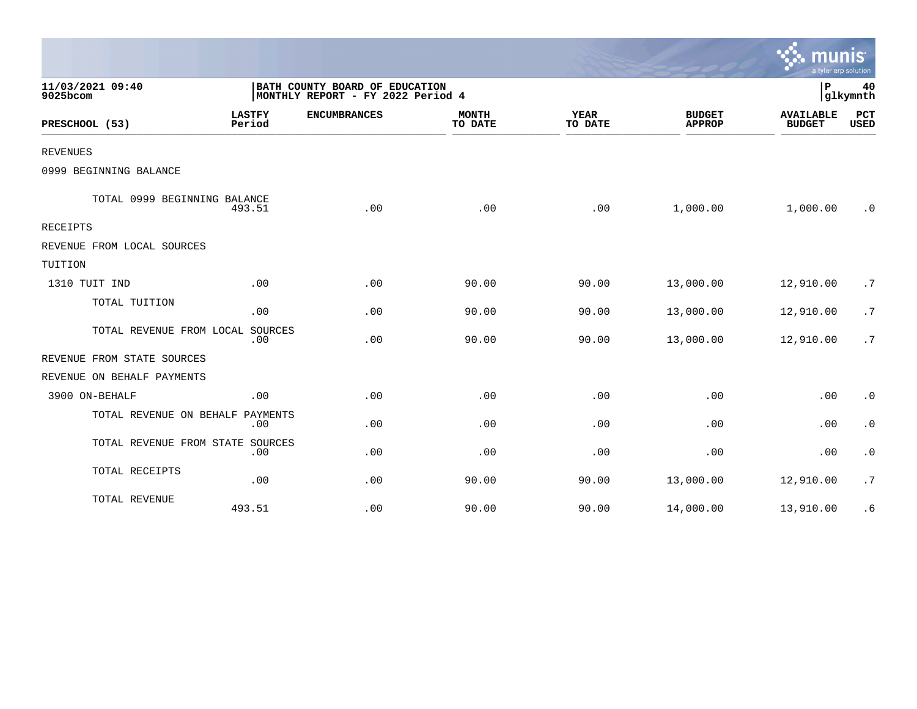11/03/2021 09:40
9025bcom

BATH COUNTY BOARD OF EDUCATION
MONTHLY REPORT - FY 2022 Period 4

P 40
glkymnth

| PRESCHOOL (53) | LASTFY Period | ENCUMBRANCES | MONTH TO DATE | YEAR TO DATE | BUDGET APPROP | AVAILABLE BUDGET | PCT USED |
|---|---|---|---|---|---|---|---|
| REVENUES | | | | | | | |
| 0999 BEGINNING BALANCE | | | | | | | |
| TOTAL 0999 BEGINNING BALANCE | 493.51 | .00 | .00 | .00 | 1,000.00 | 1,000.00 | .0 |
| RECEIPTS | | | | | | | |
| REVENUE FROM LOCAL SOURCES | | | | | | | |
| TUITION | | | | | | | |
| 1310 TUIT IND | .00 | .00 | 90.00 | 90.00 | 13,000.00 | 12,910.00 | .7 |
| TOTAL TUITION | .00 | .00 | 90.00 | 90.00 | 13,000.00 | 12,910.00 | .7 |
| TOTAL REVENUE FROM LOCAL SOURCES | .00 | .00 | 90.00 | 90.00 | 13,000.00 | 12,910.00 | .7 |
| REVENUE FROM STATE SOURCES | | | | | | | |
| REVENUE ON BEHALF PAYMENTS | | | | | | | |
| 3900 ON-BEHALF | .00 | .00 | .00 | .00 | .00 | .00 | .0 |
| TOTAL REVENUE ON BEHALF PAYMENTS | .00 | .00 | .00 | .00 | .00 | .00 | .0 |
| TOTAL REVENUE FROM STATE SOURCES | .00 | .00 | .00 | .00 | .00 | .00 | .0 |
| TOTAL RECEIPTS | .00 | .00 | 90.00 | 90.00 | 13,000.00 | 12,910.00 | .7 |
| TOTAL REVENUE | 493.51 | .00 | 90.00 | 90.00 | 14,000.00 | 13,910.00 | .6 |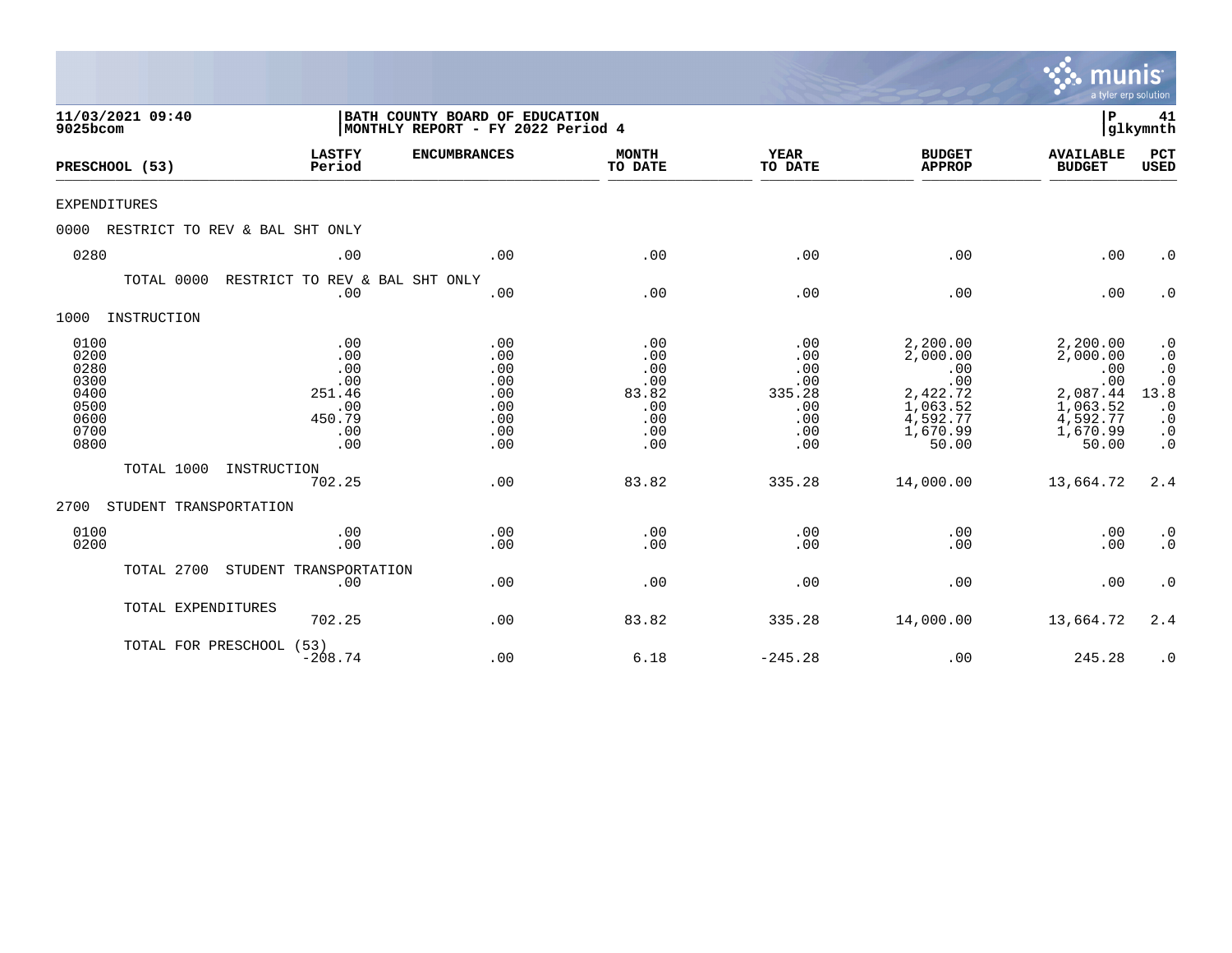**11/03/2021 09:40**
**9025bcom**

**BATH COUNTY BOARD OF EDUCATION**
**MONTHLY REPORT - FY 2022 Period 4**

**P 41**
**glkymnth**

| PRESCHOOL (53) | LASTFY Period | ENCUMBRANCES | MONTH TO DATE | YEAR TO DATE | BUDGET APPROP | AVAILABLE BUDGET | PCT USED |
|---|---|---|---|---|---|---|---|
| EXPENDITURES | | | | | | | |
| 0000 RESTRICT TO REV & BAL SHT ONLY | | | | | | | |
| 0280 | .00 | .00 | .00 | .00 | .00 | .00 | .0 |
| TOTAL 0000 RESTRICT TO REV & BAL SHT ONLY | .00 | .00 | .00 | .00 | .00 | .00 | .0 |
| 1000 INSTRUCTION | | | | | | | |
| 0100 | .00 | .00 | .00 | .00 | 2,200.00 | 2,200.00 | .0 |
| 0200 | .00 | .00 | .00 | .00 | 2,000.00 | 2,000.00 | .0 |
| 0280 | .00 | .00 | .00 | .00 | .00 | .00 | .0 |
| 0300 | .00 | .00 | .00 | .00 | .00 | .00 | .0 |
| 0400 | 251.46 | .00 | 83.82 | 335.28 | 2,422.72 | 2,087.44 | 13.8 |
| 0500 | .00 | .00 | .00 | .00 | 1,063.52 | 1,063.52 | .0 |
| 0600 | 450.79 | .00 | .00 | .00 | 4,592.77 | 4,592.77 | .0 |
| 0700 | .00 | .00 | .00 | .00 | 1,670.99 | 1,670.99 | .0 |
| 0800 | .00 | .00 | .00 | .00 | 50.00 | 50.00 | .0 |
| TOTAL 1000 INSTRUCTION | 702.25 | .00 | 83.82 | 335.28 | 14,000.00 | 13,664.72 | 2.4 |
| 2700 STUDENT TRANSPORTATION | | | | | | | |
| 0100 | .00 | .00 | .00 | .00 | .00 | .00 | .0 |
| 0200 | .00 | .00 | .00 | .00 | .00 | .00 | .0 |
| TOTAL 2700 STUDENT TRANSPORTATION | .00 | .00 | .00 | .00 | .00 | .00 | .0 |
| TOTAL EXPENDITURES | 702.25 | .00 | 83.82 | 335.28 | 14,000.00 | 13,664.72 | 2.4 |
| TOTAL FOR PRESCHOOL (53) | -208.74 | .00 | 6.18 | -245.28 | .00 | 245.28 | .0 |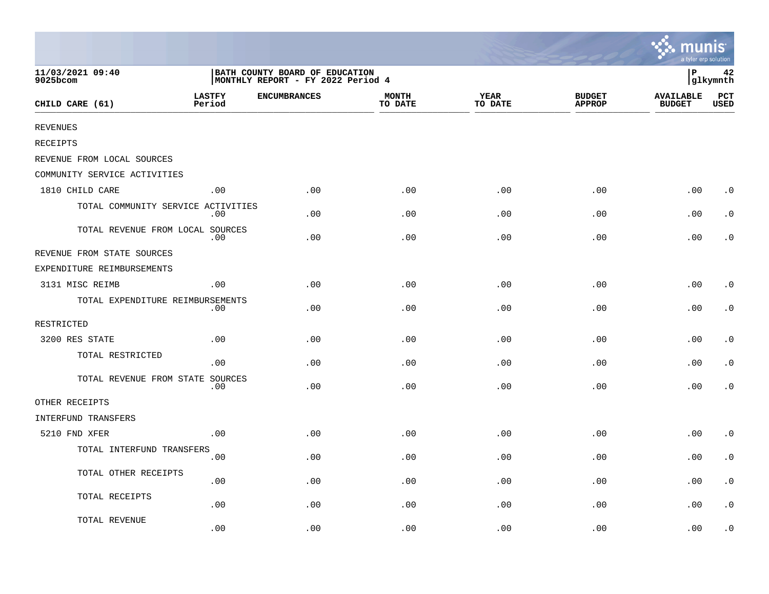11/03/2021 09:40
9025bcom

BATH COUNTY BOARD OF EDUCATION
MONTHLY REPORT - FY 2022 Period 4

P 42
glkymnth

| CHILD CARE (61) | LASTFY Period | ENCUMBRANCES | MONTH TO DATE | YEAR TO DATE | BUDGET APPROP | AVAILABLE BUDGET | PCT USED |
|---|---|---|---|---|---|---|---|
| REVENUES | | | | | | | |
| RECEIPTS | | | | | | | |
| REVENUE FROM LOCAL SOURCES | | | | | | | |
| COMMUNITY SERVICE ACTIVITIES | | | | | | | |
| 1810 CHILD CARE | .00 | .00 | .00 | .00 | .00 | .00 | .0 |
| TOTAL COMMUNITY SERVICE ACTIVITIES | .00 | .00 | .00 | .00 | .00 | .00 | .0 |
| TOTAL REVENUE FROM LOCAL SOURCES | .00 | .00 | .00 | .00 | .00 | .00 | .0 |
| REVENUE FROM STATE SOURCES | | | | | | | |
| EXPENDITURE REIMBURSEMENTS | | | | | | | |
| 3131 MISC REIMB | .00 | .00 | .00 | .00 | .00 | .00 | .0 |
| TOTAL EXPENDITURE REIMBURSEMENTS | .00 | .00 | .00 | .00 | .00 | .00 | .0 |
| RESTRICTED | | | | | | | |
| 3200 RES STATE | .00 | .00 | .00 | .00 | .00 | .00 | .0 |
| TOTAL RESTRICTED | .00 | .00 | .00 | .00 | .00 | .00 | .0 |
| TOTAL REVENUE FROM STATE SOURCES | .00 | .00 | .00 | .00 | .00 | .00 | .0 |
| OTHER RECEIPTS | | | | | | | |
| INTERFUND TRANSFERS | | | | | | | |
| 5210 FND XFER | .00 | .00 | .00 | .00 | .00 | .00 | .0 |
| TOTAL INTERFUND TRANSFERS | .00 | .00 | .00 | .00 | .00 | .00 | .0 |
| TOTAL OTHER RECEIPTS | .00 | .00 | .00 | .00 | .00 | .00 | .0 |
| TOTAL RECEIPTS | .00 | .00 | .00 | .00 | .00 | .00 | .0 |
| TOTAL REVENUE | .00 | .00 | .00 | .00 | .00 | .00 | .0 |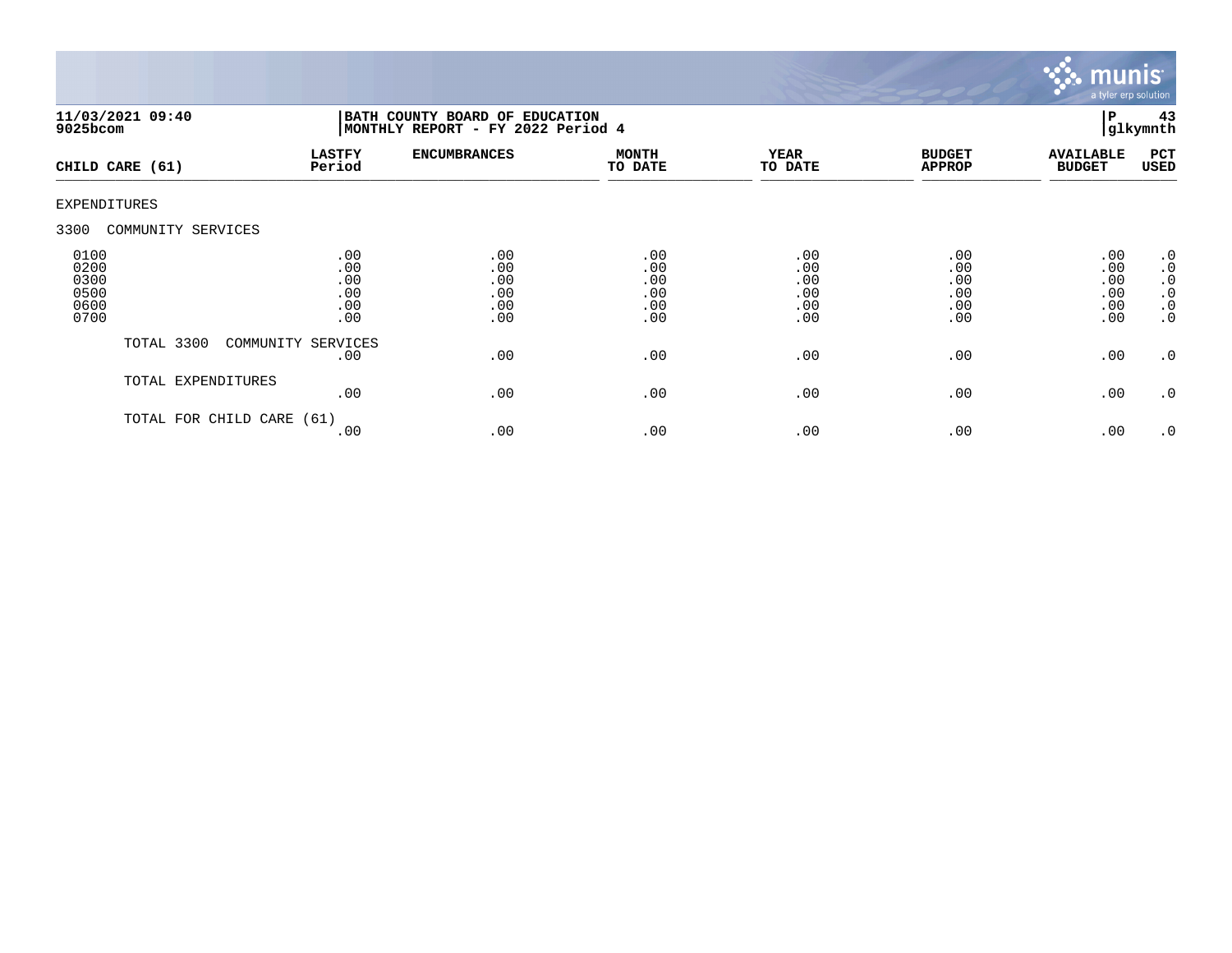11/03/2021 09:40
9025bcom

BATH COUNTY BOARD OF EDUCATION
MONTHLY REPORT - FY 2022 Period 4

P 43
glkymnth

| CHILD CARE (61) | LASTFY Period | ENCUMBRANCES | MONTH TO DATE | YEAR TO DATE | BUDGET APPROP | AVAILABLE BUDGET | PCT USED |
|---|---|---|---|---|---|---|---|
| EXPENDITURES | | | | | | | |
| 3300 COMMUNITY SERVICES | | | | | | | |
| 0100 | .00 | .00 | .00 | .00 | .00 | .00 | .0 |
| 0200 | .00 | .00 | .00 | .00 | .00 | .00 | .0 |
| 0300 | .00 | .00 | .00 | .00 | .00 | .00 | .0 |
| 0500 | .00 | .00 | .00 | .00 | .00 | .00 | .0 |
| 0600 | .00 | .00 | .00 | .00 | .00 | .00 | .0 |
| 0700 | .00 | .00 | .00 | .00 | .00 | .00 | .0 |
| TOTAL 3300 COMMUNITY SERVICES | .00 | .00 | .00 | .00 | .00 | .00 | .0 |
| TOTAL EXPENDITURES | .00 | .00 | .00 | .00 | .00 | .00 | .0 |
| TOTAL FOR CHILD CARE (61) | .00 | .00 | .00 | .00 | .00 | .00 | .0 |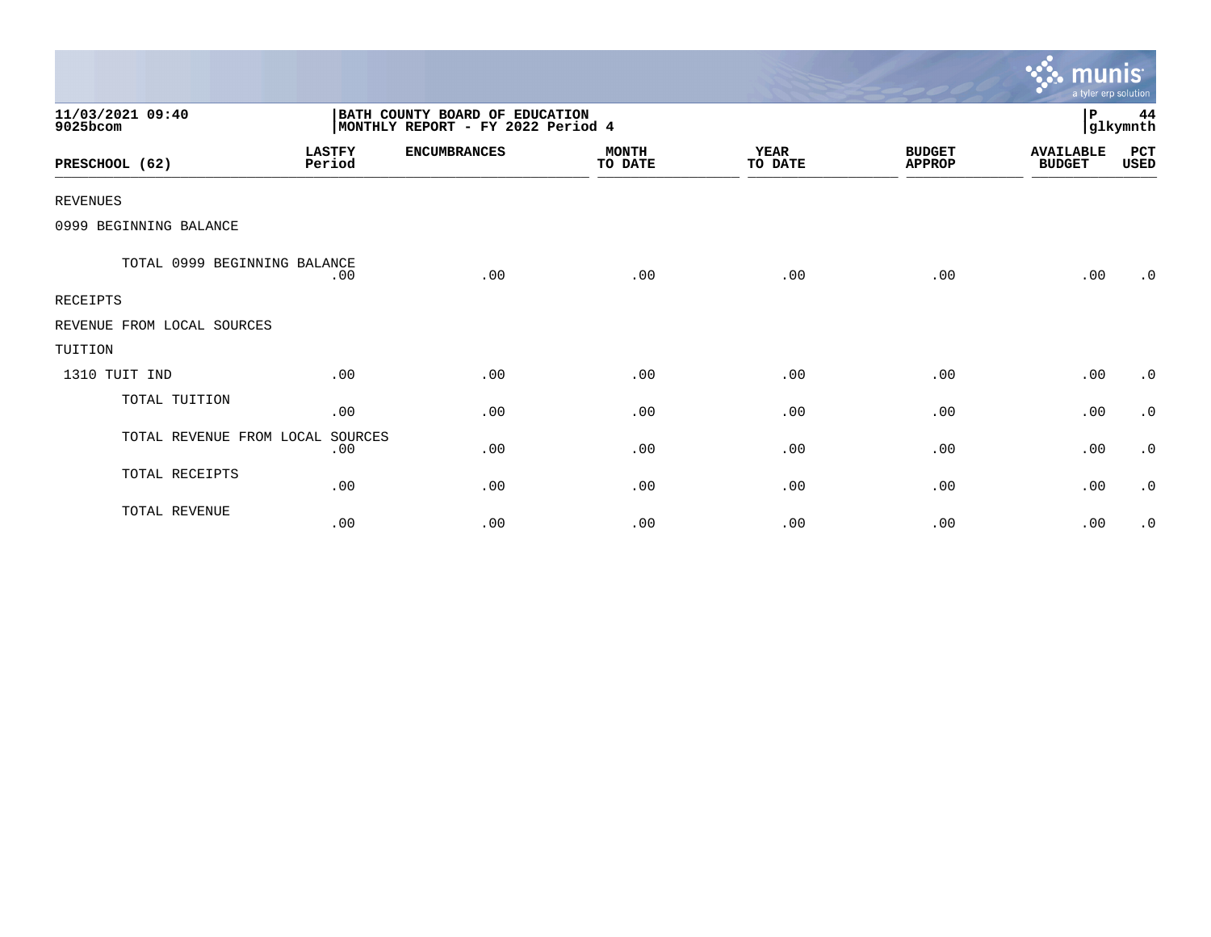11/03/2021 09:40
9025bcom

BATH COUNTY BOARD OF EDUCATION
MONTHLY REPORT - FY 2022 Period 4

P 44
glkymnth

| PRESCHOOL (62) | LASTFY Period | ENCUMBRANCES | MONTH TO DATE | YEAR TO DATE | BUDGET APPROP | AVAILABLE BUDGET | PCT USED |
|---|---|---|---|---|---|---|---|
| REVENUES | | | | | | | |
| 0999 BEGINNING BALANCE | | | | | | | |
| TOTAL 0999 BEGINNING BALANCE | .00 | .00 | .00 | .00 | .00 | .00 | .0 |
| RECEIPTS | | | | | | | |
| REVENUE FROM LOCAL SOURCES | | | | | | | |
| TUITION | | | | | | | |
| 1310 TUIT IND | .00 | .00 | .00 | .00 | .00 | .00 | .0 |
| TOTAL TUITION | .00 | .00 | .00 | .00 | .00 | .00 | .0 |
| TOTAL REVENUE FROM LOCAL SOURCES | .00 | .00 | .00 | .00 | .00 | .00 | .0 |
| TOTAL RECEIPTS | .00 | .00 | .00 | .00 | .00 | .00 | .0 |
| TOTAL REVENUE | .00 | .00 | .00 | .00 | .00 | .00 | .0 |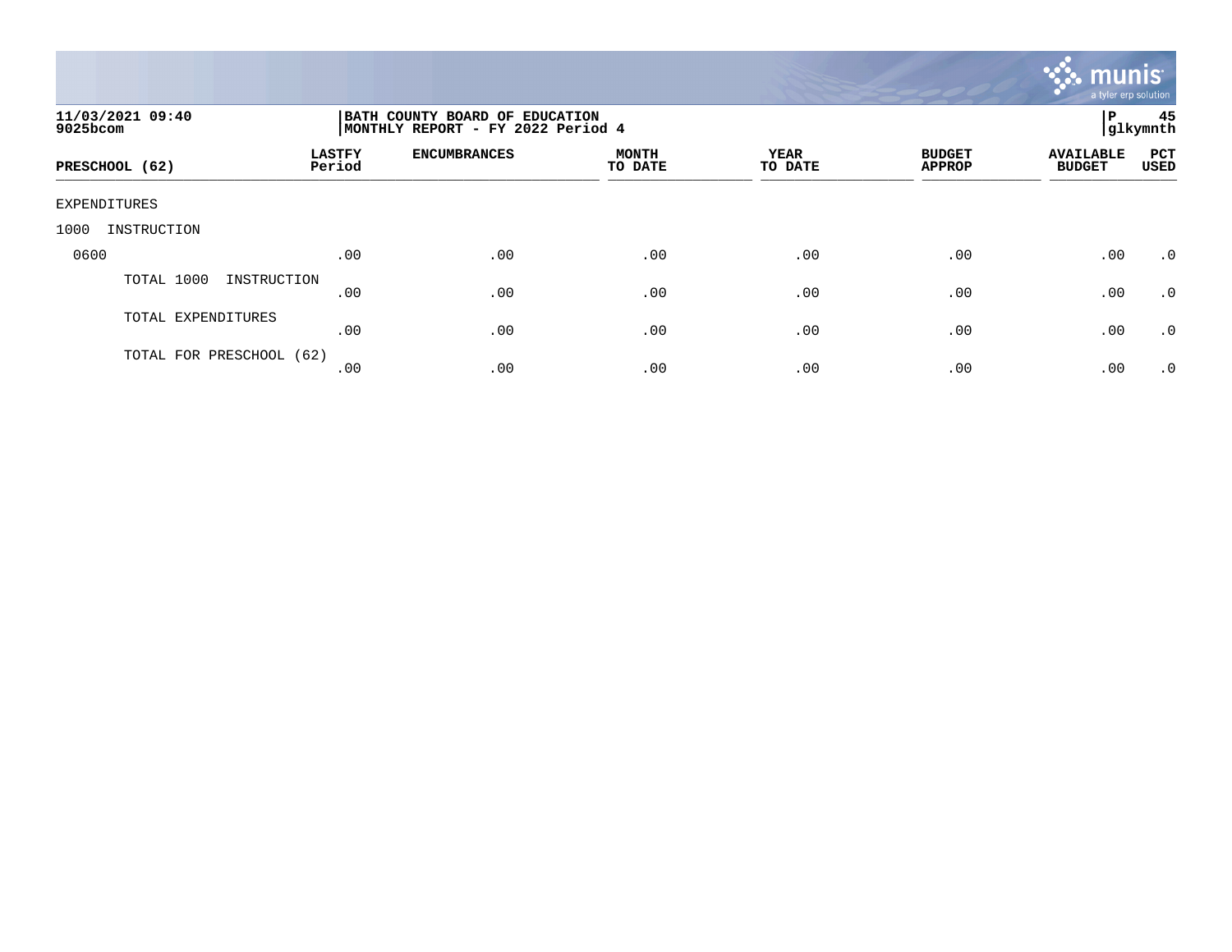11/03/2021 09:40
9025bcom

BATH COUNTY BOARD OF EDUCATION
MONTHLY REPORT - FY 2022 Period 4

P 45
glkymnth

| PRESCHOOL (62) | LASTFY Period | ENCUMBRANCES | MONTH TO DATE | YEAR TO DATE | BUDGET APPROP | AVAILABLE BUDGET | PCT USED |
|---|---|---|---|---|---|---|---|
| EXPENDITURES | | | | | | | |
| 1000 INSTRUCTION | | | | | | | |
| 0600 | .00 | .00 | .00 | .00 | .00 | .00 | .0 |
| TOTAL 1000 INSTRUCTION | .00 | .00 | .00 | .00 | .00 | .00 | .0 |
| TOTAL EXPENDITURES | .00 | .00 | .00 | .00 | .00 | .00 | .0 |
| TOTAL FOR PRESCHOOL (62) | .00 | .00 | .00 | .00 | .00 | .00 | .0 |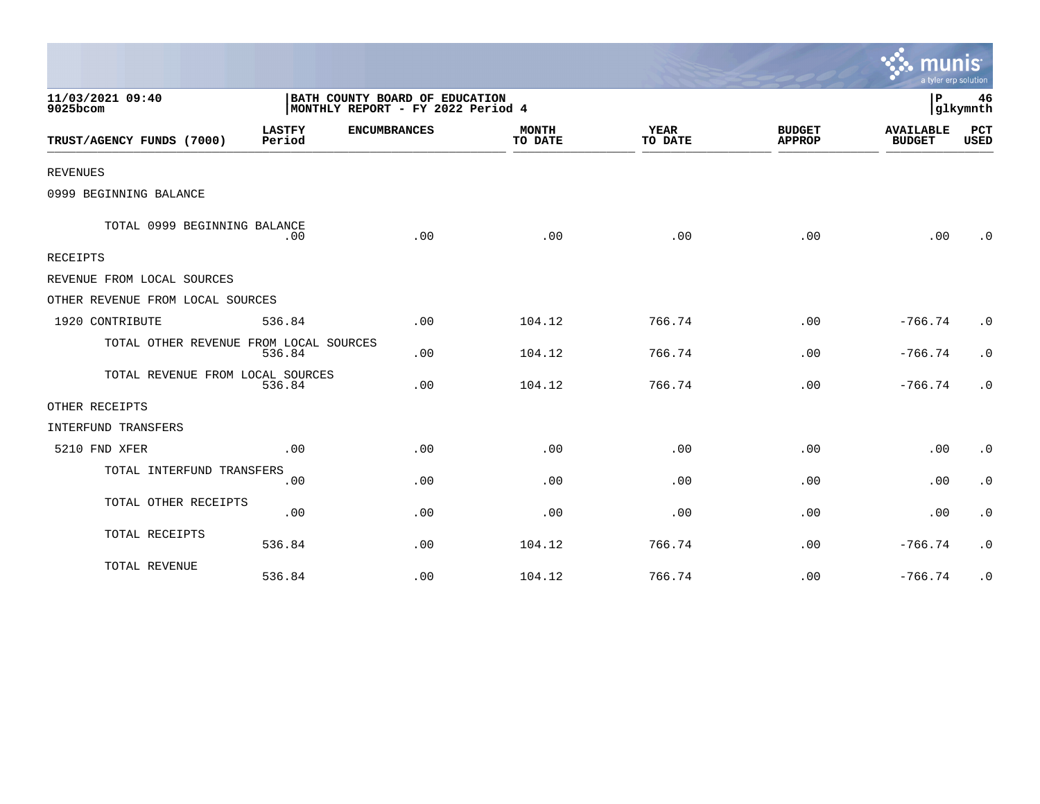11/03/2021 09:40
9025bcom

BATH COUNTY BOARD OF EDUCATION
MONTHLY REPORT - FY 2022 Period 4

P 46
glkymnth

| TRUST/AGENCY FUNDS (7000) | LASTFY Period | ENCUMBRANCES | MONTH TO DATE | YEAR TO DATE | BUDGET APPROP | AVAILABLE BUDGET | PCT USED |
|---|---|---|---|---|---|---|---|
| REVENUES | | | | | | | |
| 0999 BEGINNING BALANCE | | | | | | | |
| TOTAL 0999 BEGINNING BALANCE | .00 | .00 | .00 | .00 | .00 | .00 | .0 |
| RECEIPTS | | | | | | | |
| REVENUE FROM LOCAL SOURCES | | | | | | | |
| OTHER REVENUE FROM LOCAL SOURCES | | | | | | | |
| 1920 CONTRIBUTE | 536.84 | .00 | 104.12 | 766.74 | .00 | -766.74 | .0 |
| TOTAL OTHER REVENUE FROM LOCAL SOURCES | 536.84 | .00 | 104.12 | 766.74 | .00 | -766.74 | .0 |
| TOTAL REVENUE FROM LOCAL SOURCES | 536.84 | .00 | 104.12 | 766.74 | .00 | -766.74 | .0 |
| OTHER RECEIPTS | | | | | | | |
| INTERFUND TRANSFERS | | | | | | | |
| 5210 FND XFER | .00 | .00 | .00 | .00 | .00 | .00 | .0 |
| TOTAL INTERFUND TRANSFERS | .00 | .00 | .00 | .00 | .00 | .00 | .0 |
| TOTAL OTHER RECEIPTS | .00 | .00 | .00 | .00 | .00 | .00 | .0 |
| TOTAL RECEIPTS | 536.84 | .00 | 104.12 | 766.74 | .00 | -766.74 | .0 |
| TOTAL REVENUE | 536.84 | .00 | 104.12 | 766.74 | .00 | -766.74 | .0 |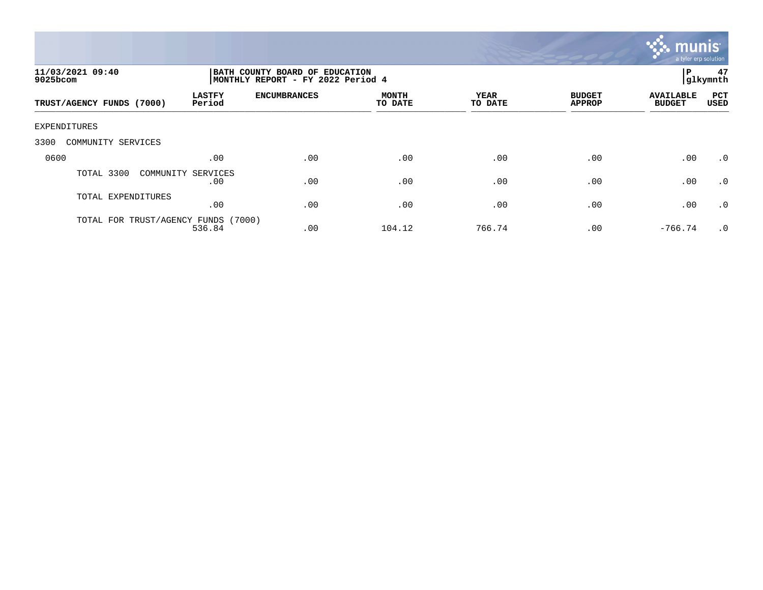11/03/2021 09:40
9025bcom

BATH COUNTY BOARD OF EDUCATION
MONTHLY REPORT - FY 2022 Period 4

P 47
glkymnth

| TRUST/AGENCY FUNDS (7000) | LASTFY Period | ENCUMBRANCES | MONTH TO DATE | YEAR TO DATE | BUDGET APPROP | AVAILABLE BUDGET | PCT USED |
|---|---|---|---|---|---|---|---|
| EXPENDITURES | | | | | | | |
| 3300 COMMUNITY SERVICES | | | | | | | |
| 0600 | .00 | .00 | .00 | .00 | .00 | .00 | .0 |
| TOTAL 3300 COMMUNITY SERVICES | .00 | .00 | .00 | .00 | .00 | .00 | .0 |
| TOTAL EXPENDITURES | .00 | .00 | .00 | .00 | .00 | .00 | .0 |
| TOTAL FOR TRUST/AGENCY FUNDS (7000) | 536.84 | .00 | 104.12 | 766.74 | .00 | -766.74 | .0 |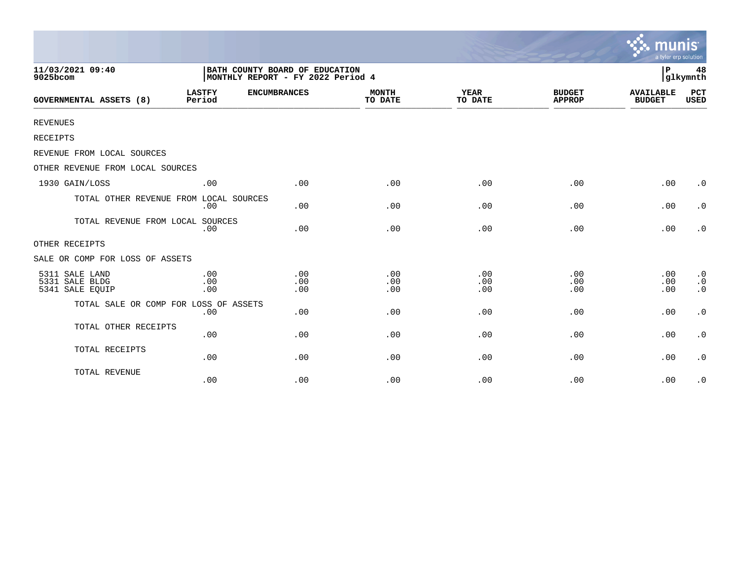**11/03/2021 09:40**
**9025bcom**

**BATH COUNTY BOARD OF EDUCATION**
**MONTHLY REPORT - FY 2022 Period 4**

**P 48**
**glkymnth**

| GOVERNMENTAL ASSETS (8) | LASTFY Period | ENCUMBRANCES | MONTH TO DATE | YEAR TO DATE | BUDGET APPROP | AVAILABLE BUDGET | PCT USED |
|---|---|---|---|---|---|---|---|
| REVENUES | | | | | | | |
| RECEIPTS | | | | | | | |
| REVENUE FROM LOCAL SOURCES | | | | | | | |
| OTHER REVENUE FROM LOCAL SOURCES | | | | | | | |
| 1930 GAIN/LOSS | .00 | .00 | .00 | .00 | .00 | .00 | .0 |
| TOTAL OTHER REVENUE FROM LOCAL SOURCES | .00 | .00 | .00 | .00 | .00 | .00 | .0 |
| TOTAL REVENUE FROM LOCAL SOURCES | .00 | .00 | .00 | .00 | .00 | .00 | .0 |
| OTHER RECEIPTS | | | | | | | |
| SALE OR COMP FOR LOSS OF ASSETS | | | | | | | |
| 5311 SALE LAND | .00 | .00 | .00 | .00 | .00 | .00 | .0 |
| 5331 SALE BLDG | .00 | .00 | .00 | .00 | .00 | .00 | .0 |
| 5341 SALE EQUIP | .00 | .00 | .00 | .00 | .00 | .00 | .0 |
| TOTAL SALE OR COMP FOR LOSS OF ASSETS | .00 | .00 | .00 | .00 | .00 | .00 | .0 |
| TOTAL OTHER RECEIPTS | .00 | .00 | .00 | .00 | .00 | .00 | .0 |
| TOTAL RECEIPTS | .00 | .00 | .00 | .00 | .00 | .00 | .0 |
| TOTAL REVENUE | .00 | .00 | .00 | .00 | .00 | .00 | .0 |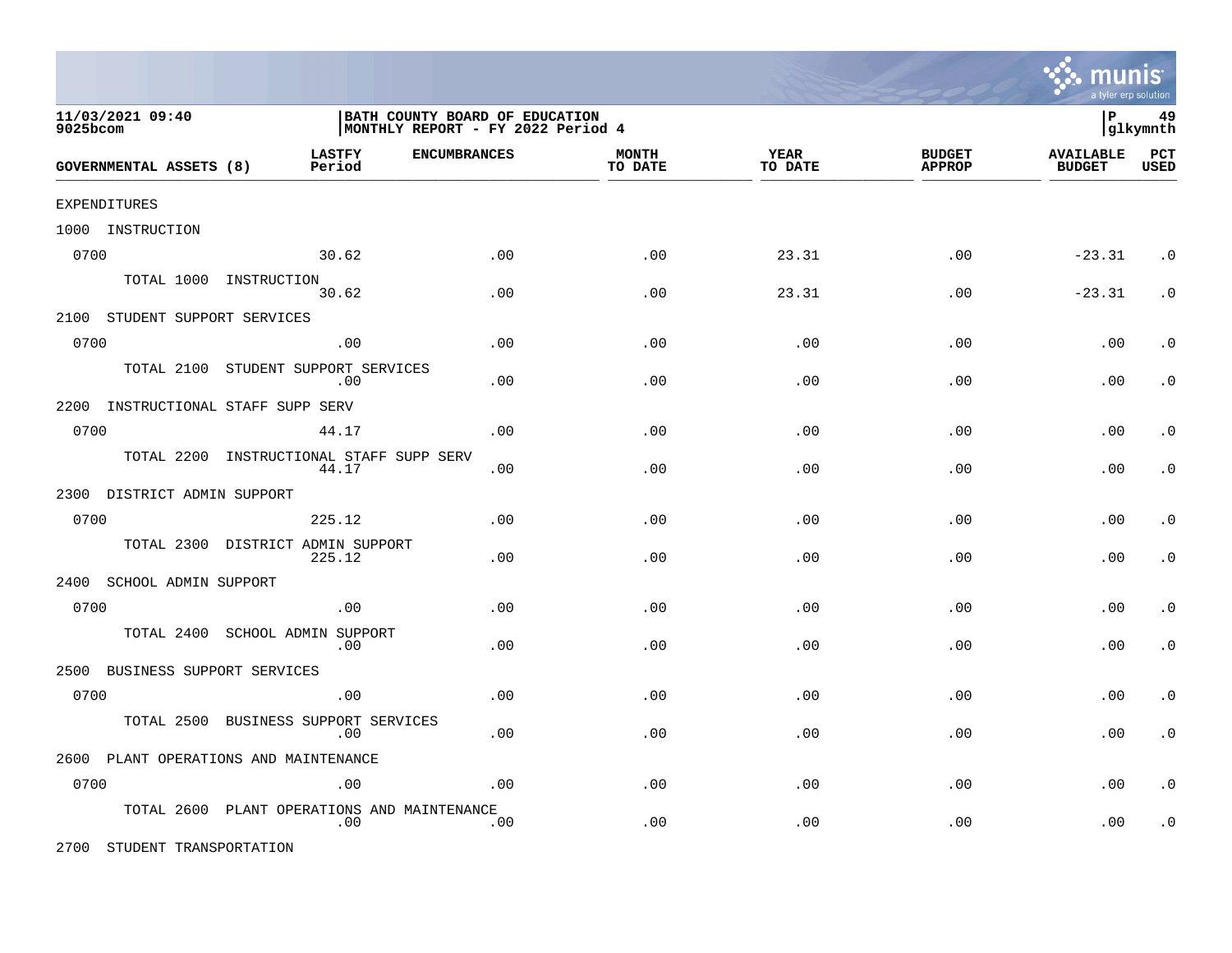BATH COUNTY BOARD OF EDUCATION
MONTHLY REPORT - FY 2022 Period 4

11/03/2021 09:40
9025bcom

| GOVERNMENTAL ASSETS (8) | LASTFY Period | ENCUMBRANCES | MONTH TO DATE | YEAR TO DATE | BUDGET APPROP | AVAILABLE BUDGET | PCT USED |
|---|---|---|---|---|---|---|---|
| EXPENDITURES | | | | | | | |
| 1000 INSTRUCTION | | | | | | | |
| 0700 | 30.62 | .00 | .00 | 23.31 | .00 | -23.31 | .0 |
| TOTAL 1000 INSTRUCTION | 30.62 | .00 | .00 | 23.31 | .00 | -23.31 | .0 |
| 2100 STUDENT SUPPORT SERVICES | | | | | | | |
| 0700 | .00 | .00 | .00 | .00 | .00 | .00 | .0 |
| TOTAL 2100 STUDENT SUPPORT SERVICES | .00 | .00 | .00 | .00 | .00 | .00 | .0 |
| 2200 INSTRUCTIONAL STAFF SUPP SERV | | | | | | | |
| 0700 | 44.17 | .00 | .00 | .00 | .00 | .00 | .0 |
| TOTAL 2200 INSTRUCTIONAL STAFF SUPP SERV | 44.17 | .00 | .00 | .00 | .00 | .00 | .0 |
| 2300 DISTRICT ADMIN SUPPORT | | | | | | | |
| 0700 | 225.12 | .00 | .00 | .00 | .00 | .00 | .0 |
| TOTAL 2300 DISTRICT ADMIN SUPPORT | 225.12 | .00 | .00 | .00 | .00 | .00 | .0 |
| 2400 SCHOOL ADMIN SUPPORT | | | | | | | |
| 0700 | .00 | .00 | .00 | .00 | .00 | .00 | .0 |
| TOTAL 2400 SCHOOL ADMIN SUPPORT | .00 | .00 | .00 | .00 | .00 | .00 | .0 |
| 2500 BUSINESS SUPPORT SERVICES | | | | | | | |
| 0700 | .00 | .00 | .00 | .00 | .00 | .00 | .0 |
| TOTAL 2500 BUSINESS SUPPORT SERVICES | .00 | .00 | .00 | .00 | .00 | .00 | .0 |
| 2600 PLANT OPERATIONS AND MAINTENANCE | | | | | | | |
| 0700 | .00 | .00 | .00 | .00 | .00 | .00 | .0 |
| TOTAL 2600 PLANT OPERATIONS AND MAINTENANCE | .00 | .00 | .00 | .00 | .00 | .00 | .0 |
| 2700 STUDENT TRANSPORTATION | | | | | | | |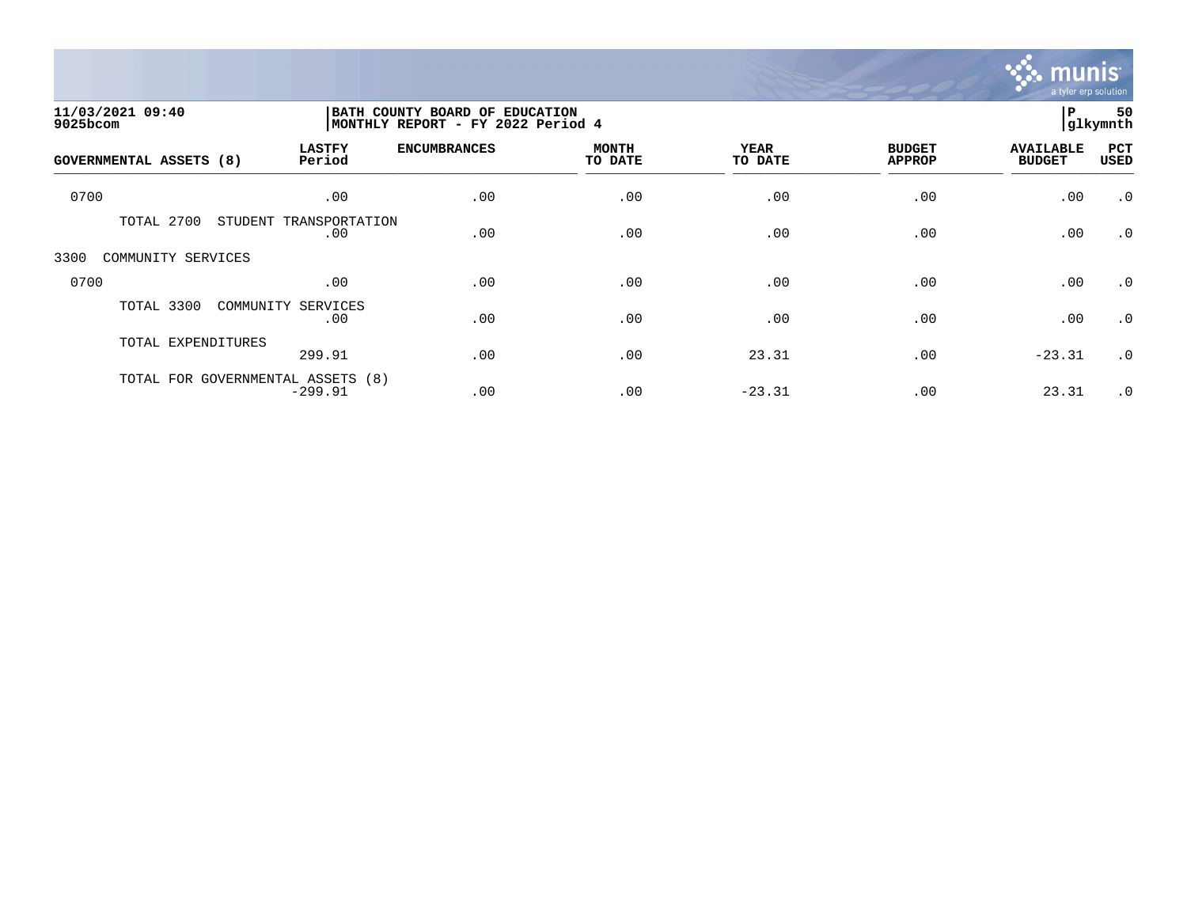11/03/2021 09:40 | BATH COUNTY BOARD OF EDUCATION | P 50
9025bcom | MONTHLY REPORT - FY 2022 Period 4 | glkymnth

| GOVERNMENTAL ASSETS (8) | LASTFY Period | ENCUMBRANCES | MONTH TO DATE | YEAR TO DATE | BUDGET APPROP | AVAILABLE BUDGET | PCT USED |
|---|---|---|---|---|---|---|---|
| 0700 | .00 | .00 | .00 | .00 | .00 | .00 | .0 |
| TOTAL 2700 STUDENT TRANSPORTATION | .00 | .00 | .00 | .00 | .00 | .00 | .0 |
| 3300 COMMUNITY SERVICES | | | | | | | |
| 0700 | .00 | .00 | .00 | .00 | .00 | .00 | .0 |
| TOTAL 3300 COMMUNITY SERVICES | .00 | .00 | .00 | .00 | .00 | .00 | .0 |
| TOTAL EXPENDITURES | 299.91 | .00 | .00 | 23.31 | .00 | -23.31 | .0 |
| TOTAL FOR GOVERNMENTAL ASSETS (8) | -299.91 | .00 | .00 | -23.31 | .00 | 23.31 | .0 |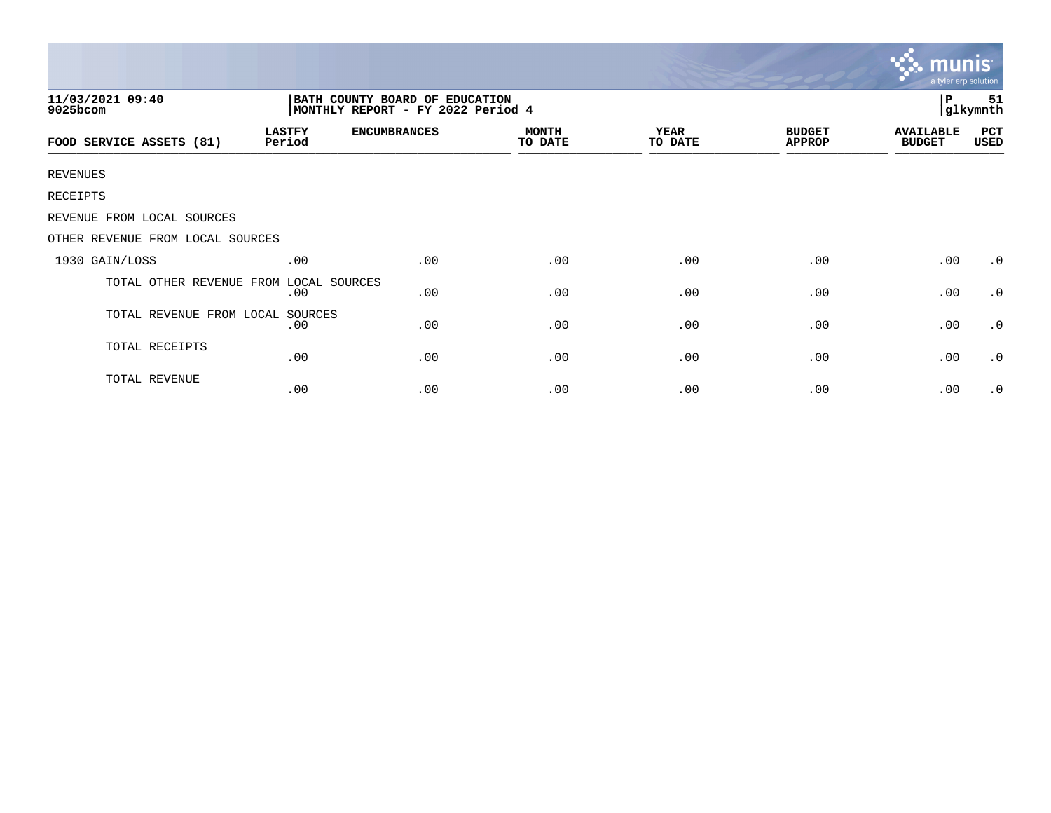11/03/2021 09:40
9025bcom

BATH COUNTY BOARD OF EDUCATION
MONTHLY REPORT - FY 2022 Period 4

P 51
glkymnth

| FOOD SERVICE ASSETS (81) | LASTFY Period | ENCUMBRANCES | MONTH TO DATE | YEAR TO DATE | BUDGET APPROP | AVAILABLE BUDGET | PCT USED |
|---|---|---|---|---|---|---|---|
| REVENUES | | | | | | | |
| RECEIPTS | | | | | | | |
| REVENUE FROM LOCAL SOURCES | | | | | | | |
| OTHER REVENUE FROM LOCAL SOURCES | | | | | | | |
| 1930 GAIN/LOSS | .00 | .00 | .00 | .00 | .00 | .00 | .0 |
| TOTAL OTHER REVENUE FROM LOCAL SOURCES | .00 | .00 | .00 | .00 | .00 | .00 | .0 |
| TOTAL REVENUE FROM LOCAL SOURCES | .00 | .00 | .00 | .00 | .00 | .00 | .0 |
| TOTAL RECEIPTS | .00 | .00 | .00 | .00 | .00 | .00 | .0 |
| TOTAL REVENUE | .00 | .00 | .00 | .00 | .00 | .00 | .0 |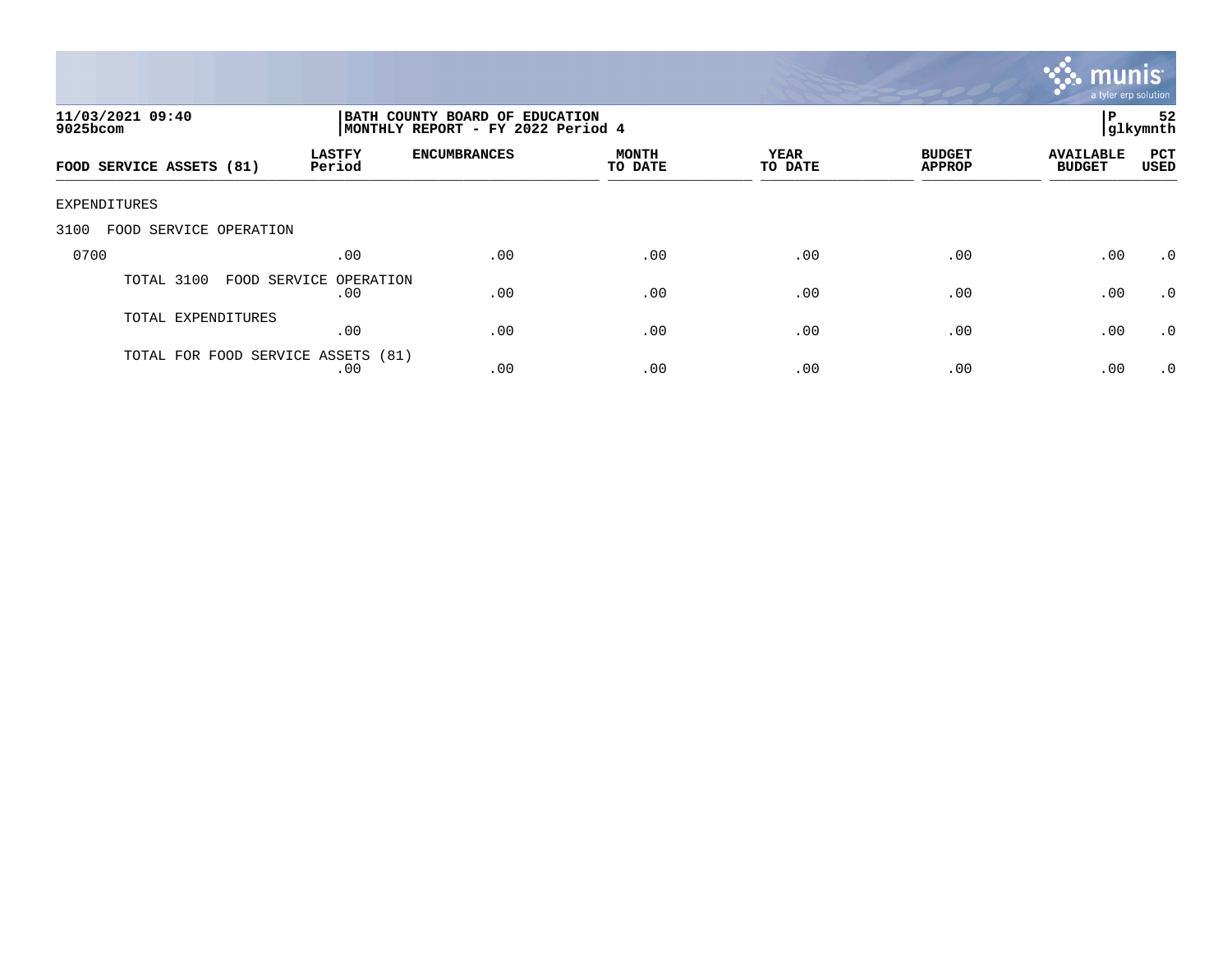**11/03/2021 09:40**
**9025bcom**

**BATH COUNTY BOARD OF EDUCATION**
**MONTHLY REPORT - FY 2022 Period 4**

**P 52**
**glkymnth**

| FOOD SERVICE ASSETS (81) | LASTFY Period | ENCUMBRANCES | MONTH TO DATE | YEAR TO DATE | BUDGET APPROP | AVAILABLE BUDGET | PCT USED |
|---|---|---|---|---|---|---|---|
| EXPENDITURES | | | | | | | |
| 3100 FOOD SERVICE OPERATION | | | | | | | |
| 0700 | .00 | .00 | .00 | .00 | .00 | .00 | .0 |
| TOTAL 3100 FOOD SERVICE OPERATION | .00 | .00 | .00 | .00 | .00 | .00 | .0 |
| TOTAL EXPENDITURES | .00 | .00 | .00 | .00 | .00 | .00 | .0 |
| TOTAL FOR FOOD SERVICE ASSETS (81) | .00 | .00 | .00 | .00 | .00 | .00 | .0 |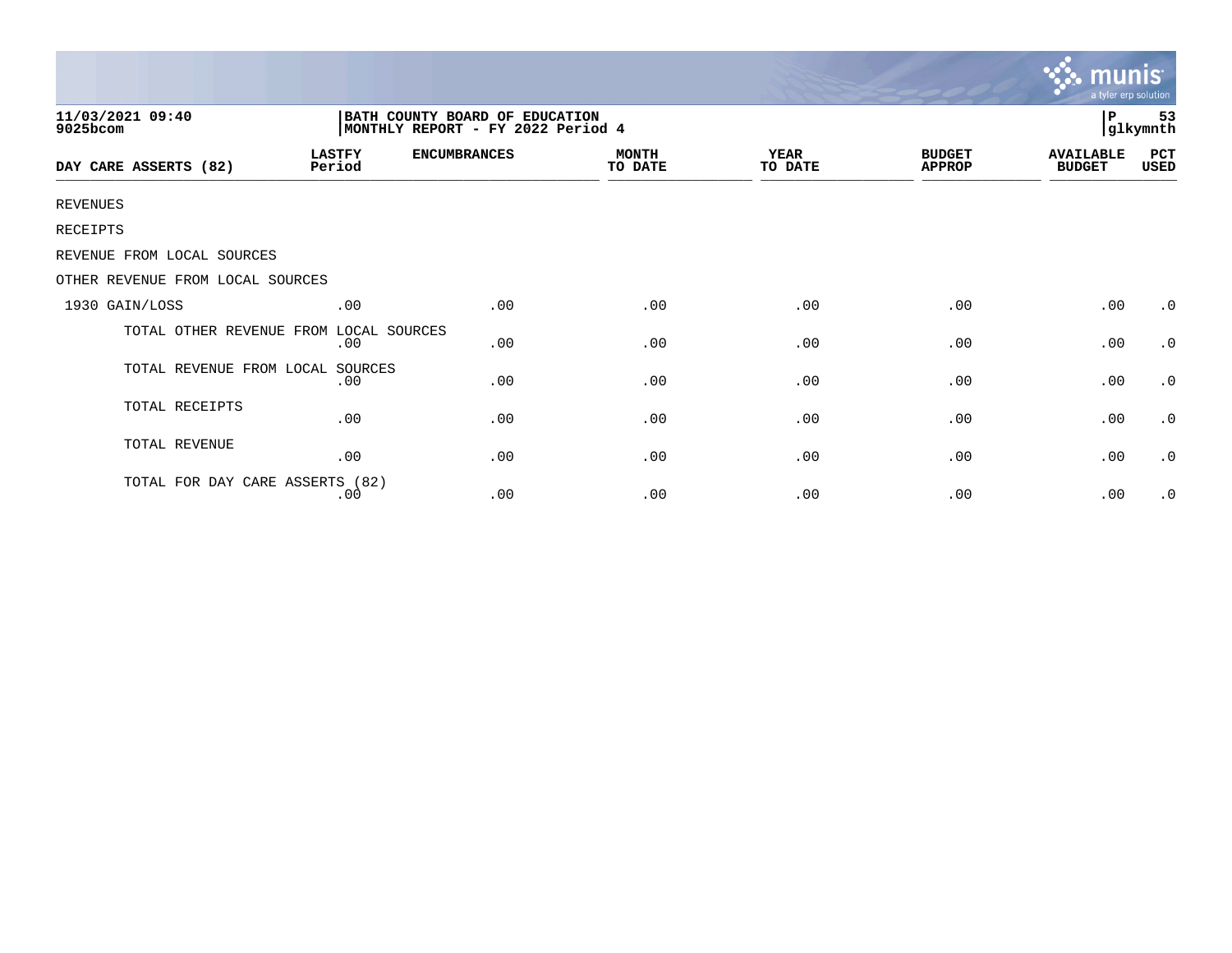**11/03/2021 09:40**
**9025bcom**

**BATH COUNTY BOARD OF EDUCATION**
**MONTHLY REPORT - FY 2022 Period 4**

**P 53**
**glkymnth**

| DAY CARE ASSERTS (82) | LASTFY Period | ENCUMBRANCES | MONTH TO DATE | YEAR TO DATE | BUDGET APPROP | AVAILABLE BUDGET | PCT USED |
|---|---|---|---|---|---|---|---|
| REVENUES | | | | | | | |
| RECEIPTS | | | | | | | |
| REVENUE FROM LOCAL SOURCES | | | | | | | |
| OTHER REVENUE FROM LOCAL SOURCES | | | | | | | |
| 1930 GAIN/LOSS | .00 | .00 | .00 | .00 | .00 | .00 | .0 |
| TOTAL OTHER REVENUE FROM LOCAL SOURCES | .00 | .00 | .00 | .00 | .00 | .00 | .0 |
| TOTAL REVENUE FROM LOCAL SOURCES | .00 | .00 | .00 | .00 | .00 | .00 | .0 |
| TOTAL RECEIPTS | .00 | .00 | .00 | .00 | .00 | .00 | .0 |
| TOTAL REVENUE | .00 | .00 | .00 | .00 | .00 | .00 | .0 |
| TOTAL FOR DAY CARE ASSERTS (82) | .00 | .00 | .00 | .00 | .00 | .00 | .0 |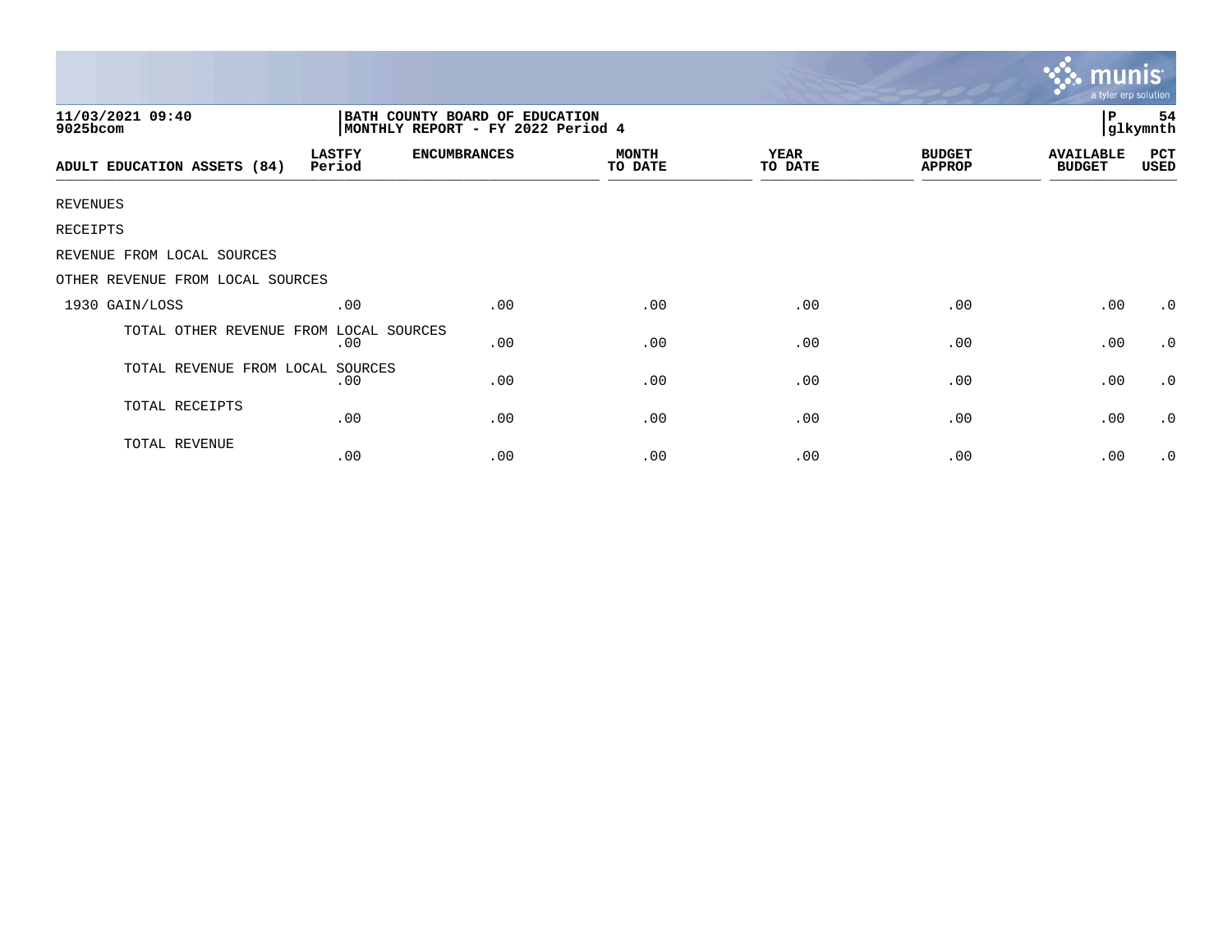11/03/2021 09:40
9025bcom

BATH COUNTY BOARD OF EDUCATION
MONTHLY REPORT - FY 2022 Period 4

P 54
glkymnth

| ADULT EDUCATION ASSETS (84) | LASTFY Period | ENCUMBRANCES | MONTH TO DATE | YEAR TO DATE | BUDGET APPROP | AVAILABLE BUDGET | PCT USED |
|---|---|---|---|---|---|---|---|
| REVENUES | | | | | | | |
| RECEIPTS | | | | | | | |
| REVENUE FROM LOCAL SOURCES | | | | | | | |
| OTHER REVENUE FROM LOCAL SOURCES | | | | | | | |
| 1930 GAIN/LOSS | .00 | .00 | .00 | .00 | .00 | .00 | .0 |
| TOTAL OTHER REVENUE FROM LOCAL SOURCES | .00 | .00 | .00 | .00 | .00 | .00 | .0 |
| TOTAL REVENUE FROM LOCAL SOURCES | .00 | .00 | .00 | .00 | .00 | .00 | .0 |
| TOTAL RECEIPTS | .00 | .00 | .00 | .00 | .00 | .00 | .0 |
| TOTAL REVENUE | .00 | .00 | .00 | .00 | .00 | .00 | .0 |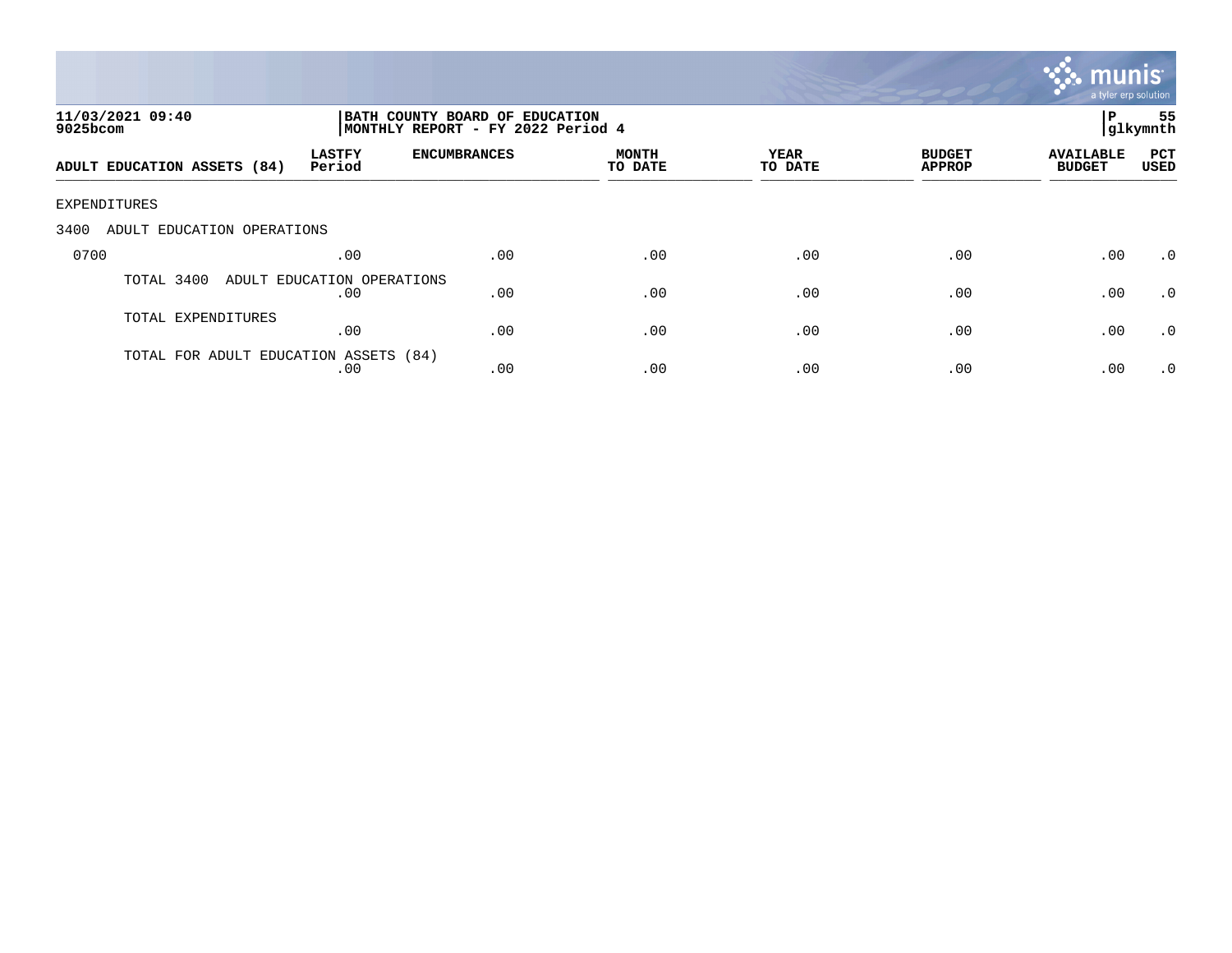11/03/2021 09:40
9025bcom

**BATH COUNTY BOARD OF EDUCATION**
**MONTHLY REPORT - FY 2022 Period 4**

P 55
glkymnth

| ADULT EDUCATION ASSETS (84) | LASTFY Period | ENCUMBRANCES | MONTH TO DATE | YEAR TO DATE | BUDGET APPROP | AVAILABLE BUDGET | PCT USED |
|---|---|---|---|---|---|---|---|
| EXPENDITURES | | | | | | | |
| 3400 ADULT EDUCATION OPERATIONS | | | | | | | |
| 0700 | .00 | .00 | .00 | .00 | .00 | .00 | .0 |
| TOTAL 3400 ADULT EDUCATION OPERATIONS | .00 | .00 | .00 | .00 | .00 | .00 | .0 |
| TOTAL EXPENDITURES | .00 | .00 | .00 | .00 | .00 | .00 | .0 |
| TOTAL FOR ADULT EDUCATION ASSETS (84) | .00 | .00 | .00 | .00 | .00 | .00 | .0 |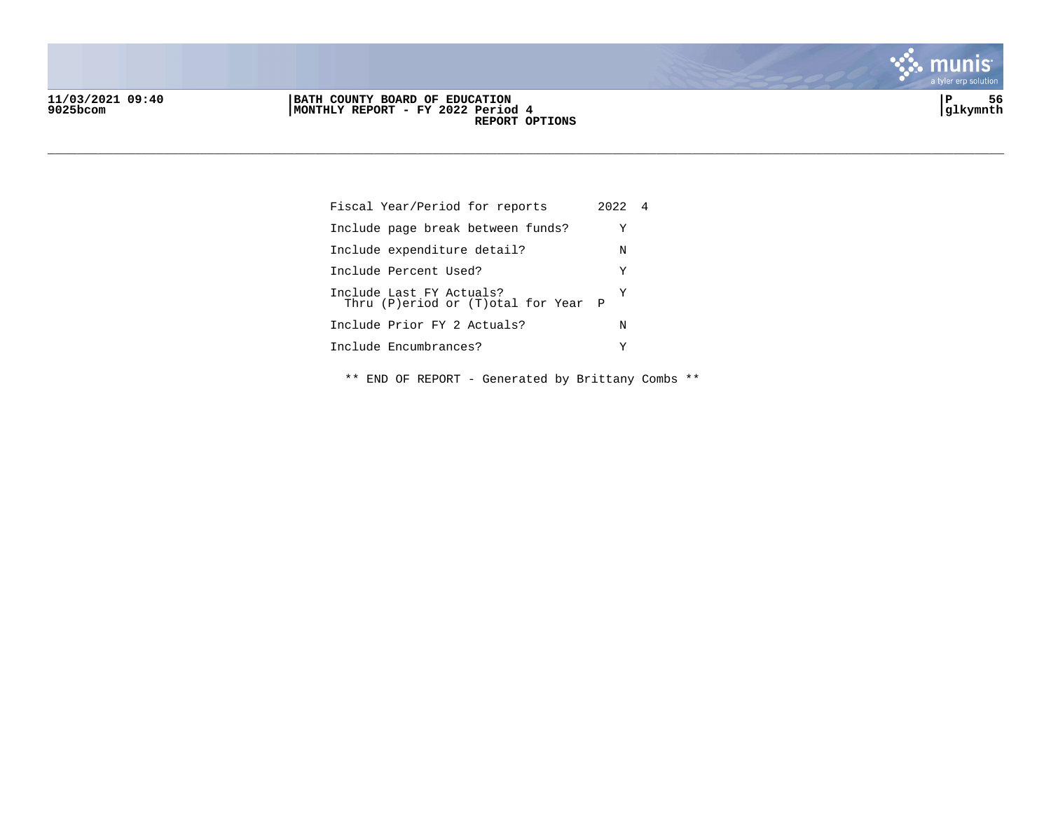# REPORT OPTIONS

| | |
|---|---|
| Fiscal Year/Period for reports | 2022 4 |
| Include page break between funds? | Y |
| Include expenditure detail? | N |
| Include Percent Used? | Y |
| Include Last FY Actuals? | Y |
| Thru (P)eriod or (T)otal for Year | P |
| Include Prior FY 2 Actuals? | N |
| Include Encumbrances? | Y |

** END OF REPORT - Generated by Brittany Combs **